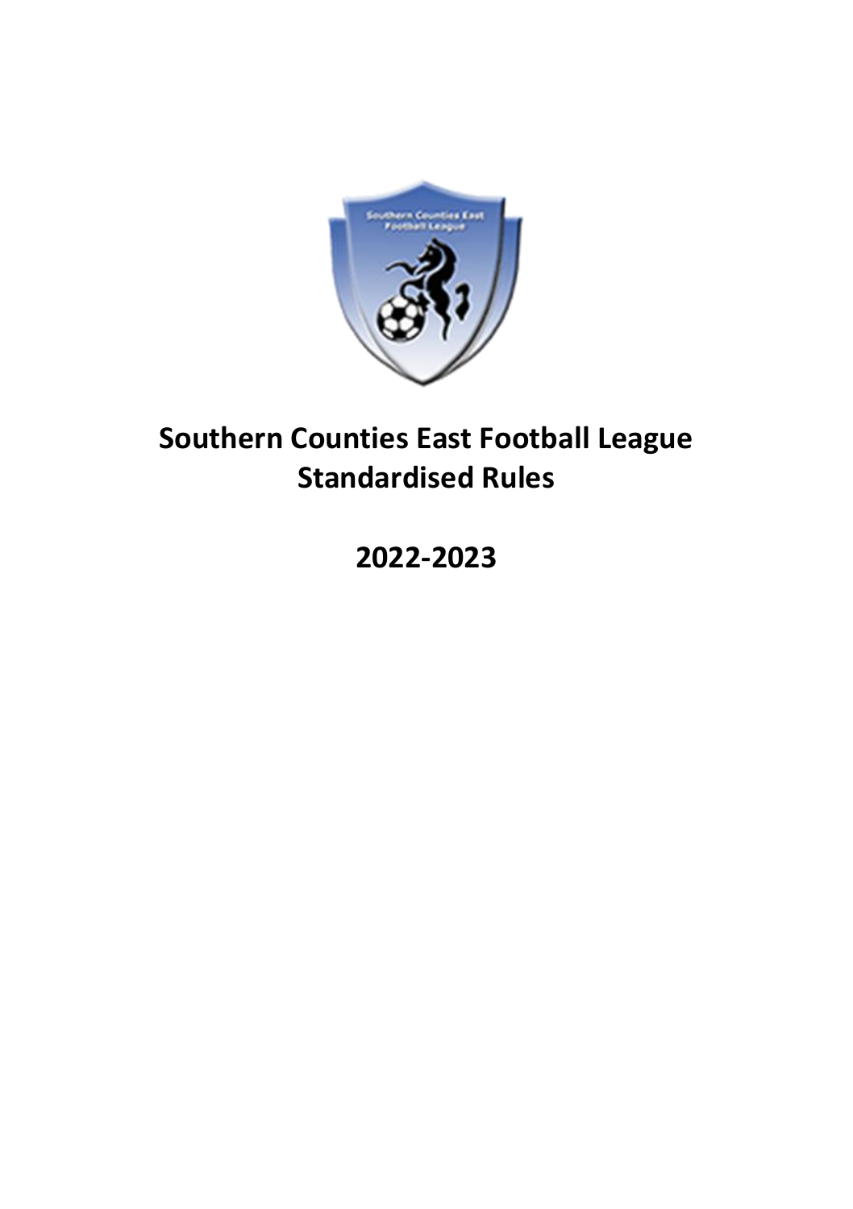# Southern Counties East Football League Standardised Rules

## 2022-2023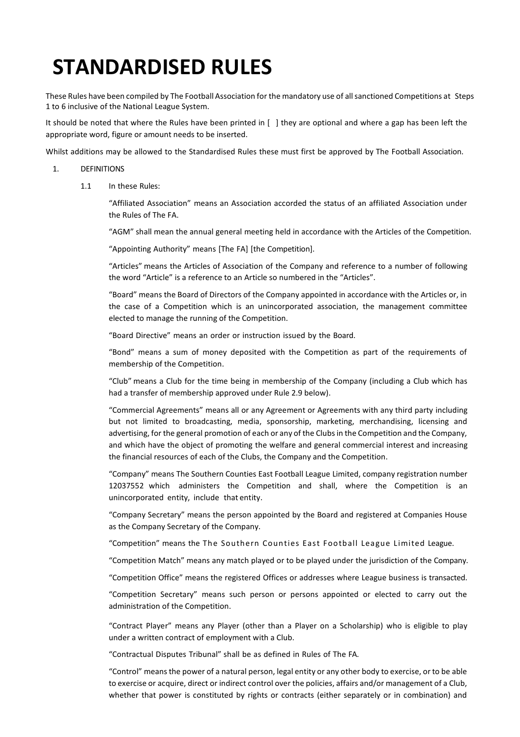# STANDARDISED RULES

These Rules have been compiled by The Football Association for the mandatory use of all sanctioned Competitions at Steps 1 to 6 inclusive of the National League System.

It should be noted that where the Rules have been printed in [ ] they are optional and where a gap has been left the appropriate word, figure or amount needs to be inserted.

Whilst additions may be allowed to the Standardised Rules these must first be approved by The Football Association.

1. DEFINITIONS

   1.1 In these Rules:

   "Affiliated Association" means an Association accorded the status of an affiliated Association under the Rules of The FA.

   "AGM" shall mean the annual general meeting held in accordance with the Articles of the Competition.

   "Appointing Authority" means [The FA] [the Competition].

   "Articles" means the Articles of Association of the Company and reference to a number of following the word "Article" is a reference to an Article so numbered in the "Articles".

   "Board" means the Board of Directors of the Company appointed in accordance with the Articles or, in the case of a Competition which is an unincorporated association, the management committee elected to manage the running of the Competition.

   "Board Directive" means an order or instruction issued by the Board.

   "Bond" means a sum of money deposited with the Competition as part of the requirements of membership of the Competition.

   "Club" means a Club for the time being in membership of the Company (including a Club which has had a transfer of membership approved under Rule 2.9 below).

   "Commercial Agreements" means all or any Agreement or Agreements with any third party including but not limited to broadcasting, media, sponsorship, marketing, merchandising, licensing and advertising, for the general promotion of each or any of the Clubs in the Competition and the Company, and which have the object of promoting the welfare and general commercial interest and increasing the financial resources of each of the Clubs, the Company and the Competition.

   "Company" means The Southern Counties East Football League Limited, company registration number 12037552 which administers the Competition and shall, where the Competition is an unincorporated entity, include that entity.

   "Company Secretary" means the person appointed by the Board and registered at Companies House as the Company Secretary of the Company.

   "Competition" means the The Southern Counties East Football League Limited League.

   "Competition Match" means any match played or to be played under the jurisdiction of the Company.

   "Competition Office" means the registered Offices or addresses where League business is transacted.

   "Competition Secretary" means such person or persons appointed or elected to carry out the administration of the Competition.

   "Contract Player" means any Player (other than a Player on a Scholarship) who is eligible to play under a written contract of employment with a Club.

   "Contractual Disputes Tribunal" shall be as defined in Rules of The FA.

   "Control" means the power of a natural person, legal entity or any other body to exercise, or to be able to exercise or acquire, direct or indirect control over the policies, affairs and/or management of a Club, whether that power is constituted by rights or contracts (either separately or in combination) and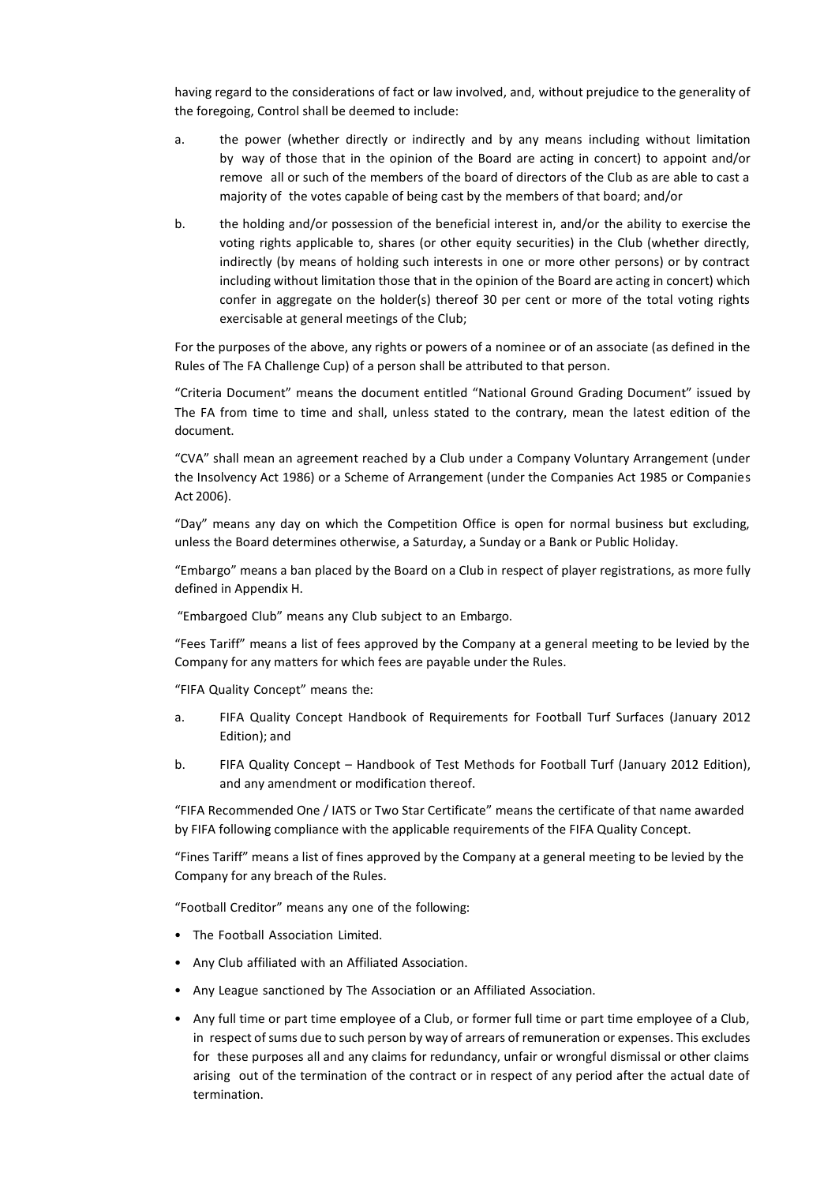having regard to the considerations of fact or law involved, and, without prejudice to the generality of the foregoing, Control shall be deemed to include:

a. the power (whether directly or indirectly and by any means including without limitation by way of those that in the opinion of the Board are acting in concert) to appoint and/or remove all or such of the members of the board of directors of the Club as are able to cast a majority of the votes capable of being cast by the members of that board; and/or

b. the holding and/or possession of the beneficial interest in, and/or the ability to exercise the voting rights applicable to, shares (or other equity securities) in the Club (whether directly, indirectly (by means of holding such interests in one or more other persons) or by contract including without limitation those that in the opinion of the Board are acting in concert) which confer in aggregate on the holder(s) thereof 30 per cent or more of the total voting rights exercisable at general meetings of the Club;

For the purposes of the above, any rights or powers of a nominee or of an associate (as defined in the Rules of The FA Challenge Cup) of a person shall be attributed to that person.

"Criteria Document" means the document entitled "National Ground Grading Document" issued by The FA from time to time and shall, unless stated to the contrary, mean the latest edition of the document.

"CVA" shall mean an agreement reached by a Club under a Company Voluntary Arrangement (under the Insolvency Act 1986) or a Scheme of Arrangement (under the Companies Act 1985 or Companies Act 2006).

"Day" means any day on which the Competition Office is open for normal business but excluding, unless the Board determines otherwise, a Saturday, a Sunday or a Bank or Public Holiday.

"Embargo" means a ban placed by the Board on a Club in respect of player registrations, as more fully defined in Appendix H.

"Embargoed Club" means any Club subject to an Embargo.

"Fees Tariff" means a list of fees approved by the Company at a general meeting to be levied by the Company for any matters for which fees are payable under the Rules.

"FIFA Quality Concept" means the:

a. FIFA Quality Concept Handbook of Requirements for Football Turf Surfaces (January 2012 Edition); and

b. FIFA Quality Concept – Handbook of Test Methods for Football Turf (January 2012 Edition), and any amendment or modification thereof.

"FIFA Recommended One / IATS or Two Star Certificate" means the certificate of that name awarded by FIFA following compliance with the applicable requirements of the FIFA Quality Concept.

"Fines Tariff" means a list of fines approved by the Company at a general meeting to be levied by the Company for any breach of the Rules.

"Football Creditor" means any one of the following:

- The Football Association Limited.
- Any Club affiliated with an Affiliated Association.
- Any League sanctioned by The Association or an Affiliated Association.
- Any full time or part time employee of a Club, or former full time or part time employee of a Club, in respect of sums due to such person by way of arrears of remuneration or expenses. This excludes for these purposes all and any claims for redundancy, unfair or wrongful dismissal or other claims arising out of the termination of the contract or in respect of any period after the actual date of termination.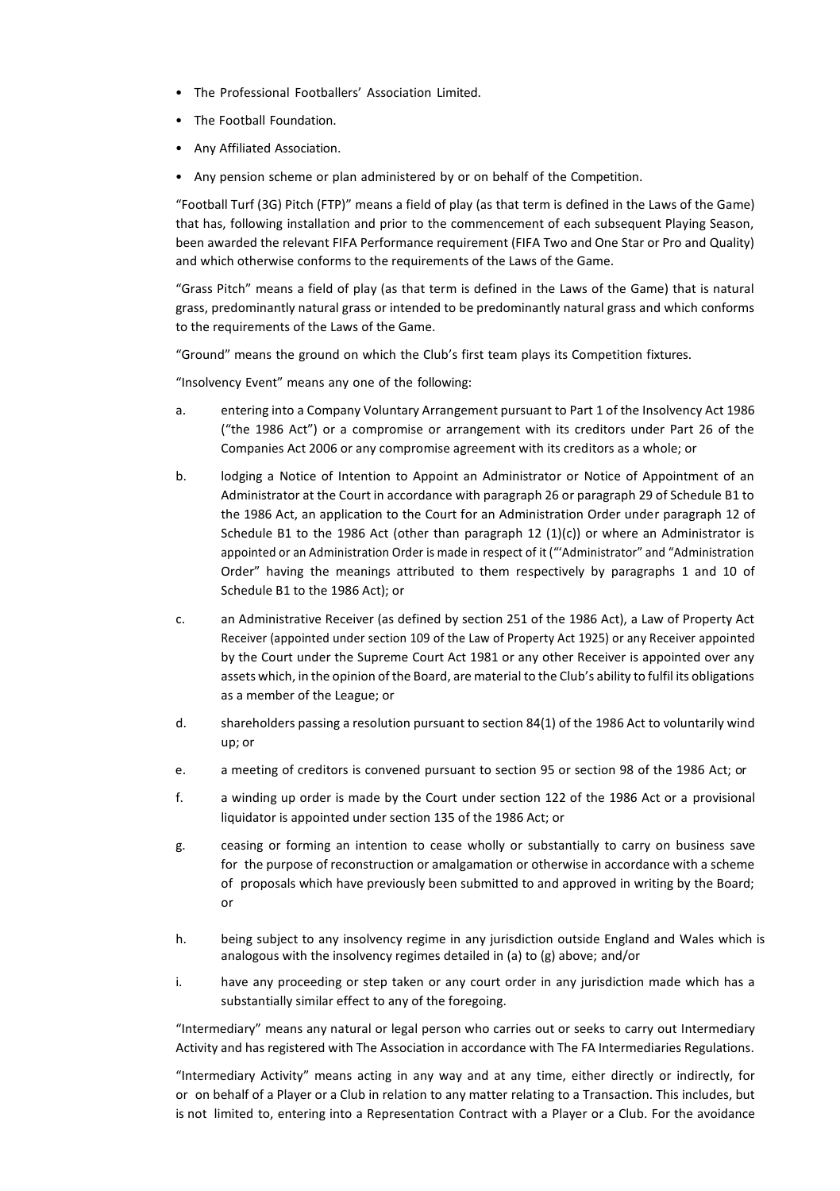- The Professional Footballers' Association Limited.
- The Football Foundation.
- Any Affiliated Association.
- Any pension scheme or plan administered by or on behalf of the Competition.

"Football Turf (3G) Pitch (FTP)" means a field of play (as that term is defined in the Laws of the Game) that has, following installation and prior to the commencement of each subsequent Playing Season, been awarded the relevant FIFA Performance requirement (FIFA Two and One Star or Pro and Quality) and which otherwise conforms to the requirements of the Laws of the Game.

"Grass Pitch" means a field of play (as that term is defined in the Laws of the Game) that is natural grass, predominantly natural grass or intended to be predominantly natural grass and which conforms to the requirements of the Laws of the Game.

"Ground" means the ground on which the Club's first team plays its Competition fixtures.

"Insolvency Event" means any one of the following:

a. entering into a Company Voluntary Arrangement pursuant to Part 1 of the Insolvency Act 1986 ("the 1986 Act") or a compromise or arrangement with its creditors under Part 26 of the Companies Act 2006 or any compromise agreement with its creditors as a whole; or

b. lodging a Notice of Intention to Appoint an Administrator or Notice of Appointment of an Administrator at the Court in accordance with paragraph 26 or paragraph 29 of Schedule B1 to the 1986 Act, an application to the Court for an Administration Order under paragraph 12 of Schedule B1 to the 1986 Act (other than paragraph 12 (1)(c)) or where an Administrator is appointed or an Administration Order is made in respect of it ("'Administrator" and "Administration Order" having the meanings attributed to them respectively by paragraphs 1 and 10 of Schedule B1 to the 1986 Act); or

c. an Administrative Receiver (as defined by section 251 of the 1986 Act), a Law of Property Act Receiver (appointed under section 109 of the Law of Property Act 1925) or any Receiver appointed by the Court under the Supreme Court Act 1981 or any other Receiver is appointed over any assets which, in the opinion of the Board, are material to the Club's ability to fulfil its obligations as a member of the League; or

d. shareholders passing a resolution pursuant to section 84(1) of the 1986 Act to voluntarily wind up; or

e. a meeting of creditors is convened pursuant to section 95 or section 98 of the 1986 Act; or

f. a winding up order is made by the Court under section 122 of the 1986 Act or a provisional liquidator is appointed under section 135 of the 1986 Act; or

g. ceasing or forming an intention to cease wholly or substantially to carry on business save for the purpose of reconstruction or amalgamation or otherwise in accordance with a scheme of proposals which have previously been submitted to and approved in writing by the Board; or

h. being subject to any insolvency regime in any jurisdiction outside England and Wales which is analogous with the insolvency regimes detailed in (a) to (g) above; and/or

i. have any proceeding or step taken or any court order in any jurisdiction made which has a substantially similar effect to any of the foregoing.

"Intermediary" means any natural or legal person who carries out or seeks to carry out Intermediary Activity and has registered with The Association in accordance with The FA Intermediaries Regulations.

"Intermediary Activity" means acting in any way and at any time, either directly or indirectly, for or on behalf of a Player or a Club in relation to any matter relating to a Transaction. This includes, but is not limited to, entering into a Representation Contract with a Player or a Club. For the avoidance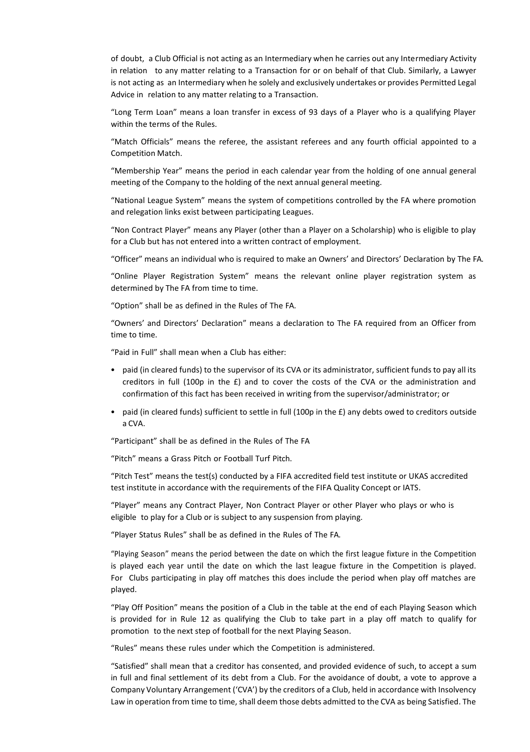of doubt, a Club Official is not acting as an Intermediary when he carries out any Intermediary Activity in relation to any matter relating to a Transaction for or on behalf of that Club. Similarly, a Lawyer is not acting as an Intermediary when he solely and exclusively undertakes or provides Permitted Legal Advice in relation to any matter relating to a Transaction.

"Long Term Loan" means a loan transfer in excess of 93 days of a Player who is a qualifying Player within the terms of the Rules.

"Match Officials" means the referee, the assistant referees and any fourth official appointed to a Competition Match.

"Membership Year" means the period in each calendar year from the holding of one annual general meeting of the Company to the holding of the next annual general meeting.

"National League System" means the system of competitions controlled by the FA where promotion and relegation links exist between participating Leagues.

"Non Contract Player" means any Player (other than a Player on a Scholarship) who is eligible to play for a Club but has not entered into a written contract of employment.

"Officer" means an individual who is required to make an Owners' and Directors' Declaration by The FA.

"Online Player Registration System" means the relevant online player registration system as determined by The FA from time to time.

"Option" shall be as defined in the Rules of The FA.

"Owners' and Directors' Declaration" means a declaration to The FA required from an Officer from time to time.

"Paid in Full" shall mean when a Club has either:

- paid (in cleared funds) to the supervisor of its CVA or its administrator, sufficient funds to pay all its creditors in full (100p in the £) and to cover the costs of the CVA or the administration and confirmation of this fact has been received in writing from the supervisor/administrator; or
- paid (in cleared funds) sufficient to settle in full (100p in the £) any debts owed to creditors outside a CVA.

"Participant" shall be as defined in the Rules of The FA

"Pitch" means a Grass Pitch or Football Turf Pitch.

"Pitch Test" means the test(s) conducted by a FIFA accredited field test institute or UKAS accredited test institute in accordance with the requirements of the FIFA Quality Concept or IATS.

"Player" means any Contract Player, Non Contract Player or other Player who plays or who is eligible to play for a Club or is subject to any suspension from playing.

"Player Status Rules" shall be as defined in the Rules of The FA.

"Playing Season" means the period between the date on which the first league fixture in the Competition is played each year until the date on which the last league fixture in the Competition is played. For Clubs participating in play off matches this does include the period when play off matches are played.

"Play Off Position" means the position of a Club in the table at the end of each Playing Season which is provided for in Rule 12 as qualifying the Club to take part in a play off match to qualify for promotion to the next step of football for the next Playing Season.

"Rules" means these rules under which the Competition is administered.

"Satisfied" shall mean that a creditor has consented, and provided evidence of such, to accept a sum in full and final settlement of its debt from a Club. For the avoidance of doubt, a vote to approve a Company Voluntary Arrangement ('CVA') by the creditors of a Club, held in accordance with Insolvency Law in operation from time to time, shall deem those debts admitted to the CVA as being Satisfied. The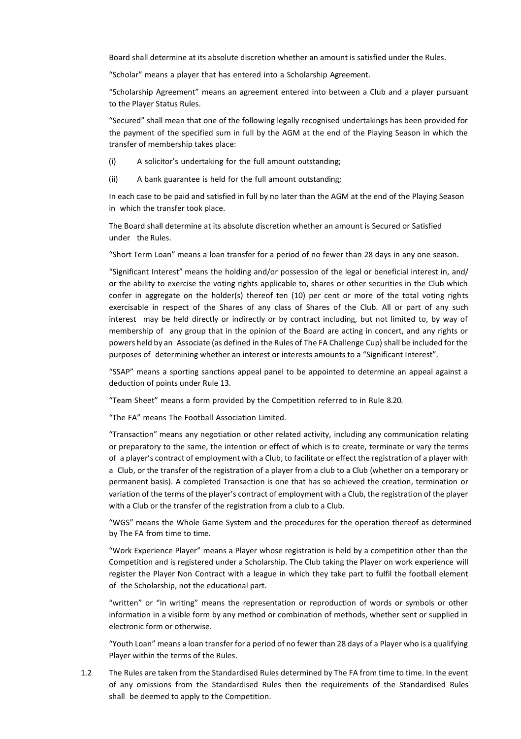Board shall determine at its absolute discretion whether an amount is satisfied under the Rules.

"Scholar" means a player that has entered into a Scholarship Agreement.

"Scholarship Agreement" means an agreement entered into between a Club and a player pursuant to the Player Status Rules.

"Secured" shall mean that one of the following legally recognised undertakings has been provided for the payment of the specified sum in full by the AGM at the end of the Playing Season in which the transfer of membership takes place:

(i) A solicitor's undertaking for the full amount outstanding;

(ii) A bank guarantee is held for the full amount outstanding;

In each case to be paid and satisfied in full by no later than the AGM at the end of the Playing Season in which the transfer took place.

The Board shall determine at its absolute discretion whether an amount is Secured or Satisfied under the Rules.

"Short Term Loan" means a loan transfer for a period of no fewer than 28 days in any one season.

"Significant Interest" means the holding and/or possession of the legal or beneficial interest in, and/ or the ability to exercise the voting rights applicable to, shares or other securities in the Club which confer in aggregate on the holder(s) thereof ten (10) per cent or more of the total voting rights exercisable in respect of the Shares of any class of Shares of the Club. All or part of any such interest may be held directly or indirectly or by contract including, but not limited to, by way of membership of any group that in the opinion of the Board are acting in concert, and any rights or powers held by an Associate (as defined in the Rules of The FA Challenge Cup) shall be included for the purposes of determining whether an interest or interests amounts to a "Significant Interest".

"SSAP" means a sporting sanctions appeal panel to be appointed to determine an appeal against a deduction of points under Rule 13.

"Team Sheet" means a form provided by the Competition referred to in Rule 8.20.

"The FA" means The Football Association Limited.

"Transaction" means any negotiation or other related activity, including any communication relating or preparatory to the same, the intention or effect of which is to create, terminate or vary the terms of a player's contract of employment with a Club, to facilitate or effect the registration of a player with a Club, or the transfer of the registration of a player from a club to a Club (whether on a temporary or permanent basis). A completed Transaction is one that has so achieved the creation, termination or variation of the terms of the player's contract of employment with a Club, the registration of the player with a Club or the transfer of the registration from a club to a Club.

"WGS" means the Whole Game System and the procedures for the operation thereof as determined by The FA from time to time.

"Work Experience Player" means a Player whose registration is held by a competition other than the Competition and is registered under a Scholarship. The Club taking the Player on work experience will register the Player Non Contract with a league in which they take part to fulfil the football element of the Scholarship, not the educational part.

"written" or "in writing" means the representation or reproduction of words or symbols or other information in a visible form by any method or combination of methods, whether sent or supplied in electronic form or otherwise.

"Youth Loan" means a loan transfer for a period of no fewer than 28 days of a Player who is a qualifying Player within the terms of the Rules.

1.2 The Rules are taken from the Standardised Rules determined by The FA from time to time. In the event of any omissions from the Standardised Rules then the requirements of the Standardised Rules shall be deemed to apply to the Competition.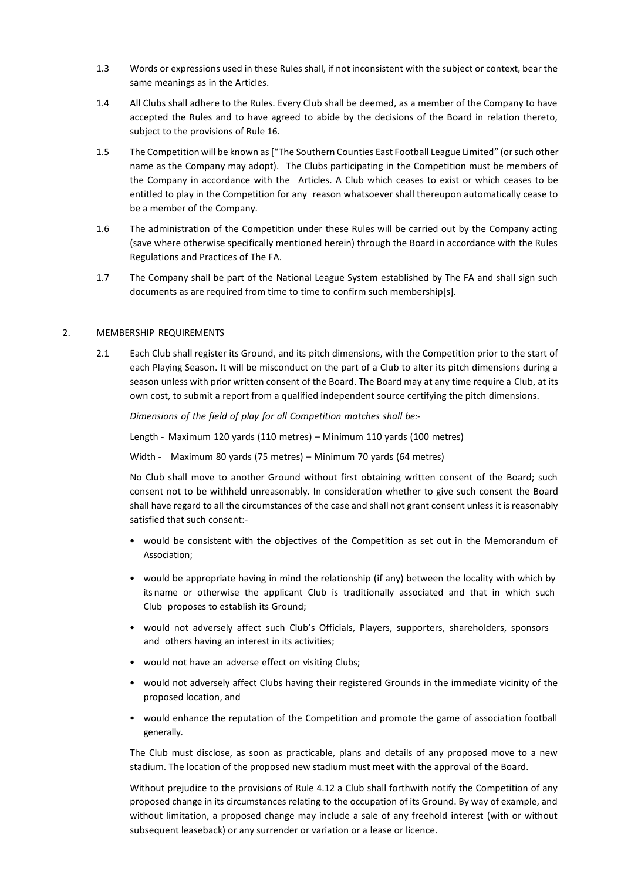1.3 Words or expressions used in these Rules shall, if not inconsistent with the subject or context, bear the same meanings as in the Articles.

1.4 All Clubs shall adhere to the Rules. Every Club shall be deemed, as a member of the Company to have accepted the Rules and to have agreed to abide by the decisions of the Board in relation thereto, subject to the provisions of Rule 16.

1.5 The Competition will be known as ["The Southern Counties East Football League Limited" (or such other name as the Company may adopt). The Clubs participating in the Competition must be members of the Company in accordance with the Articles. A Club which ceases to exist or which ceases to be entitled to play in the Competition for any reason whatsoever shall thereupon automatically cease to be a member of the Company.

1.6 The administration of the Competition under these Rules will be carried out by the Company acting (save where otherwise specifically mentioned herein) through the Board in accordance with the Rules Regulations and Practices of The FA.

1.7 The Company shall be part of the National League System established by The FA and shall sign such documents as are required from time to time to confirm such membership[s].

## 2. MEMBERSHIP REQUIREMENTS

2.1 Each Club shall register its Ground, and its pitch dimensions, with the Competition prior to the start of each Playing Season. It will be misconduct on the part of a Club to alter its pitch dimensions during a season unless with prior written consent of the Board. The Board may at any time require a Club, at its own cost, to submit a report from a qualified independent source certifying the pitch dimensions.

*Dimensions of the field of play for all Competition matches shall be:-*

Length - Maximum 120 yards (110 metres) – Minimum 110 yards (100 metres)

Width - Maximum 80 yards (75 metres) – Minimum 70 yards (64 metres)

No Club shall move to another Ground without first obtaining written consent of the Board; such consent not to be withheld unreasonably. In consideration whether to give such consent the Board shall have regard to all the circumstances of the case and shall not grant consent unless it is reasonably satisfied that such consent:-

- would be consistent with the objectives of the Competition as set out in the Memorandum of Association;
- would be appropriate having in mind the relationship (if any) between the locality with which by its name or otherwise the applicant Club is traditionally associated and that in which such Club proposes to establish its Ground;
- would not adversely affect such Club's Officials, Players, supporters, shareholders, sponsors and others having an interest in its activities;
- would not have an adverse effect on visiting Clubs;
- would not adversely affect Clubs having their registered Grounds in the immediate vicinity of the proposed location, and
- would enhance the reputation of the Competition and promote the game of association football generally.

The Club must disclose, as soon as practicable, plans and details of any proposed move to a new stadium. The location of the proposed new stadium must meet with the approval of the Board.

Without prejudice to the provisions of Rule 4.12 a Club shall forthwith notify the Competition of any proposed change in its circumstances relating to the occupation of its Ground. By way of example, and without limitation, a proposed change may include a sale of any freehold interest (with or without subsequent leaseback) or any surrender or variation or a lease or licence.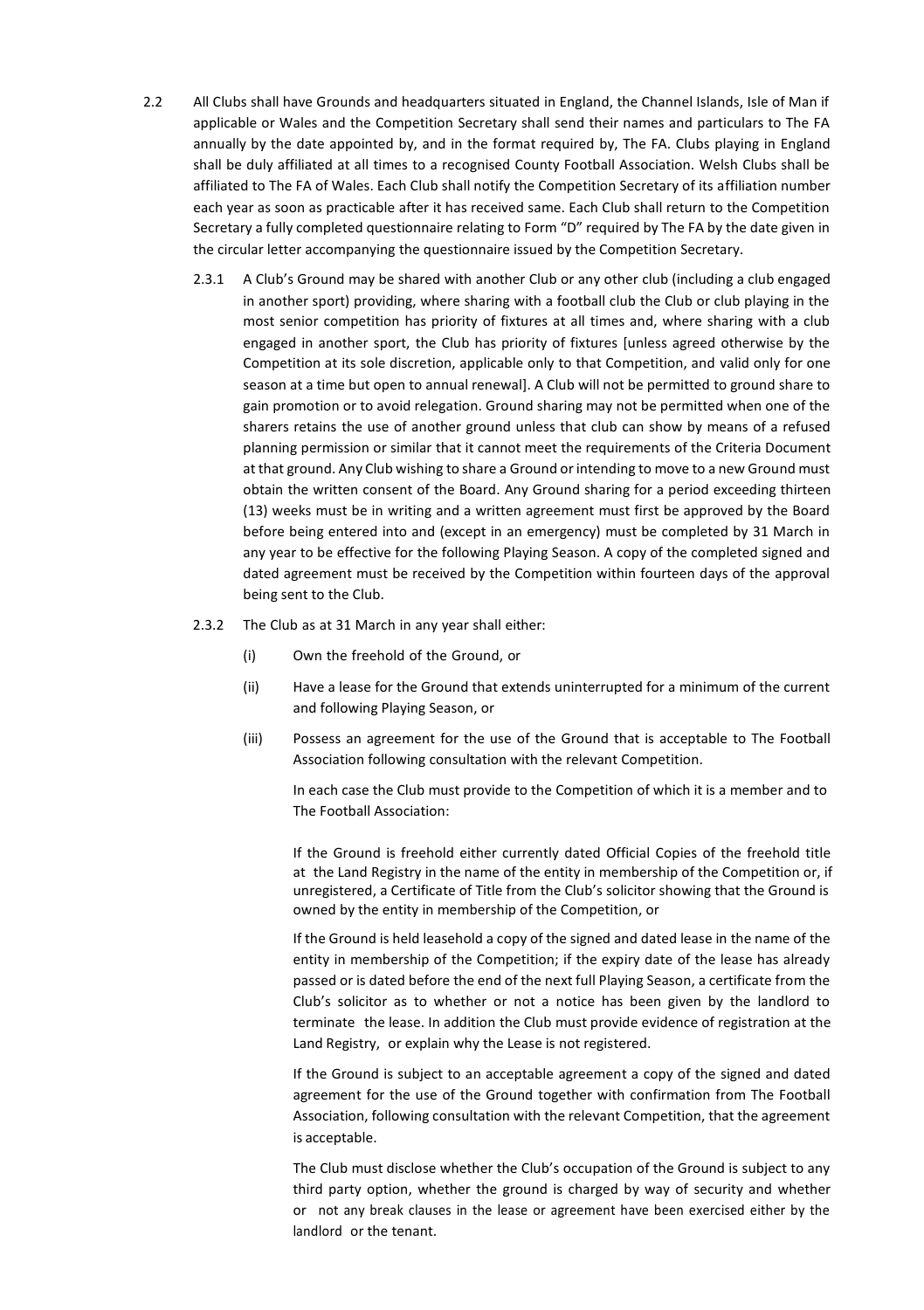2.2 All Clubs shall have Grounds and headquarters situated in England, the Channel Islands, Isle of Man if applicable or Wales and the Competition Secretary shall send their names and particulars to The FA annually by the date appointed by, and in the format required by, The FA. Clubs playing in England shall be duly affiliated at all times to a recognised County Football Association. Welsh Clubs shall be affiliated to The FA of Wales. Each Club shall notify the Competition Secretary of its affiliation number each year as soon as practicable after it has received same. Each Club shall return to the Competition Secretary a fully completed questionnaire relating to Form "D" required by The FA by the date given in the circular letter accompanying the questionnaire issued by the Competition Secretary.

2.3.1 A Club's Ground may be shared with another Club or any other club (including a club engaged in another sport) providing, where sharing with a football club the Club or club playing in the most senior competition has priority of fixtures at all times and, where sharing with a club engaged in another sport, the Club has priority of fixtures [unless agreed otherwise by the Competition at its sole discretion, applicable only to that Competition, and valid only for one season at a time but open to annual renewal]. A Club will not be permitted to ground share to gain promotion or to avoid relegation. Ground sharing may not be permitted when one of the sharers retains the use of another ground unless that club can show by means of a refused planning permission or similar that it cannot meet the requirements of the Criteria Document at that ground. Any Club wishing to share a Ground or intending to move to a new Ground must obtain the written consent of the Board. Any Ground sharing for a period exceeding thirteen (13) weeks must be in writing and a written agreement must first be approved by the Board before being entered into and (except in an emergency) must be completed by 31 March in any year to be effective for the following Playing Season. A copy of the completed signed and dated agreement must be received by the Competition within fourteen days of the approval being sent to the Club.

2.3.2 The Club as at 31 March in any year shall either:

(i) Own the freehold of the Ground, or

(ii) Have a lease for the Ground that extends uninterrupted for a minimum of the current and following Playing Season, or

(iii) Possess an agreement for the use of the Ground that is acceptable to The Football Association following consultation with the relevant Competition.

In each case the Club must provide to the Competition of which it is a member and to The Football Association:

If the Ground is freehold either currently dated Official Copies of the freehold title at the Land Registry in the name of the entity in membership of the Competition or, if unregistered, a Certificate of Title from the Club's solicitor showing that the Ground is owned by the entity in membership of the Competition, or

If the Ground is held leasehold a copy of the signed and dated lease in the name of the entity in membership of the Competition; if the expiry date of the lease has already passed or is dated before the end of the next full Playing Season, a certificate from the Club's solicitor as to whether or not a notice has been given by the landlord to terminate the lease. In addition the Club must provide evidence of registration at the Land Registry, or explain why the Lease is not registered.

If the Ground is subject to an acceptable agreement a copy of the signed and dated agreement for the use of the Ground together with confirmation from The Football Association, following consultation with the relevant Competition, that the agreement is acceptable.

The Club must disclose whether the Club's occupation of the Ground is subject to any third party option, whether the ground is charged by way of security and whether or not any break clauses in the lease or agreement have been exercised either by the landlord or the tenant.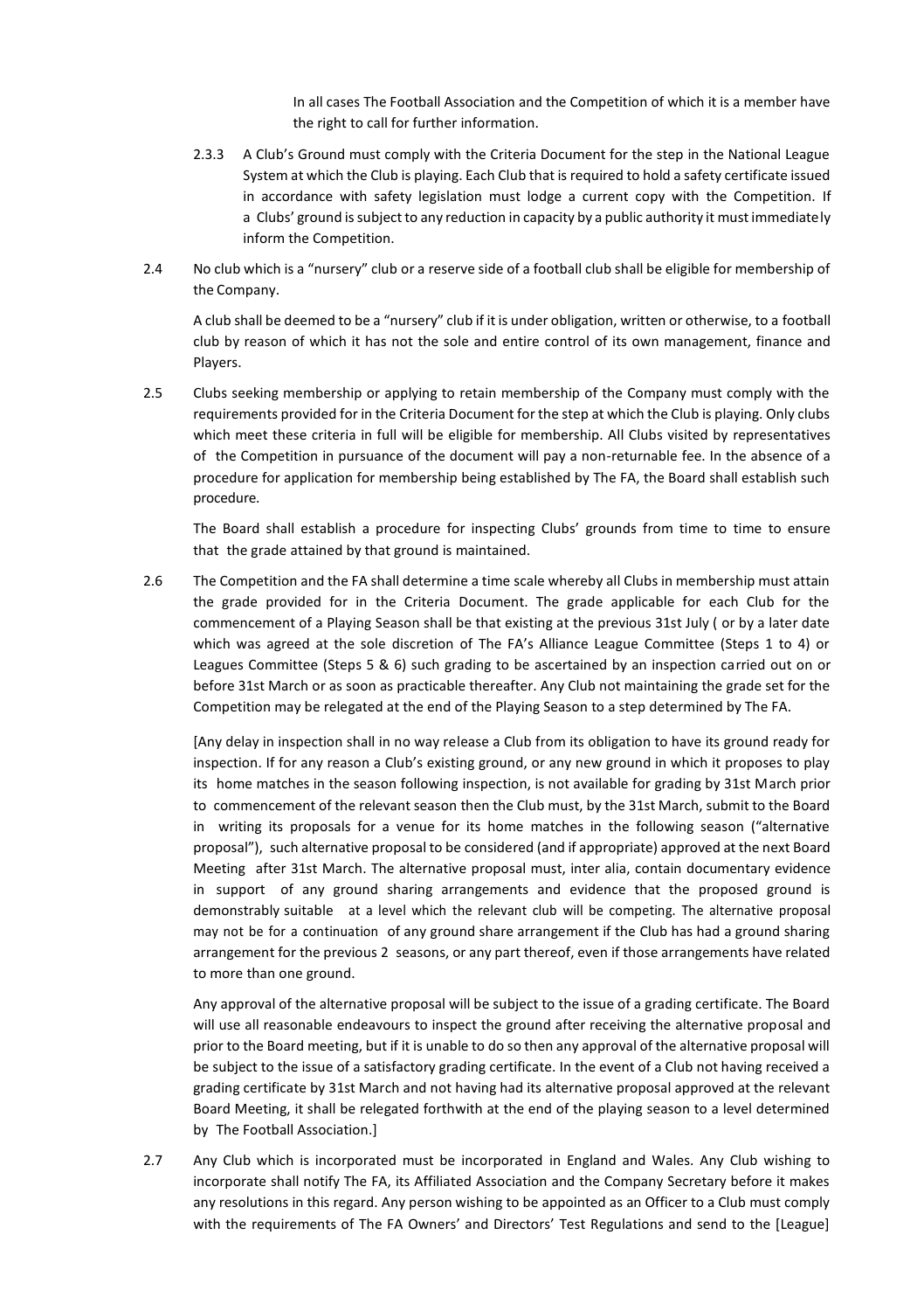In all cases The Football Association and the Competition of which it is a member have the right to call for further information.

2.3.3 A Club's Ground must comply with the Criteria Document for the step in the National League System at which the Club is playing. Each Club that is required to hold a safety certificate issued in accordance with safety legislation must lodge a current copy with the Competition. If a Clubs' ground is subject to any reduction in capacity by a public authority it must immediately inform the Competition.

2.4 No club which is a "nursery" club or a reserve side of a football club shall be eligible for membership of the Company.

A club shall be deemed to be a "nursery" club if it is under obligation, written or otherwise, to a football club by reason of which it has not the sole and entire control of its own management, finance and Players.

2.5 Clubs seeking membership or applying to retain membership of the Company must comply with the requirements provided for in the Criteria Document for the step at which the Club is playing. Only clubs which meet these criteria in full will be eligible for membership. All Clubs visited by representatives of the Competition in pursuance of the document will pay a non-returnable fee. In the absence of a procedure for application for membership being established by The FA, the Board shall establish such procedure.

The Board shall establish a procedure for inspecting Clubs' grounds from time to time to ensure that the grade attained by that ground is maintained.

2.6 The Competition and the FA shall determine a time scale whereby all Clubs in membership must attain the grade provided for in the Criteria Document. The grade applicable for each Club for the commencement of a Playing Season shall be that existing at the previous 31st July ( or by a later date which was agreed at the sole discretion of The FA's Alliance League Committee (Steps 1 to 4) or Leagues Committee (Steps 5 & 6) such grading to be ascertained by an inspection carried out on or before 31st March or as soon as practicable thereafter. Any Club not maintaining the grade set for the Competition may be relegated at the end of the Playing Season to a step determined by The FA.

[Any delay in inspection shall in no way release a Club from its obligation to have its ground ready for inspection. If for any reason a Club's existing ground, or any new ground in which it proposes to play its home matches in the season following inspection, is not available for grading by 31st March prior to commencement of the relevant season then the Club must, by the 31st March, submit to the Board in writing its proposals for a venue for its home matches in the following season ("alternative proposal"), such alternative proposal to be considered (and if appropriate) approved at the next Board Meeting after 31st March. The alternative proposal must, inter alia, contain documentary evidence in support of any ground sharing arrangements and evidence that the proposed ground is demonstrably suitable at a level which the relevant club will be competing. The alternative proposal may not be for a continuation of any ground share arrangement if the Club has had a ground sharing arrangement for the previous 2 seasons, or any part thereof, even if those arrangements have related to more than one ground.

Any approval of the alternative proposal will be subject to the issue of a grading certificate. The Board will use all reasonable endeavours to inspect the ground after receiving the alternative proposal and prior to the Board meeting, but if it is unable to do so then any approval of the alternative proposal will be subject to the issue of a satisfactory grading certificate. In the event of a Club not having received a grading certificate by 31st March and not having had its alternative proposal approved at the relevant Board Meeting, it shall be relegated forthwith at the end of the playing season to a level determined by The Football Association.]

2.7 Any Club which is incorporated must be incorporated in England and Wales. Any Club wishing to incorporate shall notify The FA, its Affiliated Association and the Company Secretary before it makes any resolutions in this regard. Any person wishing to be appointed as an Officer to a Club must comply with the requirements of The FA Owners' and Directors' Test Regulations and send to the [League]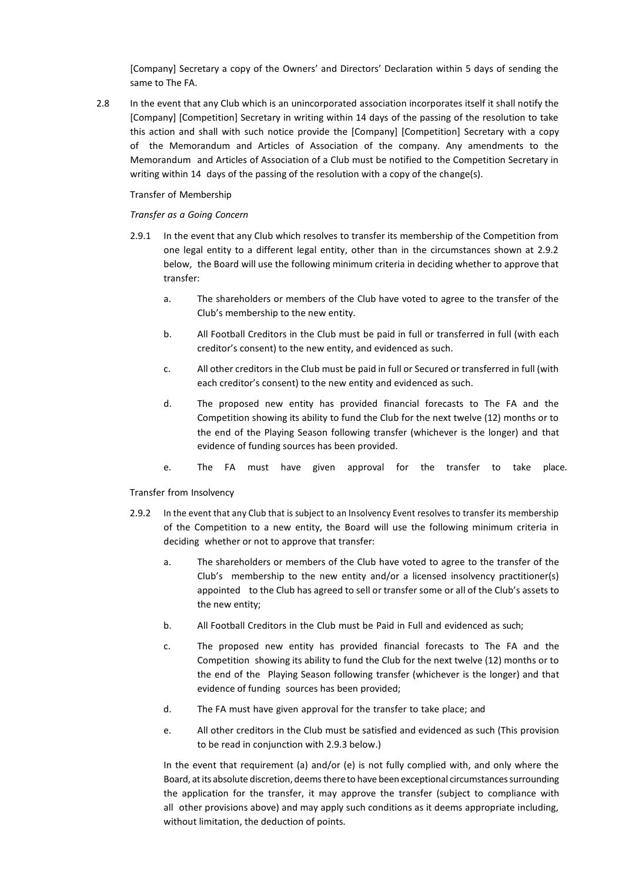[Company] Secretary a copy of the Owners' and Directors' Declaration within 5 days of sending the same to The FA.

2.8 In the event that any Club which is an unincorporated association incorporates itself it shall notify the [Company] [Competition] Secretary in writing within 14 days of the passing of the resolution to take this action and shall with such notice provide the [Company] [Competition] Secretary with a copy of the Memorandum and Articles of Association of the company. Any amendments to the Memorandum and Articles of Association of a Club must be notified to the Competition Secretary in writing within 14 days of the passing of the resolution with a copy of the change(s).

Transfer of Membership

*Transfer as a Going Concern*

2.9.1 In the event that any Club which resolves to transfer its membership of the Competition from one legal entity to a different legal entity, other than in the circumstances shown at 2.9.2 below, the Board will use the following minimum criteria in deciding whether to approve that transfer:

a. The shareholders or members of the Club have voted to agree to the transfer of the Club's membership to the new entity.

b. All Football Creditors in the Club must be paid in full or transferred in full (with each creditor's consent) to the new entity, and evidenced as such.

c. All other creditors in the Club must be paid in full or Secured or transferred in full (with each creditor's consent) to the new entity and evidenced as such.

d. The proposed new entity has provided financial forecasts to The FA and the Competition showing its ability to fund the Club for the next twelve (12) months or to the end of the Playing Season following transfer (whichever is the longer) and that evidence of funding sources has been provided.

e. The FA must have given approval for the transfer to take place.

Transfer from Insolvency

2.9.2 In the event that any Club that is subject to an Insolvency Event resolves to transfer its membership of the Competition to a new entity, the Board will use the following minimum criteria in deciding whether or not to approve that transfer:

a. The shareholders or members of the Club have voted to agree to the transfer of the Club's membership to the new entity and/or a licensed insolvency practitioner(s) appointed to the Club has agreed to sell or transfer some or all of the Club's assets to the new entity;

b. All Football Creditors in the Club must be Paid in Full and evidenced as such;

c. The proposed new entity has provided financial forecasts to The FA and the Competition showing its ability to fund the Club for the next twelve (12) months or to the end of the Playing Season following transfer (whichever is the longer) and that evidence of funding sources has been provided;

d. The FA must have given approval for the transfer to take place; and

e. All other creditors in the Club must be satisfied and evidenced as such (This provision to be read in conjunction with 2.9.3 below.)

In the event that requirement (a) and/or (e) is not fully complied with, and only where the Board, at its absolute discretion, deems there to have been exceptional circumstances surrounding the application for the transfer, it may approve the transfer (subject to compliance with all other provisions above) and may apply such conditions as it deems appropriate including, without limitation, the deduction of points.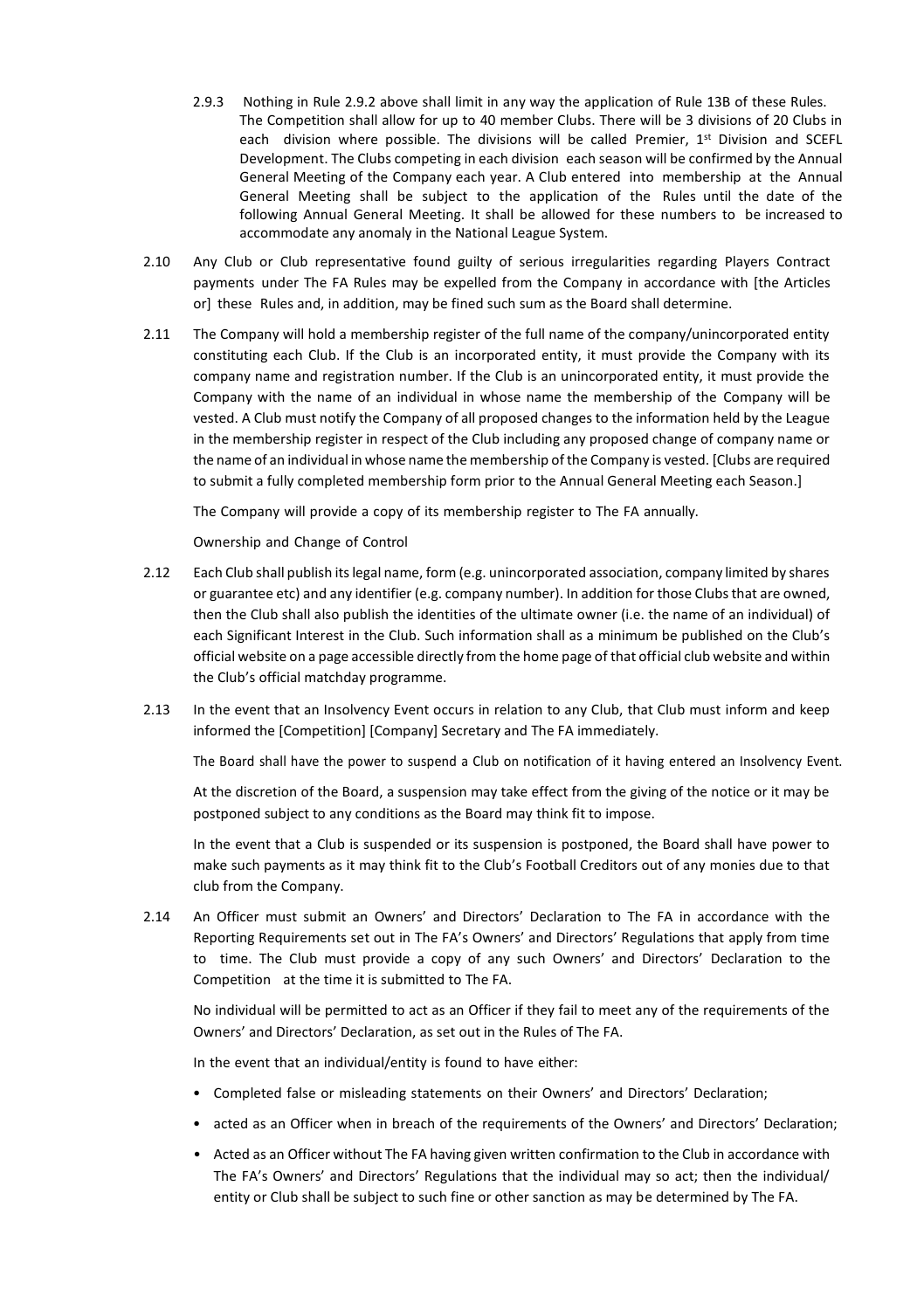2.9.3 Nothing in Rule 2.9.2 above shall limit in any way the application of Rule 13B of these Rules. The Competition shall allow for up to 40 member Clubs. There will be 3 divisions of 20 Clubs in each division where possible. The divisions will be called Premier, 1st Division and SCEFL Development. The Clubs competing in each division each season will be confirmed by the Annual General Meeting of the Company each year. A Club entered into membership at the Annual General Meeting shall be subject to the application of the Rules until the date of the following Annual General Meeting. It shall be allowed for these numbers to be increased to accommodate any anomaly in the National League System.

2.10 Any Club or Club representative found guilty of serious irregularities regarding Players Contract payments under The FA Rules may be expelled from the Company in accordance with [the Articles or] these Rules and, in addition, may be fined such sum as the Board shall determine.

2.11 The Company will hold a membership register of the full name of the company/unincorporated entity constituting each Club. If the Club is an incorporated entity, it must provide the Company with its company name and registration number. If the Club is an unincorporated entity, it must provide the Company with the name of an individual in whose name the membership of the Company will be vested. A Club must notify the Company of all proposed changes to the information held by the League in the membership register in respect of the Club including any proposed change of company name or the name of an individual in whose name the membership of the Company is vested. [Clubs are required to submit a fully completed membership form prior to the Annual General Meeting each Season.]

The Company will provide a copy of its membership register to The FA annually.

Ownership and Change of Control

2.12 Each Club shall publish its legal name, form (e.g. unincorporated association, company limited by shares or guarantee etc) and any identifier (e.g. company number). In addition for those Clubs that are owned, then the Club shall also publish the identities of the ultimate owner (i.e. the name of an individual) of each Significant Interest in the Club. Such information shall as a minimum be published on the Club's official website on a page accessible directly from the home page of that official club website and within the Club's official matchday programme.

2.13 In the event that an Insolvency Event occurs in relation to any Club, that Club must inform and keep informed the [Competition] [Company] Secretary and The FA immediately.

The Board shall have the power to suspend a Club on notification of it having entered an Insolvency Event.

At the discretion of the Board, a suspension may take effect from the giving of the notice or it may be postponed subject to any conditions as the Board may think fit to impose.

In the event that a Club is suspended or its suspension is postponed, the Board shall have power to make such payments as it may think fit to the Club's Football Creditors out of any monies due to that club from the Company.

2.14 An Officer must submit an Owners' and Directors' Declaration to The FA in accordance with the Reporting Requirements set out in The FA's Owners' and Directors' Regulations that apply from time to time. The Club must provide a copy of any such Owners' and Directors' Declaration to the Competition at the time it is submitted to The FA.

No individual will be permitted to act as an Officer if they fail to meet any of the requirements of the Owners' and Directors' Declaration, as set out in the Rules of The FA.

In the event that an individual/entity is found to have either:

- Completed false or misleading statements on their Owners' and Directors' Declaration;
- acted as an Officer when in breach of the requirements of the Owners' and Directors' Declaration;
- Acted as an Officer without The FA having given written confirmation to the Club in accordance with The FA's Owners' and Directors' Regulations that the individual may so act; then the individual/ entity or Club shall be subject to such fine or other sanction as may be determined by The FA.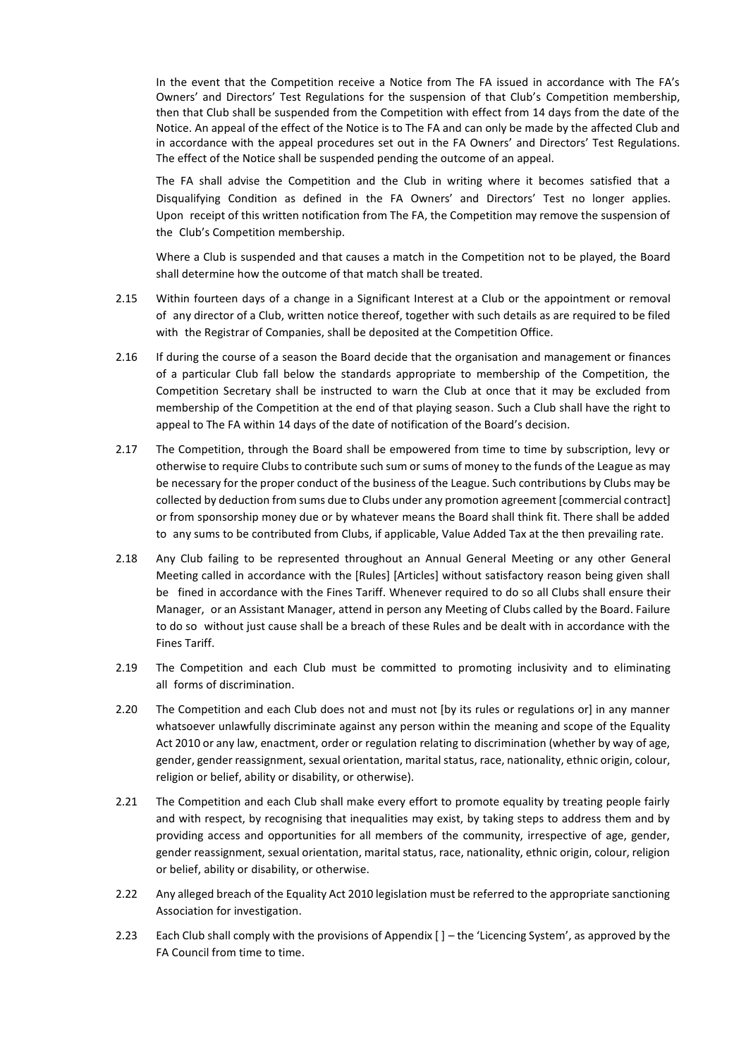In the event that the Competition receive a Notice from The FA issued in accordance with The FA's Owners' and Directors' Test Regulations for the suspension of that Club's Competition membership, then that Club shall be suspended from the Competition with effect from 14 days from the date of the Notice. An appeal of the effect of the Notice is to The FA and can only be made by the affected Club and in accordance with the appeal procedures set out in the FA Owners' and Directors' Test Regulations. The effect of the Notice shall be suspended pending the outcome of an appeal.

The FA shall advise the Competition and the Club in writing where it becomes satisfied that a Disqualifying Condition as defined in the FA Owners' and Directors' Test no longer applies. Upon receipt of this written notification from The FA, the Competition may remove the suspension of the Club's Competition membership.

Where a Club is suspended and that causes a match in the Competition not to be played, the Board shall determine how the outcome of that match shall be treated.

2.15 Within fourteen days of a change in a Significant Interest at a Club or the appointment or removal of any director of a Club, written notice thereof, together with such details as are required to be filed with the Registrar of Companies, shall be deposited at the Competition Office.

2.16 If during the course of a season the Board decide that the organisation and management or finances of a particular Club fall below the standards appropriate to membership of the Competition, the Competition Secretary shall be instructed to warn the Club at once that it may be excluded from membership of the Competition at the end of that playing season. Such a Club shall have the right to appeal to The FA within 14 days of the date of notification of the Board's decision.

2.17 The Competition, through the Board shall be empowered from time to time by subscription, levy or otherwise to require Clubs to contribute such sum or sums of money to the funds of the League as may be necessary for the proper conduct of the business of the League. Such contributions by Clubs may be collected by deduction from sums due to Clubs under any promotion agreement [commercial contract] or from sponsorship money due or by whatever means the Board shall think fit. There shall be added to any sums to be contributed from Clubs, if applicable, Value Added Tax at the then prevailing rate.

2.18 Any Club failing to be represented throughout an Annual General Meeting or any other General Meeting called in accordance with the [Rules] [Articles] without satisfactory reason being given shall be fined in accordance with the Fines Tariff. Whenever required to do so all Clubs shall ensure their Manager, or an Assistant Manager, attend in person any Meeting of Clubs called by the Board. Failure to do so without just cause shall be a breach of these Rules and be dealt with in accordance with the Fines Tariff.

2.19 The Competition and each Club must be committed to promoting inclusivity and to eliminating all forms of discrimination.

2.20 The Competition and each Club does not and must not [by its rules or regulations or] in any manner whatsoever unlawfully discriminate against any person within the meaning and scope of the Equality Act 2010 or any law, enactment, order or regulation relating to discrimination (whether by way of age, gender, gender reassignment, sexual orientation, marital status, race, nationality, ethnic origin, colour, religion or belief, ability or disability, or otherwise).

2.21 The Competition and each Club shall make every effort to promote equality by treating people fairly and with respect, by recognising that inequalities may exist, by taking steps to address them and by providing access and opportunities for all members of the community, irrespective of age, gender, gender reassignment, sexual orientation, marital status, race, nationality, ethnic origin, colour, religion or belief, ability or disability, or otherwise.

2.22 Any alleged breach of the Equality Act 2010 legislation must be referred to the appropriate sanctioning Association for investigation.

2.23 Each Club shall comply with the provisions of Appendix [ ] – the 'Licencing System', as approved by the FA Council from time to time.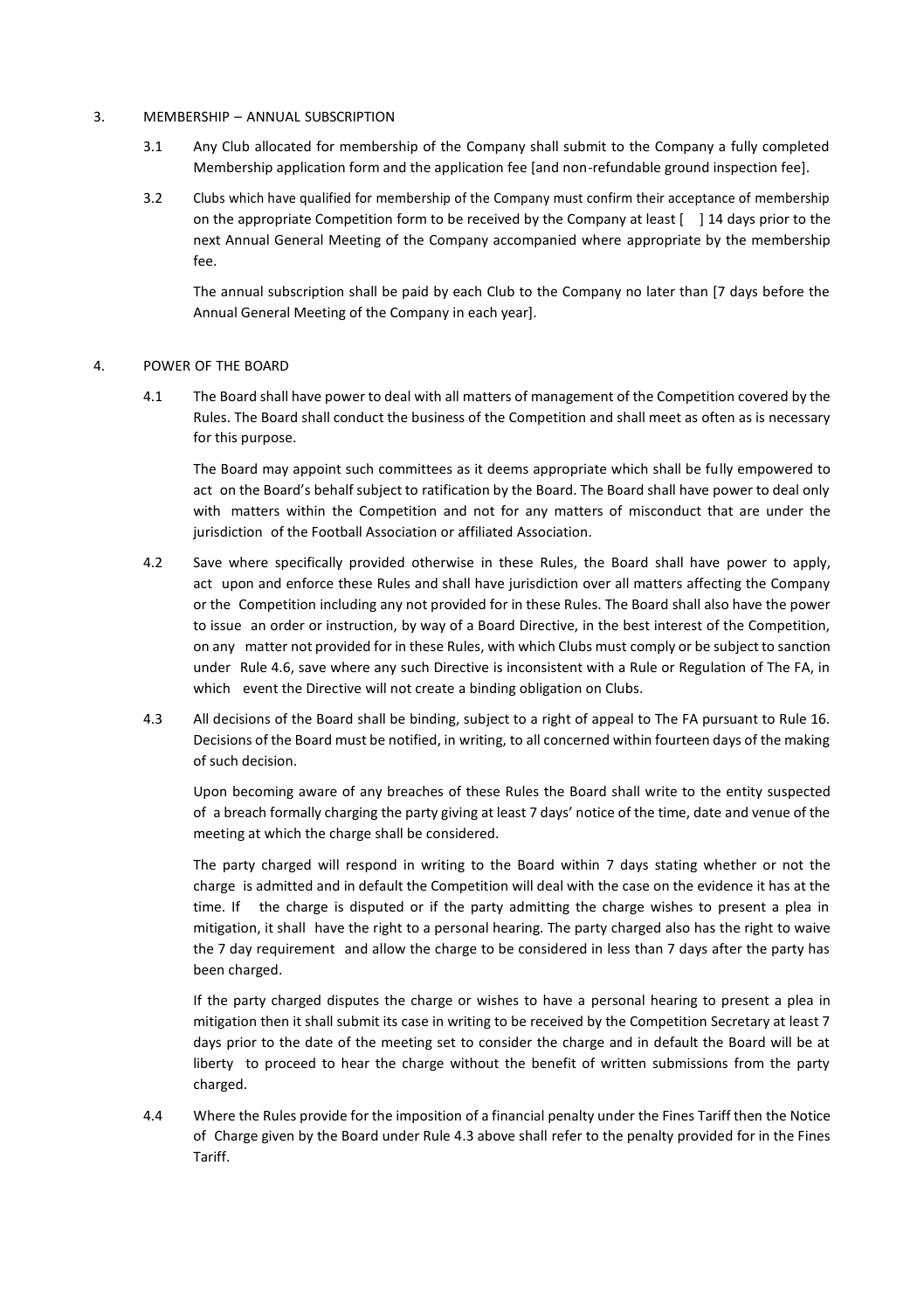## 3. MEMBERSHIP – ANNUAL SUBSCRIPTION

3.1 Any Club allocated for membership of the Company shall submit to the Company a fully completed Membership application form and the application fee [and non-refundable ground inspection fee].

3.2 Clubs which have qualified for membership of the Company must confirm their acceptance of membership on the appropriate Competition form to be received by the Company at least [ ] 14 days prior to the next Annual General Meeting of the Company accompanied where appropriate by the membership fee.

The annual subscription shall be paid by each Club to the Company no later than [7 days before the Annual General Meeting of the Company in each year].

## 4. POWER OF THE BOARD

4.1 The Board shall have power to deal with all matters of management of the Competition covered by the Rules. The Board shall conduct the business of the Competition and shall meet as often as is necessary for this purpose.

The Board may appoint such committees as it deems appropriate which shall be fully empowered to act on the Board's behalf subject to ratification by the Board. The Board shall have power to deal only with matters within the Competition and not for any matters of misconduct that are under the jurisdiction of the Football Association or affiliated Association.

4.2 Save where specifically provided otherwise in these Rules, the Board shall have power to apply, act upon and enforce these Rules and shall have jurisdiction over all matters affecting the Company or the Competition including any not provided for in these Rules. The Board shall also have the power to issue an order or instruction, by way of a Board Directive, in the best interest of the Competition, on any matter not provided for in these Rules, with which Clubs must comply or be subject to sanction under Rule 4.6, save where any such Directive is inconsistent with a Rule or Regulation of The FA, in which event the Directive will not create a binding obligation on Clubs.

4.3 All decisions of the Board shall be binding, subject to a right of appeal to The FA pursuant to Rule 16. Decisions of the Board must be notified, in writing, to all concerned within fourteen days of the making of such decision.

Upon becoming aware of any breaches of these Rules the Board shall write to the entity suspected of a breach formally charging the party giving at least 7 days' notice of the time, date and venue of the meeting at which the charge shall be considered.

The party charged will respond in writing to the Board within 7 days stating whether or not the charge is admitted and in default the Competition will deal with the case on the evidence it has at the time. If the charge is disputed or if the party admitting the charge wishes to present a plea in mitigation, it shall have the right to a personal hearing. The party charged also has the right to waive the 7 day requirement and allow the charge to be considered in less than 7 days after the party has been charged.

If the party charged disputes the charge or wishes to have a personal hearing to present a plea in mitigation then it shall submit its case in writing to be received by the Competition Secretary at least 7 days prior to the date of the meeting set to consider the charge and in default the Board will be at liberty to proceed to hear the charge without the benefit of written submissions from the party charged.

4.4 Where the Rules provide for the imposition of a financial penalty under the Fines Tariff then the Notice of Charge given by the Board under Rule 4.3 above shall refer to the penalty provided for in the Fines Tariff.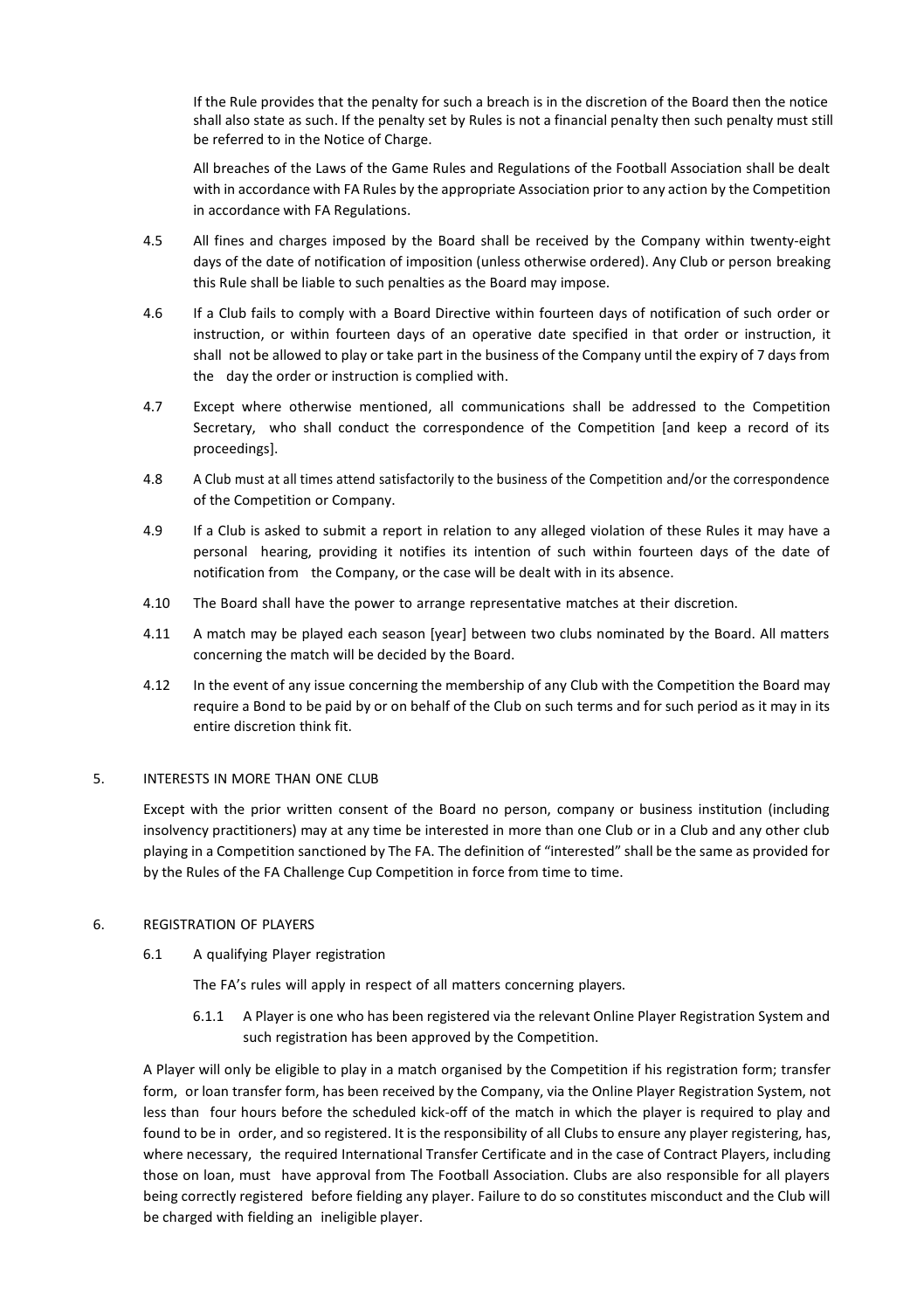If the Rule provides that the penalty for such a breach is in the discretion of the Board then the notice shall also state as such. If the penalty set by Rules is not a financial penalty then such penalty must still be referred to in the Notice of Charge.

All breaches of the Laws of the Game Rules and Regulations of the Football Association shall be dealt with in accordance with FA Rules by the appropriate Association prior to any action by the Competition in accordance with FA Regulations.

4.5 All fines and charges imposed by the Board shall be received by the Company within twenty-eight days of the date of notification of imposition (unless otherwise ordered). Any Club or person breaking this Rule shall be liable to such penalties as the Board may impose.

4.6 If a Club fails to comply with a Board Directive within fourteen days of notification of such order or instruction, or within fourteen days of an operative date specified in that order or instruction, it shall not be allowed to play or take part in the business of the Company until the expiry of 7 days from the day the order or instruction is complied with.

4.7 Except where otherwise mentioned, all communications shall be addressed to the Competition Secretary, who shall conduct the correspondence of the Competition [and keep a record of its proceedings].

4.8 A Club must at all times attend satisfactorily to the business of the Competition and/or the correspondence of the Competition or Company.

4.9 If a Club is asked to submit a report in relation to any alleged violation of these Rules it may have a personal hearing, providing it notifies its intention of such within fourteen days of the date of notification from the Company, or the case will be dealt with in its absence.

4.10 The Board shall have the power to arrange representative matches at their discretion.

4.11 A match may be played each season [year] between two clubs nominated by the Board. All matters concerning the match will be decided by the Board.

4.12 In the event of any issue concerning the membership of any Club with the Competition the Board may require a Bond to be paid by or on behalf of the Club on such terms and for such period as it may in its entire discretion think fit.

## 5. INTERESTS IN MORE THAN ONE CLUB

Except with the prior written consent of the Board no person, company or business institution (including insolvency practitioners) may at any time be interested in more than one Club or in a Club and any other club playing in a Competition sanctioned by The FA. The definition of "interested" shall be the same as provided for by the Rules of the FA Challenge Cup Competition in force from time to time.

## 6. REGISTRATION OF PLAYERS

6.1 A qualifying Player registration

The FA's rules will apply in respect of all matters concerning players.

6.1.1 A Player is one who has been registered via the relevant Online Player Registration System and such registration has been approved by the Competition.

A Player will only be eligible to play in a match organised by the Competition if his registration form; transfer form, or loan transfer form, has been received by the Company, via the Online Player Registration System, not less than four hours before the scheduled kick-off of the match in which the player is required to play and found to be in order, and so registered. It is the responsibility of all Clubs to ensure any player registering, has, where necessary, the required International Transfer Certificate and in the case of Contract Players, including those on loan, must have approval from The Football Association. Clubs are also responsible for all players being correctly registered before fielding any player. Failure to do so constitutes misconduct and the Club will be charged with fielding an ineligible player.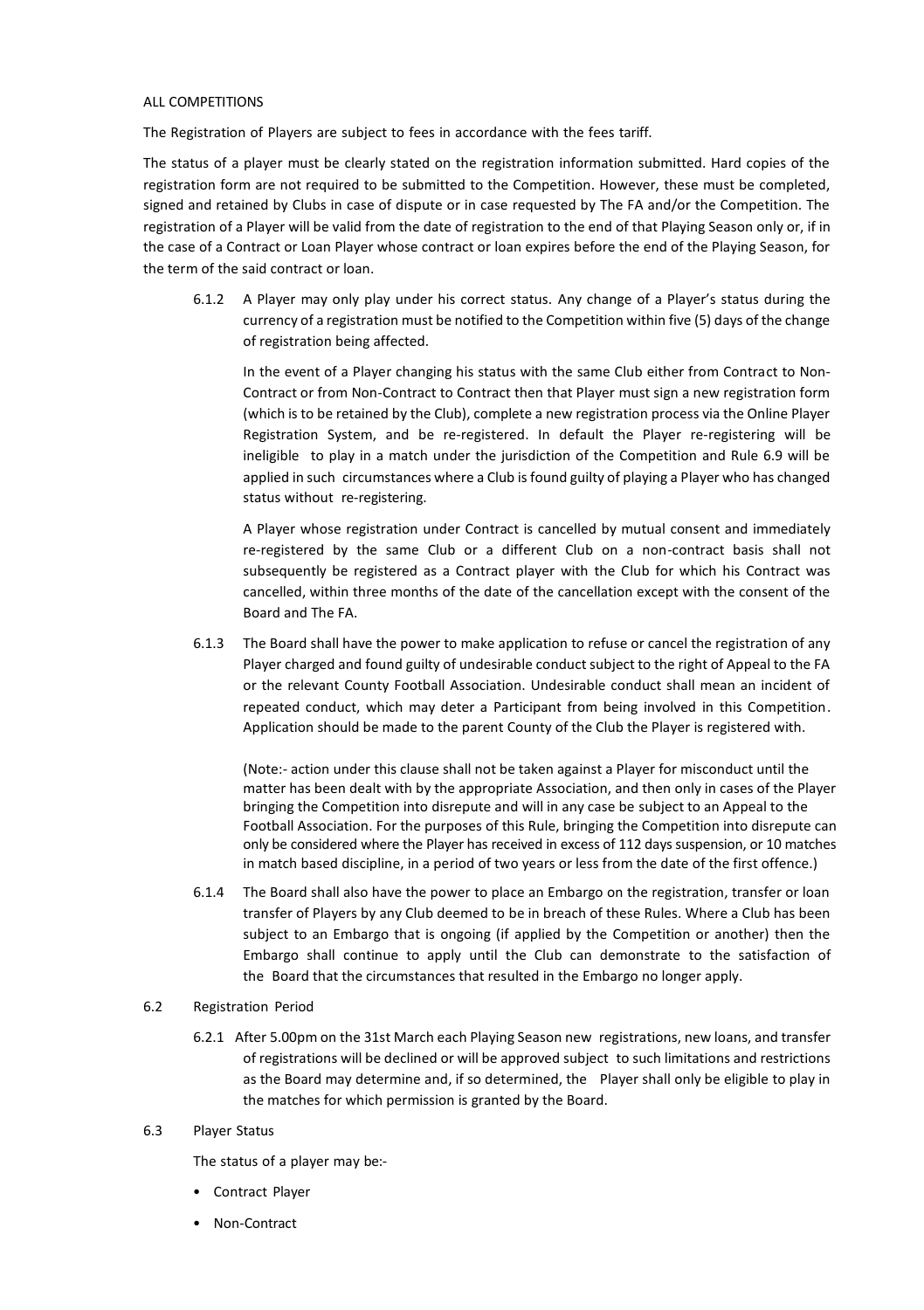ALL COMPETITIONS

The Registration of Players are subject to fees in accordance with the fees tariff.

The status of a player must be clearly stated on the registration information submitted. Hard copies of the registration form are not required to be submitted to the Competition. However, these must be completed, signed and retained by Clubs in case of dispute or in case requested by The FA and/or the Competition. The registration of a Player will be valid from the date of registration to the end of that Playing Season only or, if in the case of a Contract or Loan Player whose contract or loan expires before the end of the Playing Season, for the term of the said contract or loan.

6.1.2 A Player may only play under his correct status. Any change of a Player's status during the currency of a registration must be notified to the Competition within five (5) days of the change of registration being affected.

In the event of a Player changing his status with the same Club either from Contract to Non-Contract or from Non-Contract to Contract then that Player must sign a new registration form (which is to be retained by the Club), complete a new registration process via the Online Player Registration System, and be re-registered. In default the Player re-registering will be ineligible to play in a match under the jurisdiction of the Competition and Rule 6.9 will be applied in such circumstances where a Club is found guilty of playing a Player who has changed status without re-registering.

A Player whose registration under Contract is cancelled by mutual consent and immediately re-registered by the same Club or a different Club on a non-contract basis shall not subsequently be registered as a Contract player with the Club for which his Contract was cancelled, within three months of the date of the cancellation except with the consent of the Board and The FA.

6.1.3 The Board shall have the power to make application to refuse or cancel the registration of any Player charged and found guilty of undesirable conduct subject to the right of Appeal to the FA or the relevant County Football Association. Undesirable conduct shall mean an incident of repeated conduct, which may deter a Participant from being involved in this Competition. Application should be made to the parent County of the Club the Player is registered with.

(Note:- action under this clause shall not be taken against a Player for misconduct until the matter has been dealt with by the appropriate Association, and then only in cases of the Player bringing the Competition into disrepute and will in any case be subject to an Appeal to the Football Association. For the purposes of this Rule, bringing the Competition into disrepute can only be considered where the Player has received in excess of 112 days suspension, or 10 matches in match based discipline, in a period of two years or less from the date of the first offence.)

6.1.4 The Board shall also have the power to place an Embargo on the registration, transfer or loan transfer of Players by any Club deemed to be in breach of these Rules. Where a Club has been subject to an Embargo that is ongoing (if applied by the Competition or another) then the Embargo shall continue to apply until the Club can demonstrate to the satisfaction of the Board that the circumstances that resulted in the Embargo no longer apply.

6.2 Registration Period

6.2.1 After 5.00pm on the 31st March each Playing Season new registrations, new loans, and transfer of registrations will be declined or will be approved subject to such limitations and restrictions as the Board may determine and, if so determined, the Player shall only be eligible to play in the matches for which permission is granted by the Board.

6.3 Player Status

The status of a player may be:-

- Contract Player
- Non-Contract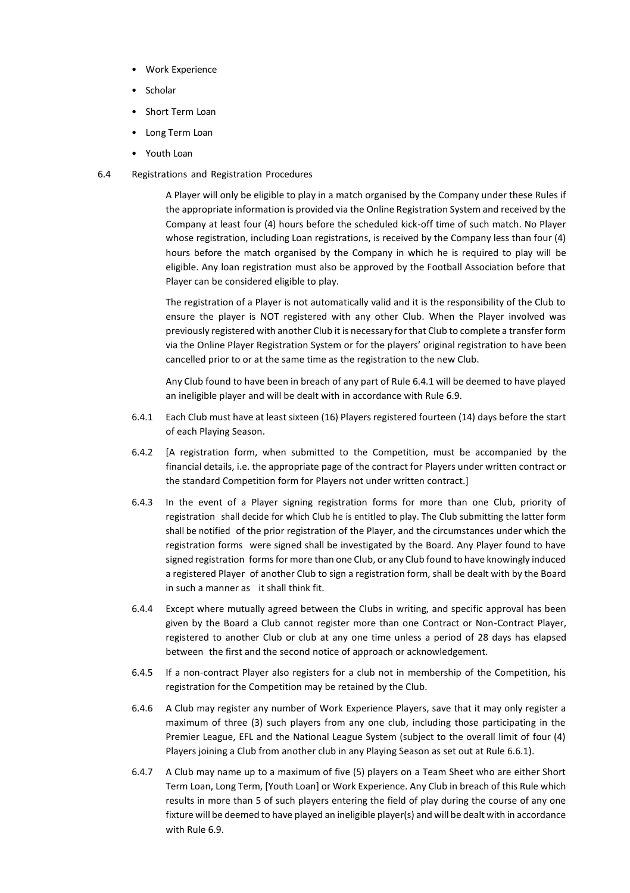- Work Experience
- Scholar
- Short Term Loan
- Long Term Loan
- Youth Loan

6.4 Registrations and Registration Procedures

A Player will only be eligible to play in a match organised by the Company under these Rules if the appropriate information is provided via the Online Registration System and received by the Company at least four (4) hours before the scheduled kick-off time of such match. No Player whose registration, including Loan registrations, is received by the Company less than four (4) hours before the match organised by the Company in which he is required to play will be eligible. Any loan registration must also be approved by the Football Association before that Player can be considered eligible to play.

The registration of a Player is not automatically valid and it is the responsibility of the Club to ensure the player is NOT registered with any other Club. When the Player involved was previously registered with another Club it is necessary for that Club to complete a transfer form via the Online Player Registration System or for the players' original registration to have been cancelled prior to or at the same time as the registration to the new Club.

Any Club found to have been in breach of any part of Rule 6.4.1 will be deemed to have played an ineligible player and will be dealt with in accordance with Rule 6.9.

6.4.1 Each Club must have at least sixteen (16) Players registered fourteen (14) days before the start of each Playing Season.

6.4.2 [A registration form, when submitted to the Competition, must be accompanied by the financial details, i.e. the appropriate page of the contract for Players under written contract or the standard Competition form for Players not under written contract.]

6.4.3 In the event of a Player signing registration forms for more than one Club, priority of registration shall decide for which Club he is entitled to play. The Club submitting the latter form shall be notified of the prior registration of the Player, and the circumstances under which the registration forms were signed shall be investigated by the Board. Any Player found to have signed registration forms for more than one Club, or any Club found to have knowingly induced a registered Player of another Club to sign a registration form, shall be dealt with by the Board in such a manner as it shall think fit.

6.4.4 Except where mutually agreed between the Clubs in writing, and specific approval has been given by the Board a Club cannot register more than one Contract or Non-Contract Player, registered to another Club or club at any one time unless a period of 28 days has elapsed between the first and the second notice of approach or acknowledgement.

6.4.5 If a non-contract Player also registers for a club not in membership of the Competition, his registration for the Competition may be retained by the Club.

6.4.6 A Club may register any number of Work Experience Players, save that it may only register a maximum of three (3) such players from any one club, including those participating in the Premier League, EFL and the National League System (subject to the overall limit of four (4) Players joining a Club from another club in any Playing Season as set out at Rule 6.6.1).

6.4.7 A Club may name up to a maximum of five (5) players on a Team Sheet who are either Short Term Loan, Long Term, [Youth Loan] or Work Experience. Any Club in breach of this Rule which results in more than 5 of such players entering the field of play during the course of any one fixture will be deemed to have played an ineligible player(s) and will be dealt with in accordance with Rule 6.9.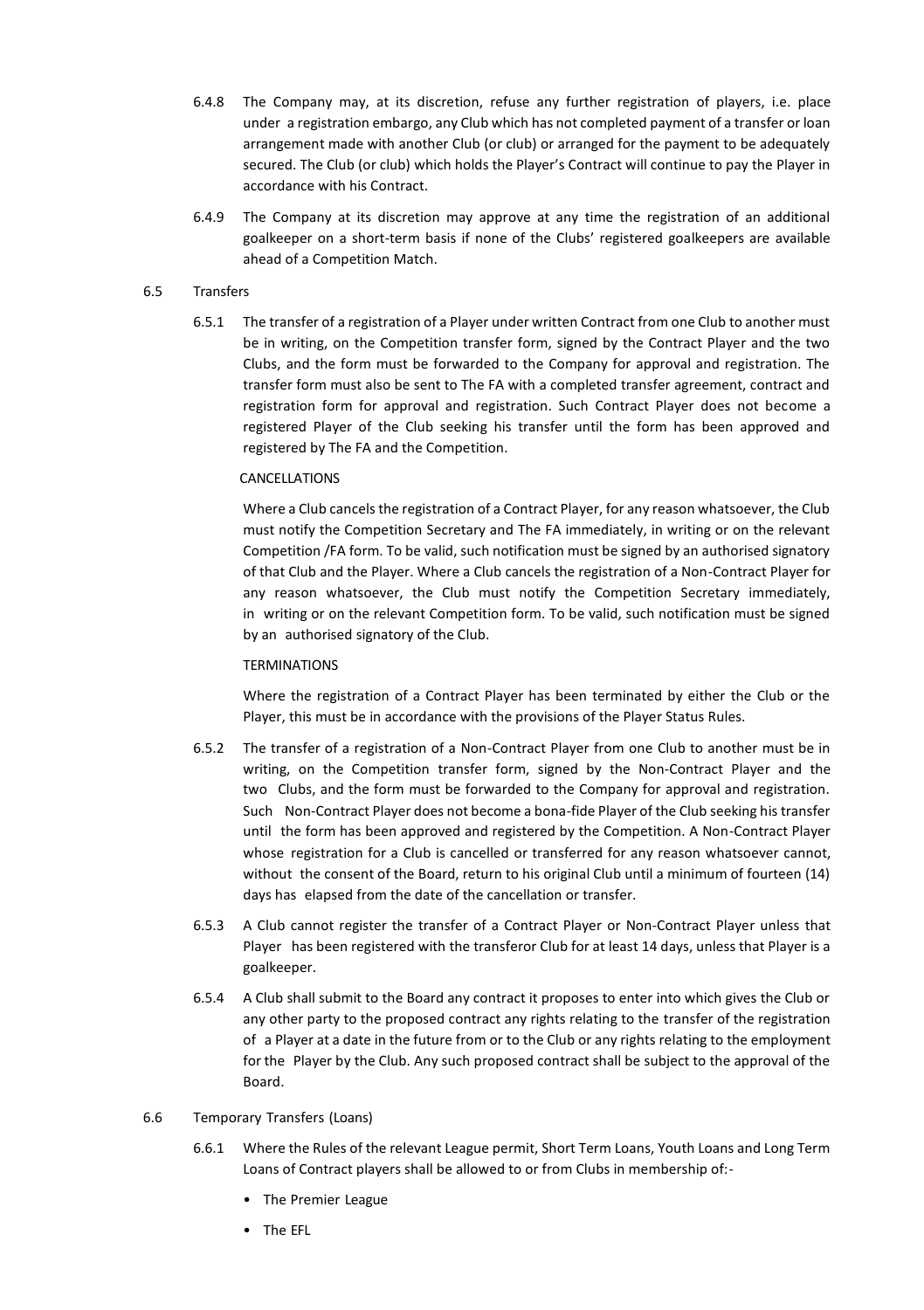6.4.8 The Company may, at its discretion, refuse any further registration of players, i.e. place under a registration embargo, any Club which has not completed payment of a transfer or loan arrangement made with another Club (or club) or arranged for the payment to be adequately secured. The Club (or club) which holds the Player's Contract will continue to pay the Player in accordance with his Contract.

6.4.9 The Company at its discretion may approve at any time the registration of an additional goalkeeper on a short-term basis if none of the Clubs' registered goalkeepers are available ahead of a Competition Match.

6.5 Transfers

6.5.1 The transfer of a registration of a Player under written Contract from one Club to another must be in writing, on the Competition transfer form, signed by the Contract Player and the two Clubs, and the form must be forwarded to the Company for approval and registration. The transfer form must also be sent to The FA with a completed transfer agreement, contract and registration form for approval and registration. Such Contract Player does not become a registered Player of the Club seeking his transfer until the form has been approved and registered by The FA and the Competition.

CANCELLATIONS

Where a Club cancels the registration of a Contract Player, for any reason whatsoever, the Club must notify the Competition Secretary and The FA immediately, in writing or on the relevant Competition /FA form. To be valid, such notification must be signed by an authorised signatory of that Club and the Player. Where a Club cancels the registration of a Non-Contract Player for any reason whatsoever, the Club must notify the Competition Secretary immediately, in writing or on the relevant Competition form. To be valid, such notification must be signed by an authorised signatory of the Club.

TERMINATIONS

Where the registration of a Contract Player has been terminated by either the Club or the Player, this must be in accordance with the provisions of the Player Status Rules.

6.5.2 The transfer of a registration of a Non-Contract Player from one Club to another must be in writing, on the Competition transfer form, signed by the Non-Contract Player and the two Clubs, and the form must be forwarded to the Company for approval and registration. Such Non-Contract Player does not become a bona-fide Player of the Club seeking his transfer until the form has been approved and registered by the Competition. A Non-Contract Player whose registration for a Club is cancelled or transferred for any reason whatsoever cannot, without the consent of the Board, return to his original Club until a minimum of fourteen (14) days has elapsed from the date of the cancellation or transfer.

6.5.3 A Club cannot register the transfer of a Contract Player or Non-Contract Player unless that Player has been registered with the transferor Club for at least 14 days, unless that Player is a goalkeeper.

6.5.4 A Club shall submit to the Board any contract it proposes to enter into which gives the Club or any other party to the proposed contract any rights relating to the transfer of the registration of a Player at a date in the future from or to the Club or any rights relating to the employment for the Player by the Club. Any such proposed contract shall be subject to the approval of the Board.

6.6 Temporary Transfers (Loans)

6.6.1 Where the Rules of the relevant League permit, Short Term Loans, Youth Loans and Long Term Loans of Contract players shall be allowed to or from Clubs in membership of:-

- The Premier League
- The EFL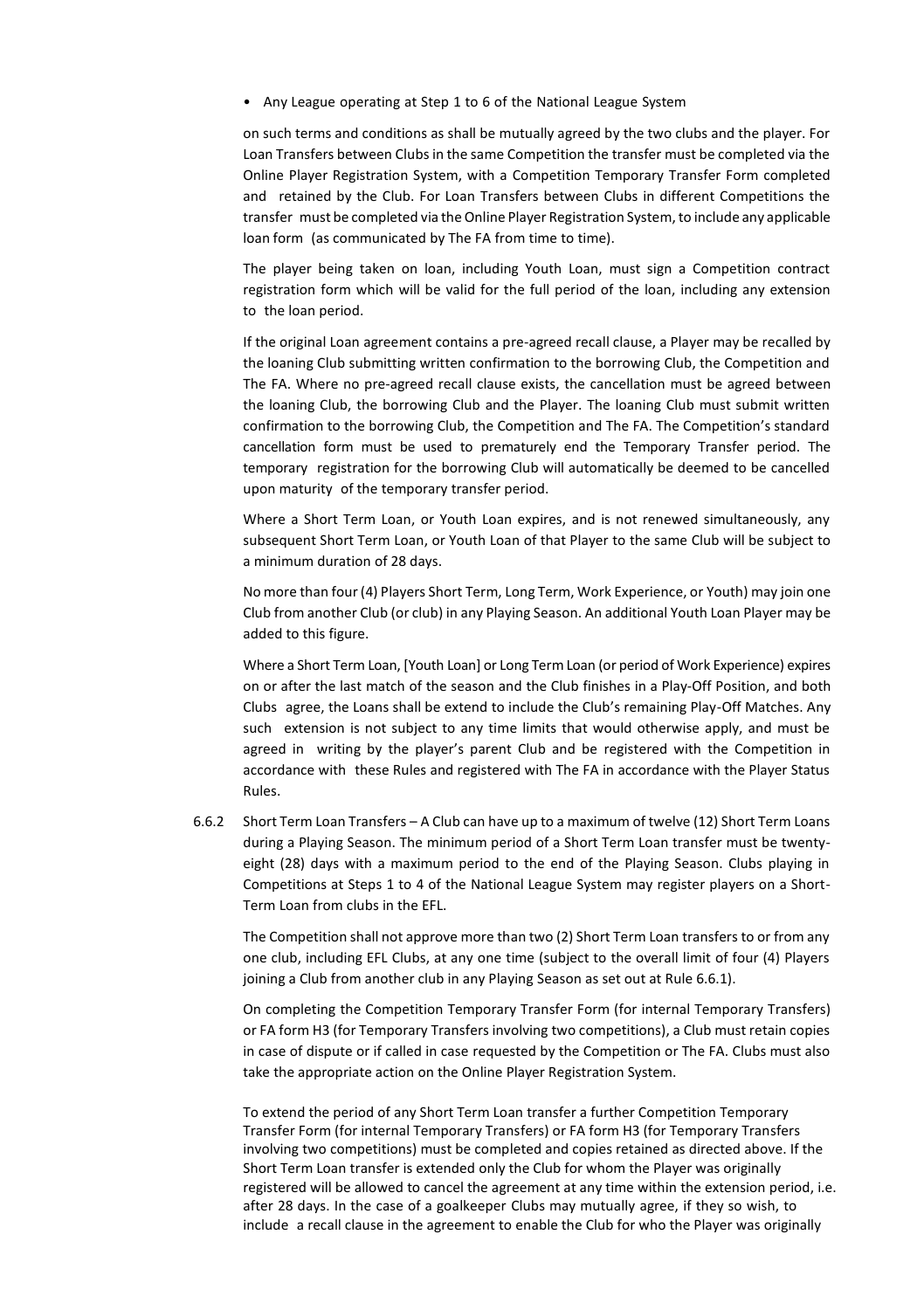- Any League operating at Step 1 to 6 of the National League System

on such terms and conditions as shall be mutually agreed by the two clubs and the player. For Loan Transfers between Clubs in the same Competition the transfer must be completed via the Online Player Registration System, with a Competition Temporary Transfer Form completed and retained by the Club. For Loan Transfers between Clubs in different Competitions the transfer must be completed via the Online Player Registration System, to include any applicable loan form (as communicated by The FA from time to time).

The player being taken on loan, including Youth Loan, must sign a Competition contract registration form which will be valid for the full period of the loan, including any extension to the loan period.

If the original Loan agreement contains a pre-agreed recall clause, a Player may be recalled by the loaning Club submitting written confirmation to the borrowing Club, the Competition and The FA. Where no pre-agreed recall clause exists, the cancellation must be agreed between the loaning Club, the borrowing Club and the Player. The loaning Club must submit written confirmation to the borrowing Club, the Competition and The FA. The Competition's standard cancellation form must be used to prematurely end the Temporary Transfer period. The temporary registration for the borrowing Club will automatically be deemed to be cancelled upon maturity of the temporary transfer period.

Where a Short Term Loan, or Youth Loan expires, and is not renewed simultaneously, any subsequent Short Term Loan, or Youth Loan of that Player to the same Club will be subject to a minimum duration of 28 days.

No more than four (4) Players Short Term, Long Term, Work Experience, or Youth) may join one Club from another Club (or club) in any Playing Season. An additional Youth Loan Player may be added to this figure.

Where a Short Term Loan, [Youth Loan] or Long Term Loan (or period of Work Experience) expires on or after the last match of the season and the Club finishes in a Play-Off Position, and both Clubs agree, the Loans shall be extend to include the Club's remaining Play-Off Matches. Any such extension is not subject to any time limits that would otherwise apply, and must be agreed in writing by the player's parent Club and be registered with the Competition in accordance with these Rules and registered with The FA in accordance with the Player Status Rules.

6.6.2 Short Term Loan Transfers – A Club can have up to a maximum of twelve (12) Short Term Loans during a Playing Season. The minimum period of a Short Term Loan transfer must be twenty-eight (28) days with a maximum period to the end of the Playing Season. Clubs playing in Competitions at Steps 1 to 4 of the National League System may register players on a Short-Term Loan from clubs in the EFL.

The Competition shall not approve more than two (2) Short Term Loan transfers to or from any one club, including EFL Clubs, at any one time (subject to the overall limit of four (4) Players joining a Club from another club in any Playing Season as set out at Rule 6.6.1).

On completing the Competition Temporary Transfer Form (for internal Temporary Transfers) or FA form H3 (for Temporary Transfers involving two competitions), a Club must retain copies in case of dispute or if called in case requested by the Competition or The FA. Clubs must also take the appropriate action on the Online Player Registration System.

To extend the period of any Short Term Loan transfer a further Competition Temporary Transfer Form (for internal Temporary Transfers) or FA form H3 (for Temporary Transfers involving two competitions) must be completed and copies retained as directed above. If the Short Term Loan transfer is extended only the Club for whom the Player was originally registered will be allowed to cancel the agreement at any time within the extension period, i.e. after 28 days. In the case of a goalkeeper Clubs may mutually agree, if they so wish, to include a recall clause in the agreement to enable the Club for who the Player was originally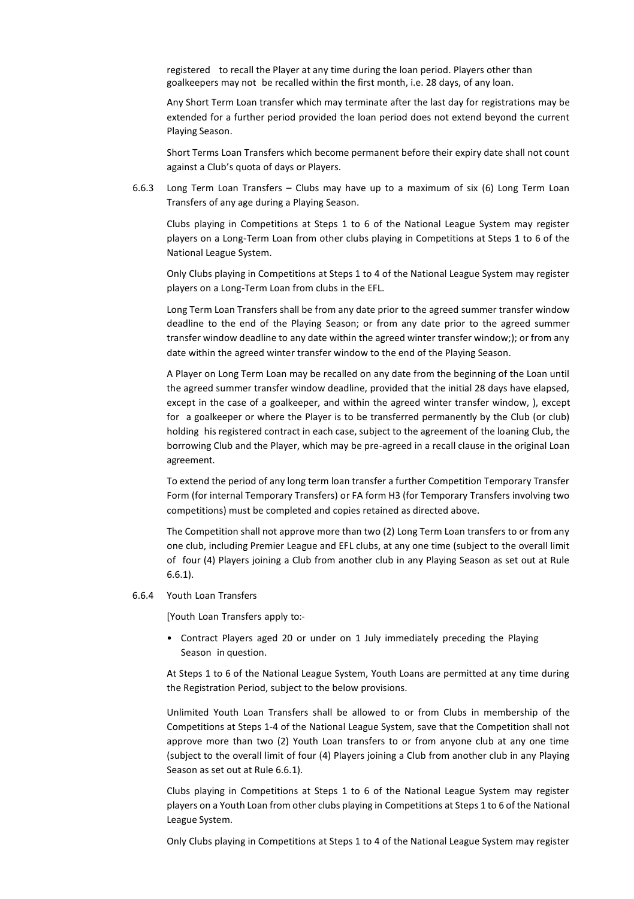registered to recall the Player at any time during the loan period. Players other than goalkeepers may not be recalled within the first month, i.e. 28 days, of any loan.

Any Short Term Loan transfer which may terminate after the last day for registrations may be extended for a further period provided the loan period does not extend beyond the current Playing Season.

Short Terms Loan Transfers which become permanent before their expiry date shall not count against a Club's quota of days or Players.

6.6.3 Long Term Loan Transfers – Clubs may have up to a maximum of six (6) Long Term Loan Transfers of any age during a Playing Season.

Clubs playing in Competitions at Steps 1 to 6 of the National League System may register players on a Long-Term Loan from other clubs playing in Competitions at Steps 1 to 6 of the National League System.

Only Clubs playing in Competitions at Steps 1 to 4 of the National League System may register players on a Long-Term Loan from clubs in the EFL.

Long Term Loan Transfers shall be from any date prior to the agreed summer transfer window deadline to the end of the Playing Season; or from any date prior to the agreed summer transfer window deadline to any date within the agreed winter transfer window;); or from any date within the agreed winter transfer window to the end of the Playing Season.

A Player on Long Term Loan may be recalled on any date from the beginning of the Loan until the agreed summer transfer window deadline, provided that the initial 28 days have elapsed, except in the case of a goalkeeper, and within the agreed winter transfer window, ), except for a goalkeeper or where the Player is to be transferred permanently by the Club (or club) holding his registered contract in each case, subject to the agreement of the loaning Club, the borrowing Club and the Player, which may be pre-agreed in a recall clause in the original Loan agreement.

To extend the period of any long term loan transfer a further Competition Temporary Transfer Form (for internal Temporary Transfers) or FA form H3 (for Temporary Transfers involving two competitions) must be completed and copies retained as directed above.

The Competition shall not approve more than two (2) Long Term Loan transfers to or from any one club, including Premier League and EFL clubs, at any one time (subject to the overall limit of four (4) Players joining a Club from another club in any Playing Season as set out at Rule 6.6.1).

6.6.4 Youth Loan Transfers

[Youth Loan Transfers apply to:-

- Contract Players aged 20 or under on 1 July immediately preceding the Playing Season in question.

At Steps 1 to 6 of the National League System, Youth Loans are permitted at any time during the Registration Period, subject to the below provisions.

Unlimited Youth Loan Transfers shall be allowed to or from Clubs in membership of the Competitions at Steps 1-4 of the National League System, save that the Competition shall not approve more than two (2) Youth Loan transfers to or from anyone club at any one time (subject to the overall limit of four (4) Players joining a Club from another club in any Playing Season as set out at Rule 6.6.1).

Clubs playing in Competitions at Steps 1 to 6 of the National League System may register players on a Youth Loan from other clubs playing in Competitions at Steps 1 to 6 of the National League System.

Only Clubs playing in Competitions at Steps 1 to 4 of the National League System may register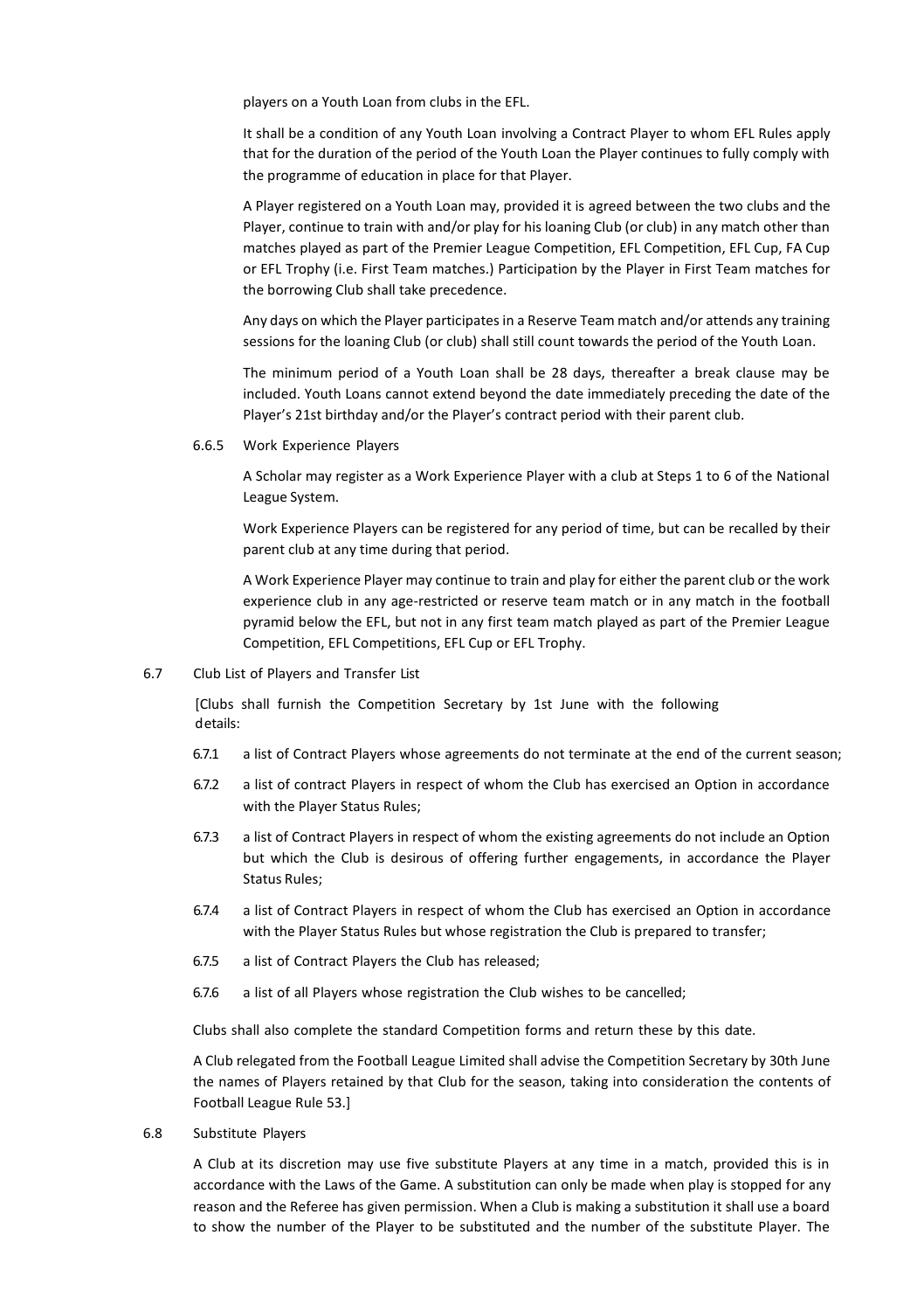players on a Youth Loan from clubs in the EFL.

It shall be a condition of any Youth Loan involving a Contract Player to whom EFL Rules apply that for the duration of the period of the Youth Loan the Player continues to fully comply with the programme of education in place for that Player.

A Player registered on a Youth Loan may, provided it is agreed between the two clubs and the Player, continue to train with and/or play for his loaning Club (or club) in any match other than matches played as part of the Premier League Competition, EFL Competition, EFL Cup, FA Cup or EFL Trophy (i.e. First Team matches.) Participation by the Player in First Team matches for the borrowing Club shall take precedence.

Any days on which the Player participates in a Reserve Team match and/or attends any training sessions for the loaning Club (or club) shall still count towards the period of the Youth Loan.

The minimum period of a Youth Loan shall be 28 days, thereafter a break clause may be included. Youth Loans cannot extend beyond the date immediately preceding the date of the Player's 21st birthday and/or the Player's contract period with their parent club.

6.6.5 Work Experience Players

A Scholar may register as a Work Experience Player with a club at Steps 1 to 6 of the National League System.

Work Experience Players can be registered for any period of time, but can be recalled by their parent club at any time during that period.

A Work Experience Player may continue to train and play for either the parent club or the work experience club in any age-restricted or reserve team match or in any match in the football pyramid below the EFL, but not in any first team match played as part of the Premier League Competition, EFL Competitions, EFL Cup or EFL Trophy.

6.7 Club List of Players and Transfer List

[Clubs shall furnish the Competition Secretary by 1st June with the following details:

6.7.1 a list of Contract Players whose agreements do not terminate at the end of the current season;

6.7.2 a list of contract Players in respect of whom the Club has exercised an Option in accordance with the Player Status Rules;

6.7.3 a list of Contract Players in respect of whom the existing agreements do not include an Option but which the Club is desirous of offering further engagements, in accordance the Player Status Rules;

6.7.4 a list of Contract Players in respect of whom the Club has exercised an Option in accordance with the Player Status Rules but whose registration the Club is prepared to transfer;

6.7.5 a list of Contract Players the Club has released;

6.7.6 a list of all Players whose registration the Club wishes to be cancelled;

Clubs shall also complete the standard Competition forms and return these by this date.

A Club relegated from the Football League Limited shall advise the Competition Secretary by 30th June the names of Players retained by that Club for the season, taking into consideration the contents of Football League Rule 53.]

6.8 Substitute Players

A Club at its discretion may use five substitute Players at any time in a match, provided this is in accordance with the Laws of the Game. A substitution can only be made when play is stopped for any reason and the Referee has given permission. When a Club is making a substitution it shall use a board to show the number of the Player to be substituted and the number of the substitute Player. The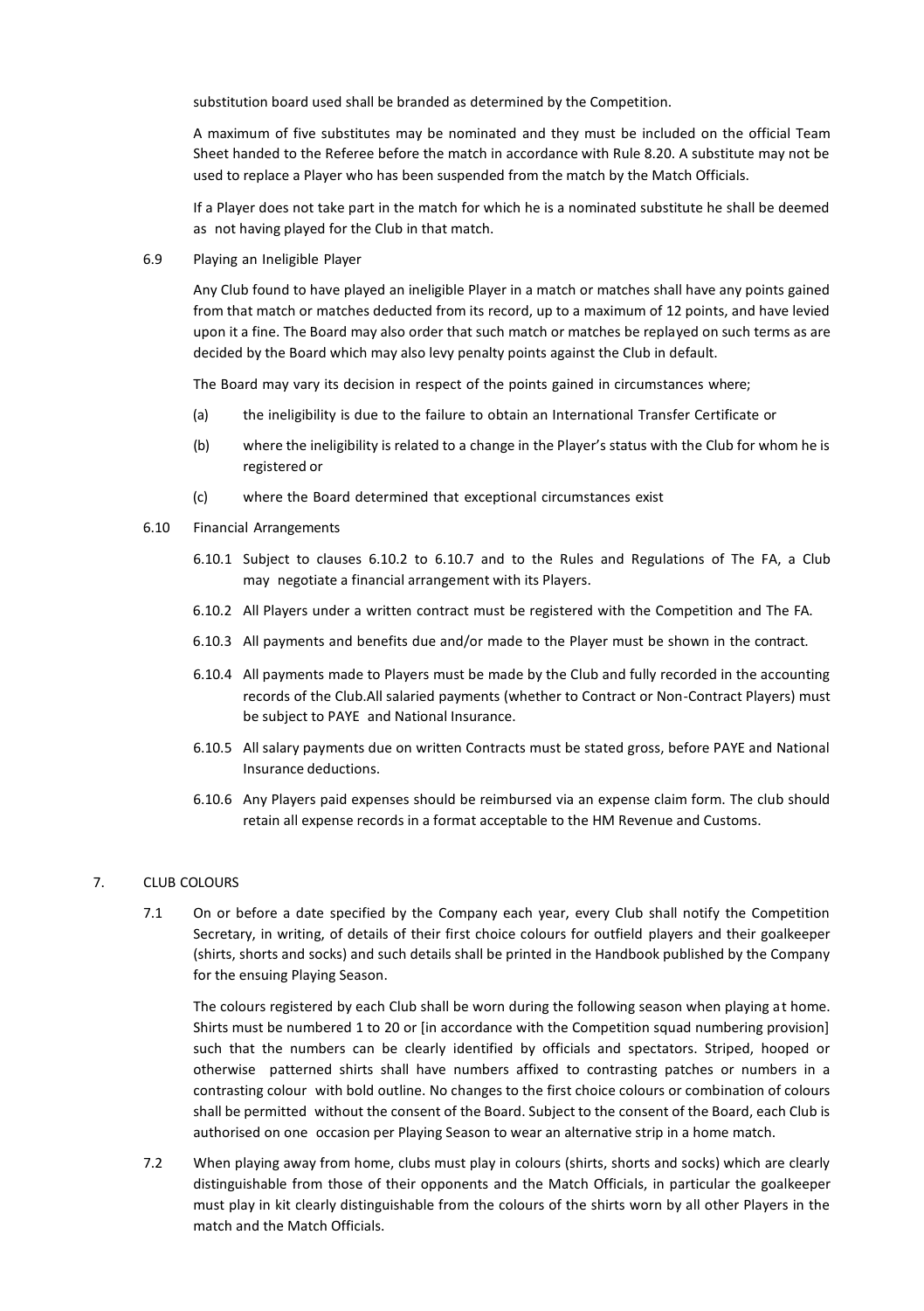substitution board used shall be branded as determined by the Competition.

A maximum of five substitutes may be nominated and they must be included on the official Team Sheet handed to the Referee before the match in accordance with Rule 8.20. A substitute may not be used to replace a Player who has been suspended from the match by the Match Officials.

If a Player does not take part in the match for which he is a nominated substitute he shall be deemed as not having played for the Club in that match.

6.9 Playing an Ineligible Player

Any Club found to have played an ineligible Player in a match or matches shall have any points gained from that match or matches deducted from its record, up to a maximum of 12 points, and have levied upon it a fine. The Board may also order that such match or matches be replayed on such terms as are decided by the Board which may also levy penalty points against the Club in default.

The Board may vary its decision in respect of the points gained in circumstances where;

(a) the ineligibility is due to the failure to obtain an International Transfer Certificate or

(b) where the ineligibility is related to a change in the Player's status with the Club for whom he is registered or

(c) where the Board determined that exceptional circumstances exist

6.10 Financial Arrangements

6.10.1 Subject to clauses 6.10.2 to 6.10.7 and to the Rules and Regulations of The FA, a Club may negotiate a financial arrangement with its Players.

6.10.2 All Players under a written contract must be registered with the Competition and The FA.

6.10.3 All payments and benefits due and/or made to the Player must be shown in the contract.

6.10.4 All payments made to Players must be made by the Club and fully recorded in the accounting records of the Club.All salaried payments (whether to Contract or Non-Contract Players) must be subject to PAYE and National Insurance.

6.10.5 All salary payments due on written Contracts must be stated gross, before PAYE and National Insurance deductions.

6.10.6 Any Players paid expenses should be reimbursed via an expense claim form. The club should retain all expense records in a format acceptable to the HM Revenue and Customs.

## 7. CLUB COLOURS

7.1 On or before a date specified by the Company each year, every Club shall notify the Competition Secretary, in writing, of details of their first choice colours for outfield players and their goalkeeper (shirts, shorts and socks) and such details shall be printed in the Handbook published by the Company for the ensuing Playing Season.

The colours registered by each Club shall be worn during the following season when playing at home. Shirts must be numbered 1 to 20 or [in accordance with the Competition squad numbering provision] such that the numbers can be clearly identified by officials and spectators. Striped, hooped or otherwise patterned shirts shall have numbers affixed to contrasting patches or numbers in a contrasting colour with bold outline. No changes to the first choice colours or combination of colours shall be permitted without the consent of the Board. Subject to the consent of the Board, each Club is authorised on one occasion per Playing Season to wear an alternative strip in a home match.

7.2 When playing away from home, clubs must play in colours (shirts, shorts and socks) which are clearly distinguishable from those of their opponents and the Match Officials, in particular the goalkeeper must play in kit clearly distinguishable from the colours of the shirts worn by all other Players in the match and the Match Officials.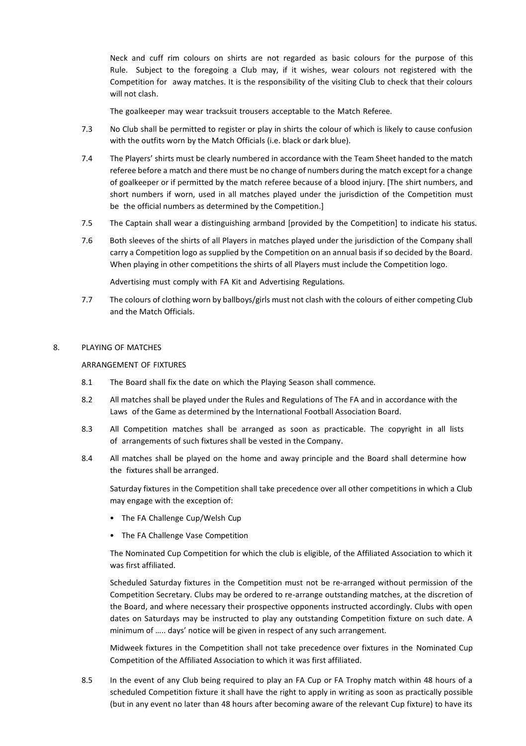Neck and cuff rim colours on shirts are not regarded as basic colours for the purpose of this Rule. Subject to the foregoing a Club may, if it wishes, wear colours not registered with the Competition for away matches. It is the responsibility of the visiting Club to check that their colours will not clash.

The goalkeeper may wear tracksuit trousers acceptable to the Match Referee.

7.3 No Club shall be permitted to register or play in shirts the colour of which is likely to cause confusion with the outfits worn by the Match Officials (i.e. black or dark blue).

7.4 The Players' shirts must be clearly numbered in accordance with the Team Sheet handed to the match referee before a match and there must be no change of numbers during the match except for a change of goalkeeper or if permitted by the match referee because of a blood injury. [The shirt numbers, and short numbers if worn, used in all matches played under the jurisdiction of the Competition must be the official numbers as determined by the Competition.]

7.5 The Captain shall wear a distinguishing armband [provided by the Competition] to indicate his status.

7.6 Both sleeves of the shirts of all Players in matches played under the jurisdiction of the Company shall carry a Competition logo as supplied by the Competition on an annual basis if so decided by the Board. When playing in other competitions the shirts of all Players must include the Competition logo.

Advertising must comply with FA Kit and Advertising Regulations.

7.7 The colours of clothing worn by ballboys/girls must not clash with the colours of either competing Club and the Match Officials.

## 8. PLAYING OF MATCHES

### ARRANGEMENT OF FIXTURES

8.1 The Board shall fix the date on which the Playing Season shall commence.

8.2 All matches shall be played under the Rules and Regulations of The FA and in accordance with the Laws of the Game as determined by the International Football Association Board.

8.3 All Competition matches shall be arranged as soon as practicable. The copyright in all lists of arrangements of such fixtures shall be vested in the Company.

8.4 All matches shall be played on the home and away principle and the Board shall determine how the fixtures shall be arranged.

Saturday fixtures in the Competition shall take precedence over all other competitions in which a Club may engage with the exception of:

- The FA Challenge Cup/Welsh Cup
- The FA Challenge Vase Competition

The Nominated Cup Competition for which the club is eligible, of the Affiliated Association to which it was first affiliated.

Scheduled Saturday fixtures in the Competition must not be re-arranged without permission of the Competition Secretary. Clubs may be ordered to re-arrange outstanding matches, at the discretion of the Board, and where necessary their prospective opponents instructed accordingly. Clubs with open dates on Saturdays may be instructed to play any outstanding Competition fixture on such date. A minimum of ….. days' notice will be given in respect of any such arrangement.

Midweek fixtures in the Competition shall not take precedence over fixtures in the Nominated Cup Competition of the Affiliated Association to which it was first affiliated.

8.5 In the event of any Club being required to play an FA Cup or FA Trophy match within 48 hours of a scheduled Competition fixture it shall have the right to apply in writing as soon as practically possible (but in any event no later than 48 hours after becoming aware of the relevant Cup fixture) to have its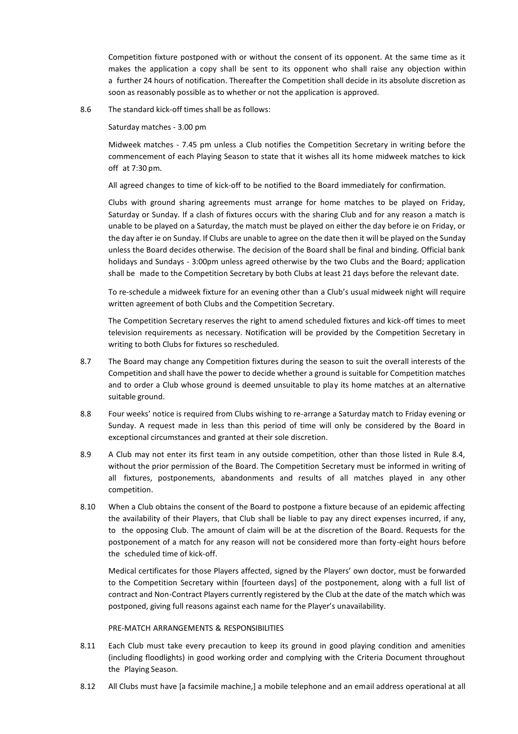Competition fixture postponed with or without the consent of its opponent. At the same time as it makes the application a copy shall be sent to its opponent who shall raise any objection within a further 24 hours of notification. Thereafter the Competition shall decide in its absolute discretion as soon as reasonably possible as to whether or not the application is approved.

8.6 The standard kick-off times shall be as follows:

Saturday matches - 3.00 pm

Midweek matches - 7.45 pm unless a Club notifies the Competition Secretary in writing before the commencement of each Playing Season to state that it wishes all its home midweek matches to kick off at 7:30 pm.

All agreed changes to time of kick-off to be notified to the Board immediately for confirmation.

Clubs with ground sharing agreements must arrange for home matches to be played on Friday, Saturday or Sunday. If a clash of fixtures occurs with the sharing Club and for any reason a match is unable to be played on a Saturday, the match must be played on either the day before ie on Friday, or the day after ie on Sunday. If Clubs are unable to agree on the date then it will be played on the Sunday unless the Board decides otherwise. The decision of the Board shall be final and binding. Official bank holidays and Sundays - 3:00pm unless agreed otherwise by the two Clubs and the Board; application shall be made to the Competition Secretary by both Clubs at least 21 days before the relevant date.

To re-schedule a midweek fixture for an evening other than a Club's usual midweek night will require written agreement of both Clubs and the Competition Secretary.

The Competition Secretary reserves the right to amend scheduled fixtures and kick-off times to meet television requirements as necessary. Notification will be provided by the Competition Secretary in writing to both Clubs for fixtures so rescheduled.

8.7 The Board may change any Competition fixtures during the season to suit the overall interests of the Competition and shall have the power to decide whether a ground is suitable for Competition matches and to order a Club whose ground is deemed unsuitable to play its home matches at an alternative suitable ground.

8.8 Four weeks' notice is required from Clubs wishing to re-arrange a Saturday match to Friday evening or Sunday. A request made in less than this period of time will only be considered by the Board in exceptional circumstances and granted at their sole discretion.

8.9 A Club may not enter its first team in any outside competition, other than those listed in Rule 8.4, without the prior permission of the Board. The Competition Secretary must be informed in writing of all fixtures, postponements, abandonments and results of all matches played in any other competition.

8.10 When a Club obtains the consent of the Board to postpone a fixture because of an epidemic affecting the availability of their Players, that Club shall be liable to pay any direct expenses incurred, if any, to the opposing Club. The amount of claim will be at the discretion of the Board. Requests for the postponement of a match for any reason will not be considered more than forty-eight hours before the scheduled time of kick-off.

Medical certificates for those Players affected, signed by the Players' own doctor, must be forwarded to the Competition Secretary within [fourteen days] of the postponement, along with a full list of contract and Non-Contract Players currently registered by the Club at the date of the match which was postponed, giving full reasons against each name for the Player's unavailability.

PRE-MATCH ARRANGEMENTS & RESPONSIBILITIES

8.11 Each Club must take every precaution to keep its ground in good playing condition and amenities (including floodlights) in good working order and complying with the Criteria Document throughout the Playing Season.

8.12 All Clubs must have [a facsimile machine,] a mobile telephone and an email address operational at all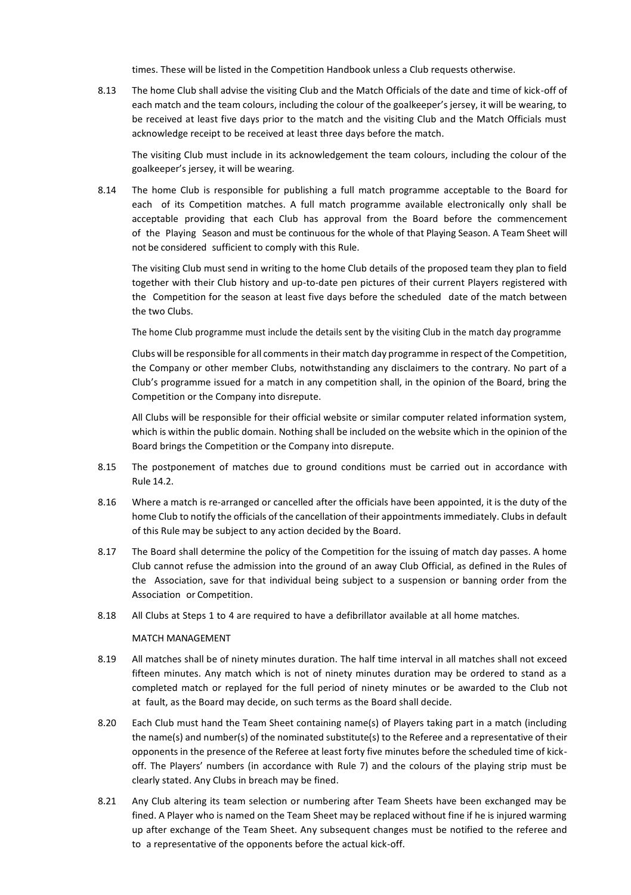times. These will be listed in the Competition Handbook unless a Club requests otherwise.

8.13 The home Club shall advise the visiting Club and the Match Officials of the date and time of kick-off of each match and the team colours, including the colour of the goalkeeper's jersey, it will be wearing, to be received at least five days prior to the match and the visiting Club and the Match Officials must acknowledge receipt to be received at least three days before the match.

The visiting Club must include in its acknowledgement the team colours, including the colour of the goalkeeper's jersey, it will be wearing.

8.14 The home Club is responsible for publishing a full match programme acceptable to the Board for each of its Competition matches. A full match programme available electronically only shall be acceptable providing that each Club has approval from the Board before the commencement of the Playing Season and must be continuous for the whole of that Playing Season. A Team Sheet will not be considered sufficient to comply with this Rule.

The visiting Club must send in writing to the home Club details of the proposed team they plan to field together with their Club history and up-to-date pen pictures of their current Players registered with the Competition for the season at least five days before the scheduled date of the match between the two Clubs.

The home Club programme must include the details sent by the visiting Club in the match day programme

Clubs will be responsible for all comments in their match day programme in respect of the Competition, the Company or other member Clubs, notwithstanding any disclaimers to the contrary. No part of a Club's programme issued for a match in any competition shall, in the opinion of the Board, bring the Competition or the Company into disrepute.

All Clubs will be responsible for their official website or similar computer related information system, which is within the public domain. Nothing shall be included on the website which in the opinion of the Board brings the Competition or the Company into disrepute.

8.15 The postponement of matches due to ground conditions must be carried out in accordance with Rule 14.2.

8.16 Where a match is re-arranged or cancelled after the officials have been appointed, it is the duty of the home Club to notify the officials of the cancellation of their appointments immediately. Clubs in default of this Rule may be subject to any action decided by the Board.

8.17 The Board shall determine the policy of the Competition for the issuing of match day passes. A home Club cannot refuse the admission into the ground of an away Club Official, as defined in the Rules of the Association, save for that individual being subject to a suspension or banning order from the Association or Competition.

8.18 All Clubs at Steps 1 to 4 are required to have a defibrillator available at all home matches.

MATCH MANAGEMENT

8.19 All matches shall be of ninety minutes duration. The half time interval in all matches shall not exceed fifteen minutes. Any match which is not of ninety minutes duration may be ordered to stand as a completed match or replayed for the full period of ninety minutes or be awarded to the Club not at fault, as the Board may decide, on such terms as the Board shall decide.

8.20 Each Club must hand the Team Sheet containing name(s) of Players taking part in a match (including the name(s) and number(s) of the nominated substitute(s) to the Referee and a representative of their opponents in the presence of the Referee at least forty five minutes before the scheduled time of kick-off. The Players' numbers (in accordance with Rule 7) and the colours of the playing strip must be clearly stated. Any Clubs in breach may be fined.

8.21 Any Club altering its team selection or numbering after Team Sheets have been exchanged may be fined. A Player who is named on the Team Sheet may be replaced without fine if he is injured warming up after exchange of the Team Sheet. Any subsequent changes must be notified to the referee and to a representative of the opponents before the actual kick-off.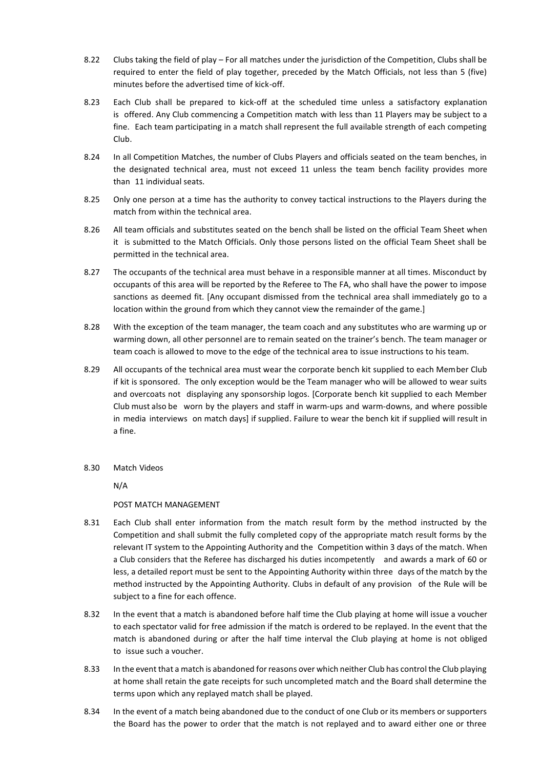8.22 Clubs taking the field of play – For all matches under the jurisdiction of the Competition, Clubs shall be required to enter the field of play together, preceded by the Match Officials, not less than 5 (five) minutes before the advertised time of kick-off.

8.23 Each Club shall be prepared to kick-off at the scheduled time unless a satisfactory explanation is offered. Any Club commencing a Competition match with less than 11 Players may be subject to a fine. Each team participating in a match shall represent the full available strength of each competing Club.

8.24 In all Competition Matches, the number of Clubs Players and officials seated on the team benches, in the designated technical area, must not exceed 11 unless the team bench facility provides more than 11 individual seats.

8.25 Only one person at a time has the authority to convey tactical instructions to the Players during the match from within the technical area.

8.26 All team officials and substitutes seated on the bench shall be listed on the official Team Sheet when it is submitted to the Match Officials. Only those persons listed on the official Team Sheet shall be permitted in the technical area.

8.27 The occupants of the technical area must behave in a responsible manner at all times. Misconduct by occupants of this area will be reported by the Referee to The FA, who shall have the power to impose sanctions as deemed fit. [Any occupant dismissed from the technical area shall immediately go to a location within the ground from which they cannot view the remainder of the game.]

8.28 With the exception of the team manager, the team coach and any substitutes who are warming up or warming down, all other personnel are to remain seated on the trainer's bench. The team manager or team coach is allowed to move to the edge of the technical area to issue instructions to his team.

8.29 All occupants of the technical area must wear the corporate bench kit supplied to each Member Club if kit is sponsored. The only exception would be the Team manager who will be allowed to wear suits and overcoats not displaying any sponsorship logos. [Corporate bench kit supplied to each Member Club must also be worn by the players and staff in warm-ups and warm-downs, and where possible in media interviews on match days] if supplied. Failure to wear the bench kit if supplied will result in a fine.

8.30 Match Videos

N/A

POST MATCH MANAGEMENT

8.31 Each Club shall enter information from the match result form by the method instructed by the Competition and shall submit the fully completed copy of the appropriate match result forms by the relevant IT system to the Appointing Authority and the Competition within 3 days of the match. When a Club considers that the Referee has discharged his duties incompetently and awards a mark of 60 or less, a detailed report must be sent to the Appointing Authority within three days of the match by the method instructed by the Appointing Authority. Clubs in default of any provision of the Rule will be subject to a fine for each offence.

8.32 In the event that a match is abandoned before half time the Club playing at home will issue a voucher to each spectator valid for free admission if the match is ordered to be replayed. In the event that the match is abandoned during or after the half time interval the Club playing at home is not obliged to issue such a voucher.

8.33 In the event that a match is abandoned for reasons over which neither Club has control the Club playing at home shall retain the gate receipts for such uncompleted match and the Board shall determine the terms upon which any replayed match shall be played.

8.34 In the event of a match being abandoned due to the conduct of one Club or its members or supporters the Board has the power to order that the match is not replayed and to award either one or three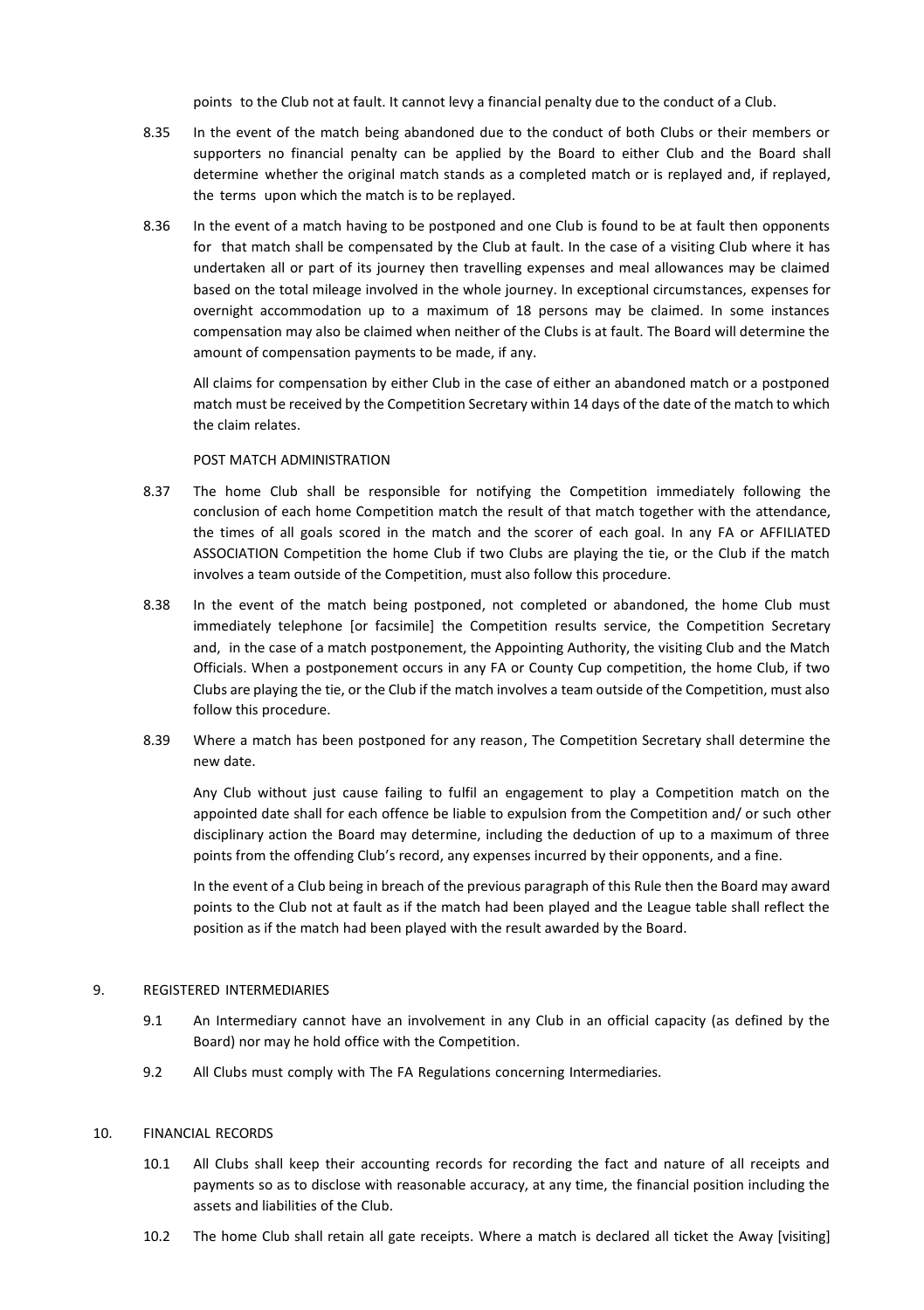points to the Club not at fault. It cannot levy a financial penalty due to the conduct of a Club.

8.35 In the event of the match being abandoned due to the conduct of both Clubs or their members or supporters no financial penalty can be applied by the Board to either Club and the Board shall determine whether the original match stands as a completed match or is replayed and, if replayed, the terms upon which the match is to be replayed.

8.36 In the event of a match having to be postponed and one Club is found to be at fault then opponents for that match shall be compensated by the Club at fault. In the case of a visiting Club where it has undertaken all or part of its journey then travelling expenses and meal allowances may be claimed based on the total mileage involved in the whole journey. In exceptional circumstances, expenses for overnight accommodation up to a maximum of 18 persons may be claimed. In some instances compensation may also be claimed when neither of the Clubs is at fault. The Board will determine the amount of compensation payments to be made, if any.

All claims for compensation by either Club in the case of either an abandoned match or a postponed match must be received by the Competition Secretary within 14 days of the date of the match to which the claim relates.

POST MATCH ADMINISTRATION

8.37 The home Club shall be responsible for notifying the Competition immediately following the conclusion of each home Competition match the result of that match together with the attendance, the times of all goals scored in the match and the scorer of each goal. In any FA or AFFILIATED ASSOCIATION Competition the home Club if two Clubs are playing the tie, or the Club if the match involves a team outside of the Competition, must also follow this procedure.

8.38 In the event of the match being postponed, not completed or abandoned, the home Club must immediately telephone [or facsimile] the Competition results service, the Competition Secretary and, in the case of a match postponement, the Appointing Authority, the visiting Club and the Match Officials. When a postponement occurs in any FA or County Cup competition, the home Club, if two Clubs are playing the tie, or the Club if the match involves a team outside of the Competition, must also follow this procedure.

8.39 Where a match has been postponed for any reason, The Competition Secretary shall determine the new date.

Any Club without just cause failing to fulfil an engagement to play a Competition match on the appointed date shall for each offence be liable to expulsion from the Competition and/ or such other disciplinary action the Board may determine, including the deduction of up to a maximum of three points from the offending Club's record, any expenses incurred by their opponents, and a fine.

In the event of a Club being in breach of the previous paragraph of this Rule then the Board may award points to the Club not at fault as if the match had been played and the League table shall reflect the position as if the match had been played with the result awarded by the Board.

## 9. REGISTERED INTERMEDIARIES

9.1 An Intermediary cannot have an involvement in any Club in an official capacity (as defined by the Board) nor may he hold office with the Competition.

9.2 All Clubs must comply with The FA Regulations concerning Intermediaries.

## 10. FINANCIAL RECORDS

10.1 All Clubs shall keep their accounting records for recording the fact and nature of all receipts and payments so as to disclose with reasonable accuracy, at any time, the financial position including the assets and liabilities of the Club.

10.2 The home Club shall retain all gate receipts. Where a match is declared all ticket the Away [visiting]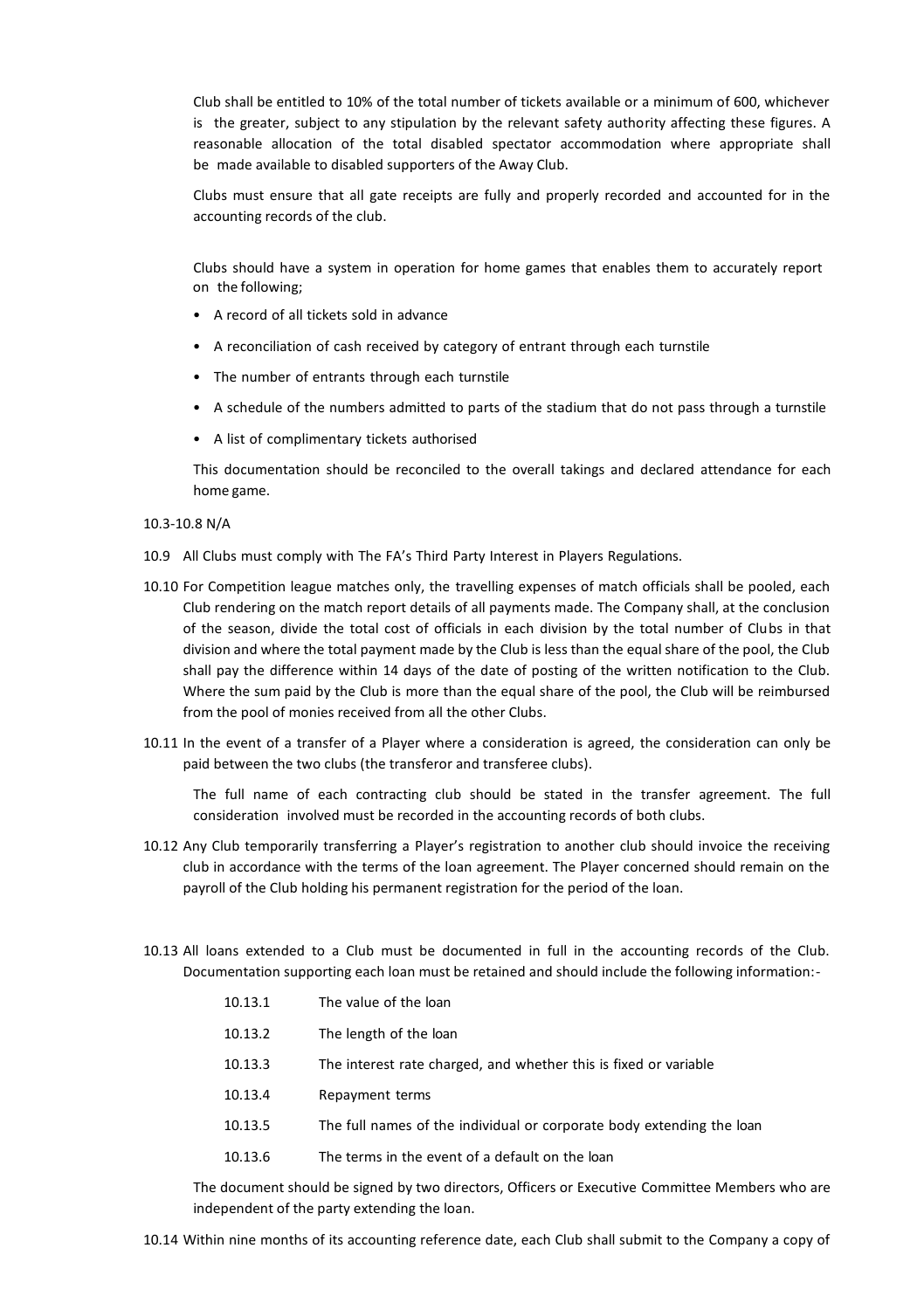Club shall be entitled to 10% of the total number of tickets available or a minimum of 600, whichever is the greater, subject to any stipulation by the relevant safety authority affecting these figures. A reasonable allocation of the total disabled spectator accommodation where appropriate shall be made available to disabled supporters of the Away Club.

Clubs must ensure that all gate receipts are fully and properly recorded and accounted for in the accounting records of the club.

Clubs should have a system in operation for home games that enables them to accurately report on the following;

- A record of all tickets sold in advance
- A reconciliation of cash received by category of entrant through each turnstile
- The number of entrants through each turnstile
- A schedule of the numbers admitted to parts of the stadium that do not pass through a turnstile
- A list of complimentary tickets authorised

This documentation should be reconciled to the overall takings and declared attendance for each home game.

10.3-10.8 N/A

10.9 All Clubs must comply with The FA's Third Party Interest in Players Regulations.

10.10 For Competition league matches only, the travelling expenses of match officials shall be pooled, each Club rendering on the match report details of all payments made. The Company shall, at the conclusion of the season, divide the total cost of officials in each division by the total number of Clubs in that division and where the total payment made by the Club is less than the equal share of the pool, the Club shall pay the difference within 14 days of the date of posting of the written notification to the Club. Where the sum paid by the Club is more than the equal share of the pool, the Club will be reimbursed from the pool of monies received from all the other Clubs.

10.11 In the event of a transfer of a Player where a consideration is agreed, the consideration can only be paid between the two clubs (the transferor and transferee clubs).

The full name of each contracting club should be stated in the transfer agreement. The full consideration involved must be recorded in the accounting records of both clubs.

10.12 Any Club temporarily transferring a Player's registration to another club should invoice the receiving club in accordance with the terms of the loan agreement. The Player concerned should remain on the payroll of the Club holding his permanent registration for the period of the loan.

10.13 All loans extended to a Club must be documented in full in the accounting records of the Club. Documentation supporting each loan must be retained and should include the following information:-

10.13.1 The value of the loan

10.13.2 The length of the loan

10.13.3 The interest rate charged, and whether this is fixed or variable

10.13.4 Repayment terms

10.13.5 The full names of the individual or corporate body extending the loan

10.13.6 The terms in the event of a default on the loan

The document should be signed by two directors, Officers or Executive Committee Members who are independent of the party extending the loan.

10.14 Within nine months of its accounting reference date, each Club shall submit to the Company a copy of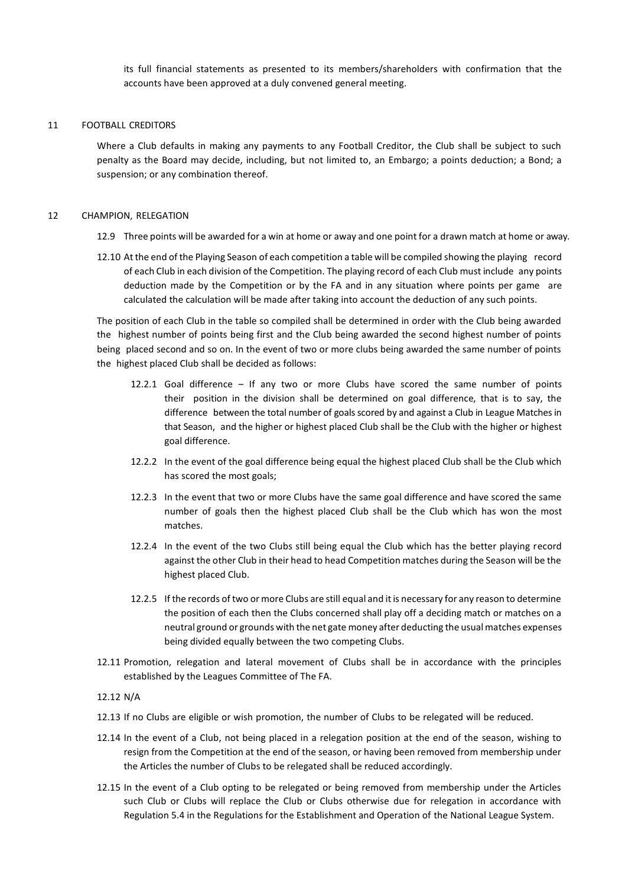its full financial statements as presented to its members/shareholders with confirmation that the accounts have been approved at a duly convened general meeting.

## 11 FOOTBALL CREDITORS

Where a Club defaults in making any payments to any Football Creditor, the Club shall be subject to such penalty as the Board may decide, including, but not limited to, an Embargo; a points deduction; a Bond; a suspension; or any combination thereof.

## 12 CHAMPION, RELEGATION

12.9 Three points will be awarded for a win at home or away and one point for a drawn match at home or away.

12.10 At the end of the Playing Season of each competition a table will be compiled showing the playing record of each Club in each division of the Competition. The playing record of each Club must include any points deduction made by the Competition or by the FA and in any situation where points per game are calculated the calculation will be made after taking into account the deduction of any such points.

The position of each Club in the table so compiled shall be determined in order with the Club being awarded the highest number of points being first and the Club being awarded the second highest number of points being placed second and so on. In the event of two or more clubs being awarded the same number of points the highest placed Club shall be decided as follows:

12.2.1 Goal difference – If any two or more Clubs have scored the same number of points their position in the division shall be determined on goal difference, that is to say, the difference between the total number of goals scored by and against a Club in League Matches in that Season, and the higher or highest placed Club shall be the Club with the higher or highest goal difference.

12.2.2 In the event of the goal difference being equal the highest placed Club shall be the Club which has scored the most goals;

12.2.3 In the event that two or more Clubs have the same goal difference and have scored the same number of goals then the highest placed Club shall be the Club which has won the most matches.

12.2.4 In the event of the two Clubs still being equal the Club which has the better playing record against the other Club in their head to head Competition matches during the Season will be the highest placed Club.

12.2.5 If the records of two or more Clubs are still equal and it is necessary for any reason to determine the position of each then the Clubs concerned shall play off a deciding match or matches on a neutral ground or grounds with the net gate money after deducting the usual matches expenses being divided equally between the two competing Clubs.

12.11 Promotion, relegation and lateral movement of Clubs shall be in accordance with the principles established by the Leagues Committee of The FA.

12.12 N/A

12.13 If no Clubs are eligible or wish promotion, the number of Clubs to be relegated will be reduced.

12.14 In the event of a Club, not being placed in a relegation position at the end of the season, wishing to resign from the Competition at the end of the season, or having been removed from membership under the Articles the number of Clubs to be relegated shall be reduced accordingly.

12.15 In the event of a Club opting to be relegated or being removed from membership under the Articles such Club or Clubs will replace the Club or Clubs otherwise due for relegation in accordance with Regulation 5.4 in the Regulations for the Establishment and Operation of the National League System.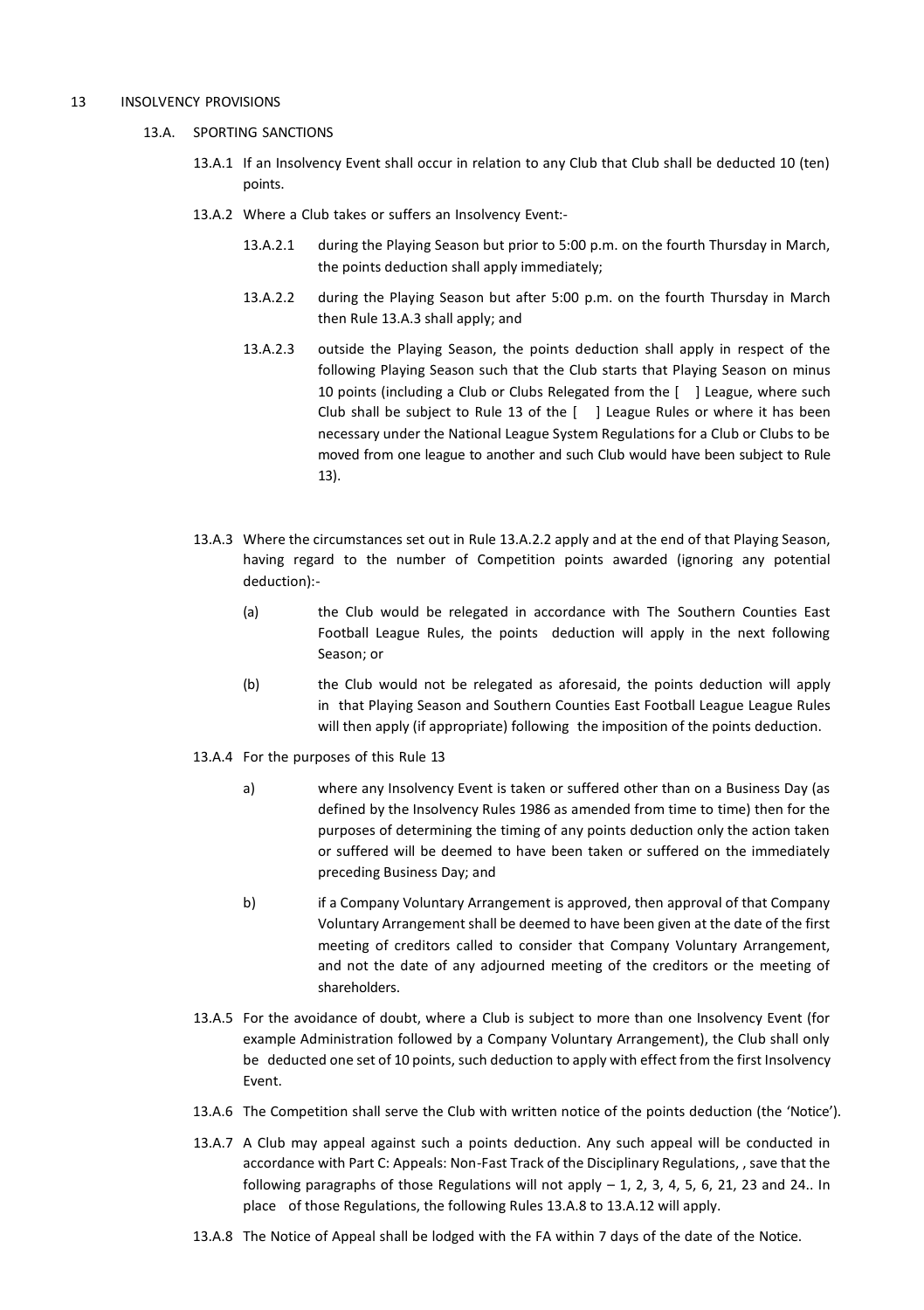## 13 INSOLVENCY PROVISIONS

### 13.A. SPORTING SANCTIONS

13.A.1 If an Insolvency Event shall occur in relation to any Club that Club shall be deducted 10 (ten) points.

13.A.2 Where a Club takes or suffers an Insolvency Event:-

13.A.2.1 during the Playing Season but prior to 5:00 p.m. on the fourth Thursday in March, the points deduction shall apply immediately;

13.A.2.2 during the Playing Season but after 5:00 p.m. on the fourth Thursday in March then Rule 13.A.3 shall apply; and

13.A.2.3 outside the Playing Season, the points deduction shall apply in respect of the following Playing Season such that the Club starts that Playing Season on minus 10 points (including a Club or Clubs Relegated from the [ ] League, where such Club shall be subject to Rule 13 of the [ ] League Rules or where it has been necessary under the National League System Regulations for a Club or Clubs to be moved from one league to another and such Club would have been subject to Rule 13).

13.A.3 Where the circumstances set out in Rule 13.A.2.2 apply and at the end of that Playing Season, having regard to the number of Competition points awarded (ignoring any potential deduction):-

(a) the Club would be relegated in accordance with The Southern Counties East Football League Rules, the points deduction will apply in the next following Season; or

(b) the Club would not be relegated as aforesaid, the points deduction will apply in that Playing Season and Southern Counties East Football League League Rules will then apply (if appropriate) following the imposition of the points deduction.

13.A.4 For the purposes of this Rule 13

a) where any Insolvency Event is taken or suffered other than on a Business Day (as defined by the Insolvency Rules 1986 as amended from time to time) then for the purposes of determining the timing of any points deduction only the action taken or suffered will be deemed to have been taken or suffered on the immediately preceding Business Day; and

b) if a Company Voluntary Arrangement is approved, then approval of that Company Voluntary Arrangement shall be deemed to have been given at the date of the first meeting of creditors called to consider that Company Voluntary Arrangement, and not the date of any adjourned meeting of the creditors or the meeting of shareholders.

13.A.5 For the avoidance of doubt, where a Club is subject to more than one Insolvency Event (for example Administration followed by a Company Voluntary Arrangement), the Club shall only be deducted one set of 10 points, such deduction to apply with effect from the first Insolvency Event.

13.A.6 The Competition shall serve the Club with written notice of the points deduction (the 'Notice').

13.A.7 A Club may appeal against such a points deduction. Any such appeal will be conducted in accordance with Part C: Appeals: Non-Fast Track of the Disciplinary Regulations, , save that the following paragraphs of those Regulations will not apply – 1, 2, 3, 4, 5, 6, 21, 23 and 24.. In place of those Regulations, the following Rules 13.A.8 to 13.A.12 will apply.

13.A.8 The Notice of Appeal shall be lodged with the FA within 7 days of the date of the Notice.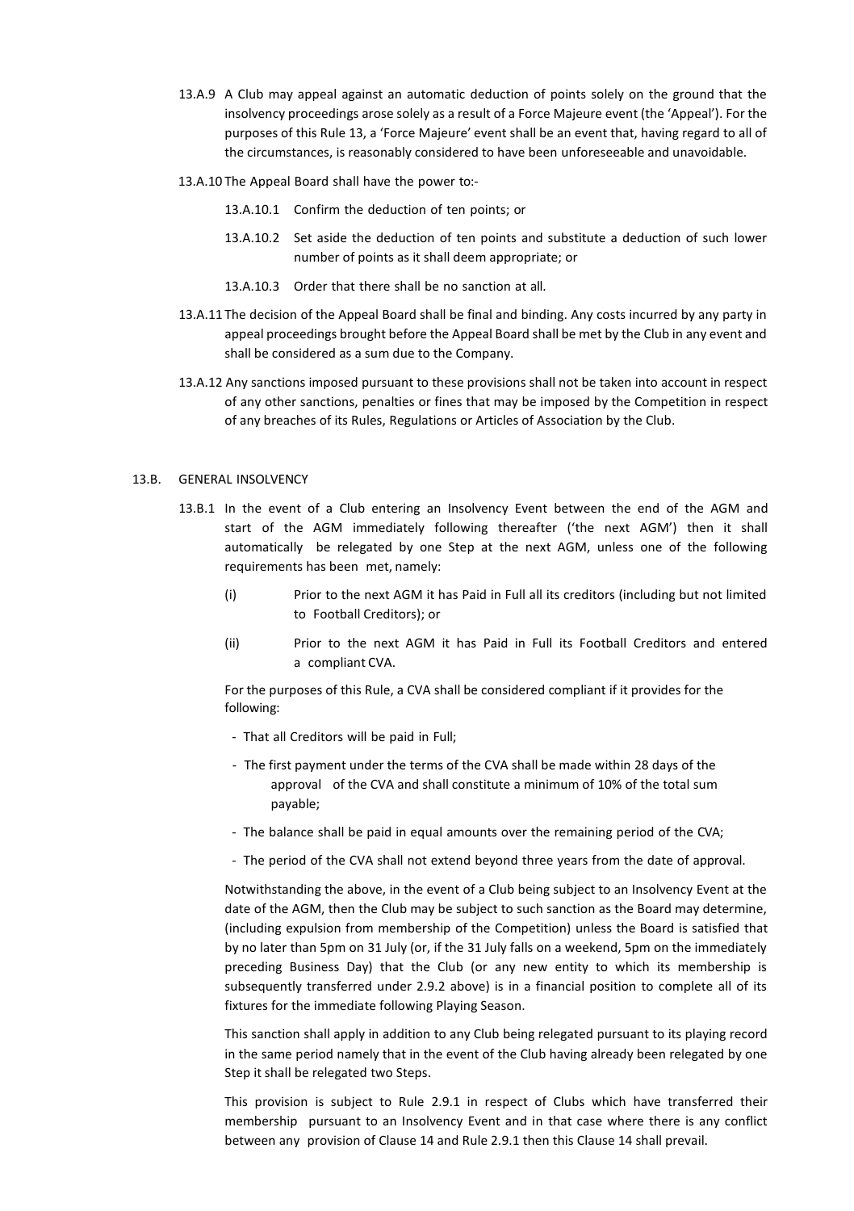13.A.9 A Club may appeal against an automatic deduction of points solely on the ground that the insolvency proceedings arose solely as a result of a Force Majeure event (the 'Appeal'). For the purposes of this Rule 13, a 'Force Majeure' event shall be an event that, having regard to all of the circumstances, is reasonably considered to have been unforeseeable and unavoidable.

13.A.10 The Appeal Board shall have the power to:-

13.A.10.1 Confirm the deduction of ten points; or

13.A.10.2 Set aside the deduction of ten points and substitute a deduction of such lower number of points as it shall deem appropriate; or

13.A.10.3 Order that there shall be no sanction at all.

13.A.11 The decision of the Appeal Board shall be final and binding. Any costs incurred by any party in appeal proceedings brought before the Appeal Board shall be met by the Club in any event and shall be considered as a sum due to the Company.

13.A.12 Any sanctions imposed pursuant to these provisions shall not be taken into account in respect of any other sanctions, penalties or fines that may be imposed by the Competition in respect of any breaches of its Rules, Regulations or Articles of Association by the Club.

## 13.B. GENERAL INSOLVENCY

13.B.1 In the event of a Club entering an Insolvency Event between the end of the AGM and start of the AGM immediately following thereafter ('the next AGM') then it shall automatically be relegated by one Step at the next AGM, unless one of the following requirements has been met, namely:

(i) Prior to the next AGM it has Paid in Full all its creditors (including but not limited to Football Creditors); or

(ii) Prior to the next AGM it has Paid in Full its Football Creditors and entered a compliant CVA.

For the purposes of this Rule, a CVA shall be considered compliant if it provides for the following:

- That all Creditors will be paid in Full;
- The first payment under the terms of the CVA shall be made within 28 days of the approval of the CVA and shall constitute a minimum of 10% of the total sum payable;
- The balance shall be paid in equal amounts over the remaining period of the CVA;
- The period of the CVA shall not extend beyond three years from the date of approval.

Notwithstanding the above, in the event of a Club being subject to an Insolvency Event at the date of the AGM, then the Club may be subject to such sanction as the Board may determine, (including expulsion from membership of the Competition) unless the Board is satisfied that by no later than 5pm on 31 July (or, if the 31 July falls on a weekend, 5pm on the immediately preceding Business Day) that the Club (or any new entity to which its membership is subsequently transferred under 2.9.2 above) is in a financial position to complete all of its fixtures for the immediate following Playing Season.

This sanction shall apply in addition to any Club being relegated pursuant to its playing record in the same period namely that in the event of the Club having already been relegated by one Step it shall be relegated two Steps.

This provision is subject to Rule 2.9.1 in respect of Clubs which have transferred their membership pursuant to an Insolvency Event and in that case where there is any conflict between any provision of Clause 14 and Rule 2.9.1 then this Clause 14 shall prevail.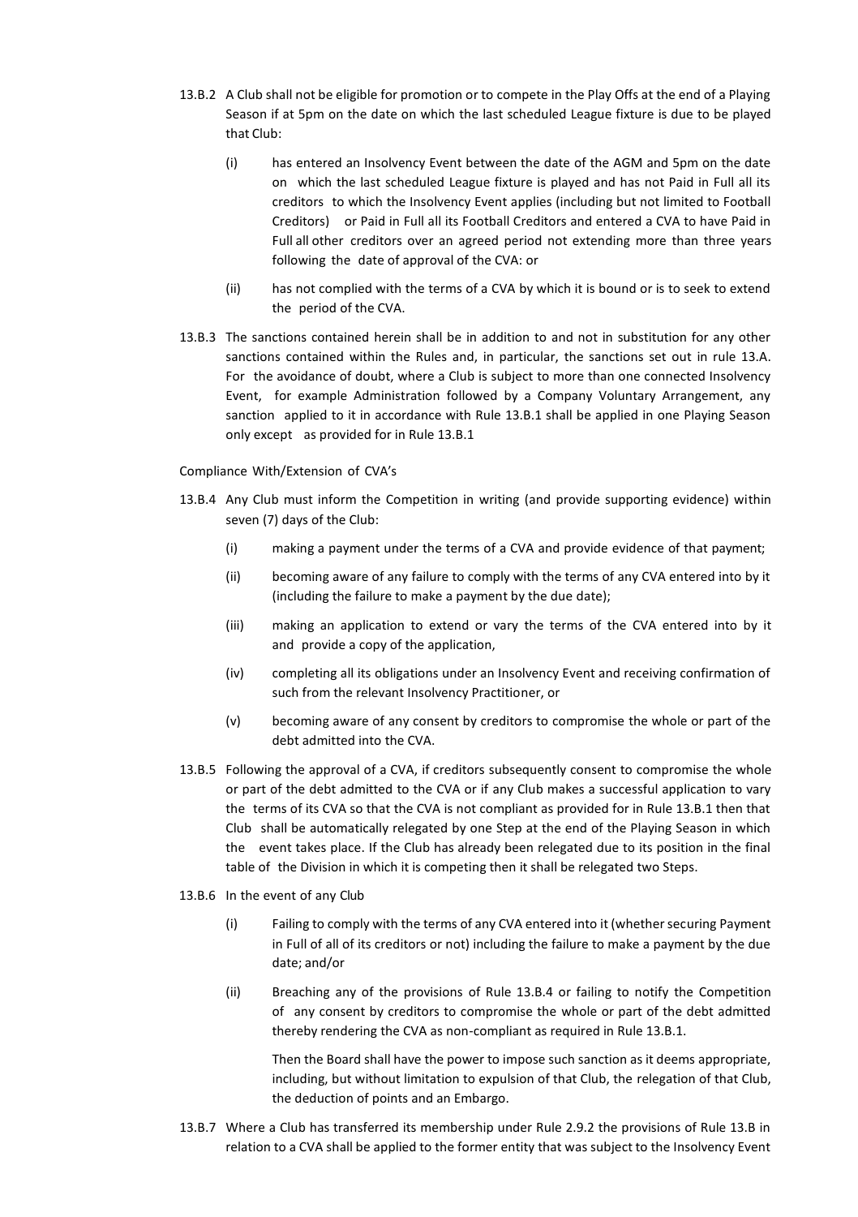13.B.2 A Club shall not be eligible for promotion or to compete in the Play Offs at the end of a Playing Season if at 5pm on the date on which the last scheduled League fixture is due to be played that Club:

(i) has entered an Insolvency Event between the date of the AGM and 5pm on the date on which the last scheduled League fixture is played and has not Paid in Full all its creditors to which the Insolvency Event applies (including but not limited to Football Creditors) or Paid in Full all its Football Creditors and entered a CVA to have Paid in Full all other creditors over an agreed period not extending more than three years following the date of approval of the CVA: or

(ii) has not complied with the terms of a CVA by which it is bound or is to seek to extend the period of the CVA.

13.B.3 The sanctions contained herein shall be in addition to and not in substitution for any other sanctions contained within the Rules and, in particular, the sanctions set out in rule 13.A. For the avoidance of doubt, where a Club is subject to more than one connected Insolvency Event, for example Administration followed by a Company Voluntary Arrangement, any sanction applied to it in accordance with Rule 13.B.1 shall be applied in one Playing Season only except as provided for in Rule 13.B.1

Compliance With/Extension of CVA's

13.B.4 Any Club must inform the Competition in writing (and provide supporting evidence) within seven (7) days of the Club:

(i) making a payment under the terms of a CVA and provide evidence of that payment;

(ii) becoming aware of any failure to comply with the terms of any CVA entered into by it (including the failure to make a payment by the due date);

(iii) making an application to extend or vary the terms of the CVA entered into by it and provide a copy of the application,

(iv) completing all its obligations under an Insolvency Event and receiving confirmation of such from the relevant Insolvency Practitioner, or

(v) becoming aware of any consent by creditors to compromise the whole or part of the debt admitted into the CVA.

13.B.5 Following the approval of a CVA, if creditors subsequently consent to compromise the whole or part of the debt admitted to the CVA or if any Club makes a successful application to vary the terms of its CVA so that the CVA is not compliant as provided for in Rule 13.B.1 then that Club shall be automatically relegated by one Step at the end of the Playing Season in which the event takes place. If the Club has already been relegated due to its position in the final table of the Division in which it is competing then it shall be relegated two Steps.

13.B.6 In the event of any Club

(i) Failing to comply with the terms of any CVA entered into it (whether securing Payment in Full of all of its creditors or not) including the failure to make a payment by the due date; and/or

(ii) Breaching any of the provisions of Rule 13.B.4 or failing to notify the Competition of any consent by creditors to compromise the whole or part of the debt admitted thereby rendering the CVA as non-compliant as required in Rule 13.B.1.

Then the Board shall have the power to impose such sanction as it deems appropriate, including, but without limitation to expulsion of that Club, the relegation of that Club, the deduction of points and an Embargo.

13.B.7 Where a Club has transferred its membership under Rule 2.9.2 the provisions of Rule 13.B in relation to a CVA shall be applied to the former entity that was subject to the Insolvency Event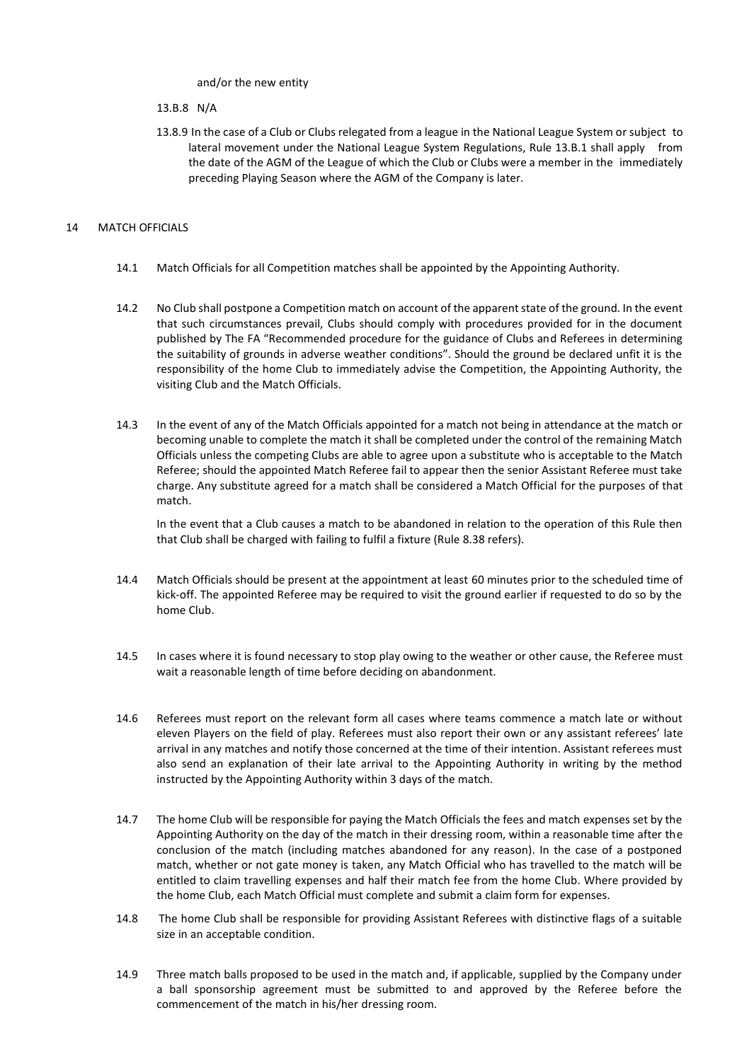and/or the new entity

13.B.8 N/A

13.8.9 In the case of a Club or Clubs relegated from a league in the National League System or subject to lateral movement under the National League System Regulations, Rule 13.B.1 shall apply from the date of the AGM of the League of which the Club or Clubs were a member in the immediately preceding Playing Season where the AGM of the Company is later.

## 14 MATCH OFFICIALS

14.1 Match Officials for all Competition matches shall be appointed by the Appointing Authority.

14.2 No Club shall postpone a Competition match on account of the apparent state of the ground. In the event that such circumstances prevail, Clubs should comply with procedures provided for in the document published by The FA "Recommended procedure for the guidance of Clubs and Referees in determining the suitability of grounds in adverse weather conditions". Should the ground be declared unfit it is the responsibility of the home Club to immediately advise the Competition, the Appointing Authority, the visiting Club and the Match Officials.

14.3 In the event of any of the Match Officials appointed for a match not being in attendance at the match or becoming unable to complete the match it shall be completed under the control of the remaining Match Officials unless the competing Clubs are able to agree upon a substitute who is acceptable to the Match Referee; should the appointed Match Referee fail to appear then the senior Assistant Referee must take charge. Any substitute agreed for a match shall be considered a Match Official for the purposes of that match.

In the event that a Club causes a match to be abandoned in relation to the operation of this Rule then that Club shall be charged with failing to fulfil a fixture (Rule 8.38 refers).

14.4 Match Officials should be present at the appointment at least 60 minutes prior to the scheduled time of kick-off. The appointed Referee may be required to visit the ground earlier if requested to do so by the home Club.

14.5 In cases where it is found necessary to stop play owing to the weather or other cause, the Referee must wait a reasonable length of time before deciding on abandonment.

14.6 Referees must report on the relevant form all cases where teams commence a match late or without eleven Players on the field of play. Referees must also report their own or any assistant referees' late arrival in any matches and notify those concerned at the time of their intention. Assistant referees must also send an explanation of their late arrival to the Appointing Authority in writing by the method instructed by the Appointing Authority within 3 days of the match.

14.7 The home Club will be responsible for paying the Match Officials the fees and match expenses set by the Appointing Authority on the day of the match in their dressing room, within a reasonable time after the conclusion of the match (including matches abandoned for any reason). In the case of a postponed match, whether or not gate money is taken, any Match Official who has travelled to the match will be entitled to claim travelling expenses and half their match fee from the home Club. Where provided by the home Club, each Match Official must complete and submit a claim form for expenses.

14.8 The home Club shall be responsible for providing Assistant Referees with distinctive flags of a suitable size in an acceptable condition.

14.9 Three match balls proposed to be used in the match and, if applicable, supplied by the Company under a ball sponsorship agreement must be submitted to and approved by the Referee before the commencement of the match in his/her dressing room.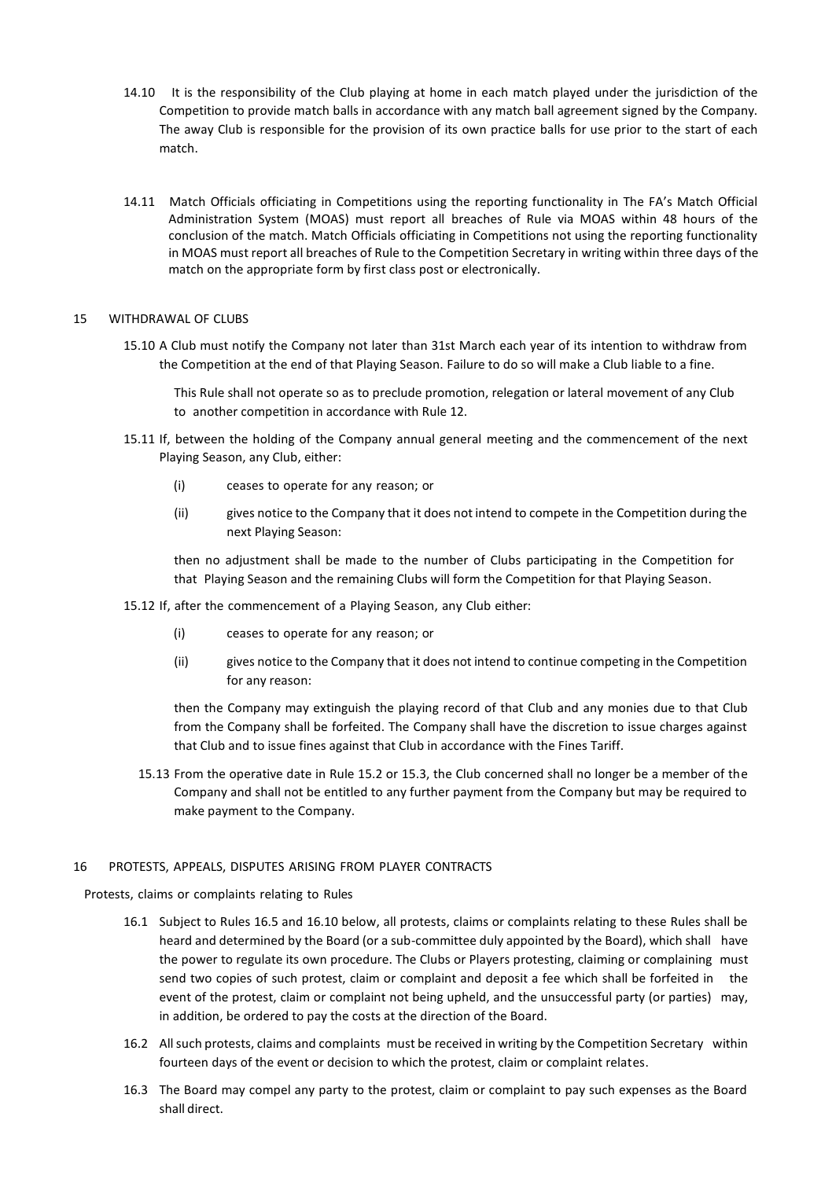14.10 It is the responsibility of the Club playing at home in each match played under the jurisdiction of the Competition to provide match balls in accordance with any match ball agreement signed by the Company. The away Club is responsible for the provision of its own practice balls for use prior to the start of each match.

14.11 Match Officials officiating in Competitions using the reporting functionality in The FA's Match Official Administration System (MOAS) must report all breaches of Rule via MOAS within 48 hours of the conclusion of the match. Match Officials officiating in Competitions not using the reporting functionality in MOAS must report all breaches of Rule to the Competition Secretary in writing within three days of the match on the appropriate form by first class post or electronically.

## 15 WITHDRAWAL OF CLUBS

15.10 A Club must notify the Company not later than 31st March each year of its intention to withdraw from the Competition at the end of that Playing Season. Failure to do so will make a Club liable to a fine.

This Rule shall not operate so as to preclude promotion, relegation or lateral movement of any Club to another competition in accordance with Rule 12.

15.11 If, between the holding of the Company annual general meeting and the commencement of the next Playing Season, any Club, either:

(i) ceases to operate for any reason; or

(ii) gives notice to the Company that it does not intend to compete in the Competition during the next Playing Season:

then no adjustment shall be made to the number of Clubs participating in the Competition for that Playing Season and the remaining Clubs will form the Competition for that Playing Season.

15.12 If, after the commencement of a Playing Season, any Club either:

(i) ceases to operate for any reason; or

(ii) gives notice to the Company that it does not intend to continue competing in the Competition for any reason:

then the Company may extinguish the playing record of that Club and any monies due to that Club from the Company shall be forfeited. The Company shall have the discretion to issue charges against that Club and to issue fines against that Club in accordance with the Fines Tariff.

15.13 From the operative date in Rule 15.2 or 15.3, the Club concerned shall no longer be a member of the Company and shall not be entitled to any further payment from the Company but may be required to make payment to the Company.

## 16 PROTESTS, APPEALS, DISPUTES ARISING FROM PLAYER CONTRACTS

Protests, claims or complaints relating to Rules

16.1 Subject to Rules 16.5 and 16.10 below, all protests, claims or complaints relating to these Rules shall be heard and determined by the Board (or a sub-committee duly appointed by the Board), which shall have the power to regulate its own procedure. The Clubs or Players protesting, claiming or complaining must send two copies of such protest, claim or complaint and deposit a fee which shall be forfeited in the event of the protest, claim or complaint not being upheld, and the unsuccessful party (or parties) may, in addition, be ordered to pay the costs at the direction of the Board.

16.2 All such protests, claims and complaints must be received in writing by the Competition Secretary within fourteen days of the event or decision to which the protest, claim or complaint relates.

16.3 The Board may compel any party to the protest, claim or complaint to pay such expenses as the Board shall direct.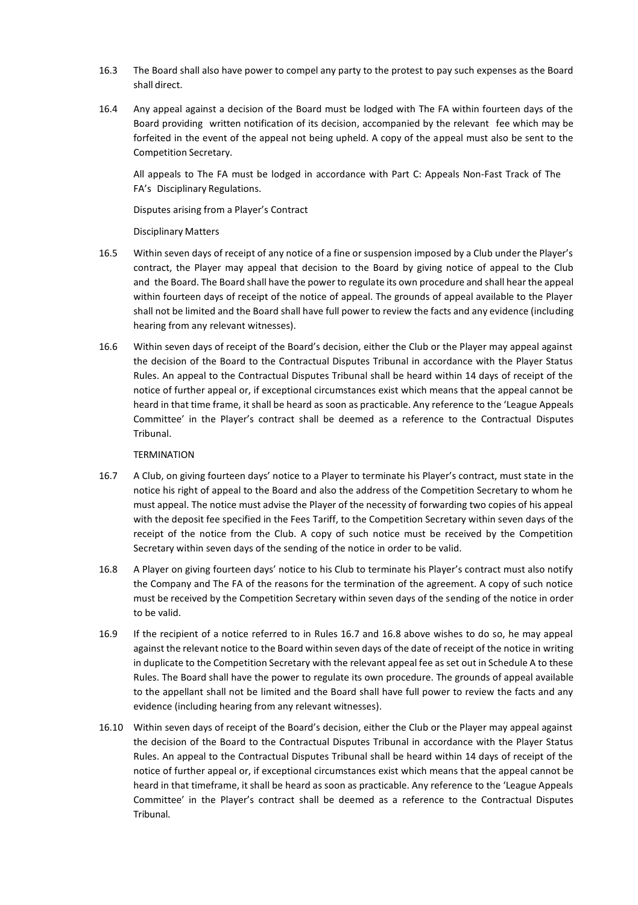16.3 The Board shall also have power to compel any party to the protest to pay such expenses as the Board shall direct.

16.4 Any appeal against a decision of the Board must be lodged with The FA within fourteen days of the Board providing written notification of its decision, accompanied by the relevant fee which may be forfeited in the event of the appeal not being upheld. A copy of the appeal must also be sent to the Competition Secretary.

All appeals to The FA must be lodged in accordance with Part C: Appeals Non-Fast Track of The FA's Disciplinary Regulations.

Disputes arising from a Player's Contract

Disciplinary Matters

16.5 Within seven days of receipt of any notice of a fine or suspension imposed by a Club under the Player's contract, the Player may appeal that decision to the Board by giving notice of appeal to the Club and the Board. The Board shall have the power to regulate its own procedure and shall hear the appeal within fourteen days of receipt of the notice of appeal. The grounds of appeal available to the Player shall not be limited and the Board shall have full power to review the facts and any evidence (including hearing from any relevant witnesses).

16.6 Within seven days of receipt of the Board's decision, either the Club or the Player may appeal against the decision of the Board to the Contractual Disputes Tribunal in accordance with the Player Status Rules. An appeal to the Contractual Disputes Tribunal shall be heard within 14 days of receipt of the notice of further appeal or, if exceptional circumstances exist which means that the appeal cannot be heard in that time frame, it shall be heard as soon as practicable. Any reference to the 'League Appeals Committee' in the Player's contract shall be deemed as a reference to the Contractual Disputes Tribunal.

TERMINATION

16.7 A Club, on giving fourteen days' notice to a Player to terminate his Player's contract, must state in the notice his right of appeal to the Board and also the address of the Competition Secretary to whom he must appeal. The notice must advise the Player of the necessity of forwarding two copies of his appeal with the deposit fee specified in the Fees Tariff, to the Competition Secretary within seven days of the receipt of the notice from the Club. A copy of such notice must be received by the Competition Secretary within seven days of the sending of the notice in order to be valid.

16.8 A Player on giving fourteen days' notice to his Club to terminate his Player's contract must also notify the Company and The FA of the reasons for the termination of the agreement. A copy of such notice must be received by the Competition Secretary within seven days of the sending of the notice in order to be valid.

16.9 If the recipient of a notice referred to in Rules 16.7 and 16.8 above wishes to do so, he may appeal against the relevant notice to the Board within seven days of the date of receipt of the notice in writing in duplicate to the Competition Secretary with the relevant appeal fee as set out in Schedule A to these Rules. The Board shall have the power to regulate its own procedure. The grounds of appeal available to the appellant shall not be limited and the Board shall have full power to review the facts and any evidence (including hearing from any relevant witnesses).

16.10 Within seven days of receipt of the Board's decision, either the Club or the Player may appeal against the decision of the Board to the Contractual Disputes Tribunal in accordance with the Player Status Rules. An appeal to the Contractual Disputes Tribunal shall be heard within 14 days of receipt of the notice of further appeal or, if exceptional circumstances exist which means that the appeal cannot be heard in that timeframe, it shall be heard as soon as practicable. Any reference to the 'League Appeals Committee' in the Player's contract shall be deemed as a reference to the Contractual Disputes Tribunal.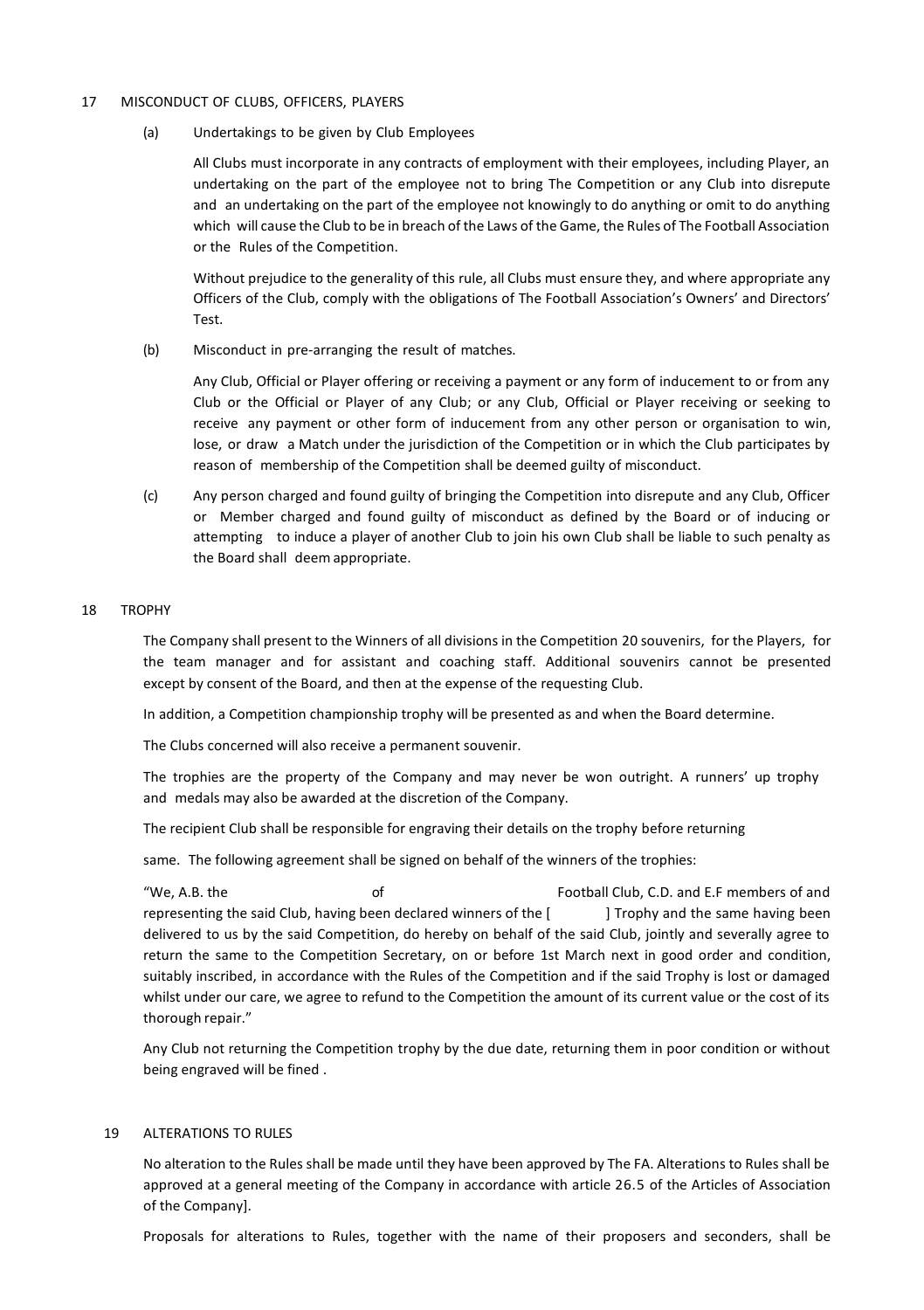## 17 MISCONDUCT OF CLUBS, OFFICERS, PLAYERS

(a) Undertakings to be given by Club Employees

All Clubs must incorporate in any contracts of employment with their employees, including Player, an undertaking on the part of the employee not to bring The Competition or any Club into disrepute and an undertaking on the part of the employee not knowingly to do anything or omit to do anything which will cause the Club to be in breach of the Laws of the Game, the Rules of The Football Association or the Rules of the Competition.

Without prejudice to the generality of this rule, all Clubs must ensure they, and where appropriate any Officers of the Club, comply with the obligations of The Football Association's Owners' and Directors' Test.

(b) Misconduct in pre-arranging the result of matches.

Any Club, Official or Player offering or receiving a payment or any form of inducement to or from any Club or the Official or Player of any Club; or any Club, Official or Player receiving or seeking to receive any payment or other form of inducement from any other person or organisation to win, lose, or draw a Match under the jurisdiction of the Competition or in which the Club participates by reason of membership of the Competition shall be deemed guilty of misconduct.

(c) Any person charged and found guilty of bringing the Competition into disrepute and any Club, Officer or Member charged and found guilty of misconduct as defined by the Board or of inducing or attempting to induce a player of another Club to join his own Club shall be liable to such penalty as the Board shall deem appropriate.

## 18 TROPHY

The Company shall present to the Winners of all divisions in the Competition 20 souvenirs, for the Players, for the team manager and for assistant and coaching staff. Additional souvenirs cannot be presented except by consent of the Board, and then at the expense of the requesting Club.

In addition, a Competition championship trophy will be presented as and when the Board determine.

The Clubs concerned will also receive a permanent souvenir.

The trophies are the property of the Company and may never be won outright. A runners' up trophy and medals may also be awarded at the discretion of the Company.

The recipient Club shall be responsible for engraving their details on the trophy before returning

same. The following agreement shall be signed on behalf of the winners of the trophies:

"We, A.B. the of Football Club, C.D. and E.F members of and representing the said Club, having been declared winners of the [ ] Trophy and the same having been delivered to us by the said Competition, do hereby on behalf of the said Club, jointly and severally agree to return the same to the Competition Secretary, on or before 1st March next in good order and condition, suitably inscribed, in accordance with the Rules of the Competition and if the said Trophy is lost or damaged whilst under our care, we agree to refund to the Competition the amount of its current value or the cost of its thorough repair."

Any Club not returning the Competition trophy by the due date, returning them in poor condition or without being engraved will be fined .

## 19 ALTERATIONS TO RULES

No alteration to the Rules shall be made until they have been approved by The FA. Alterations to Rules shall be approved at a general meeting of the Company in accordance with article 26.5 of the Articles of Association of the Company].

Proposals for alterations to Rules, together with the name of their proposers and seconders, shall be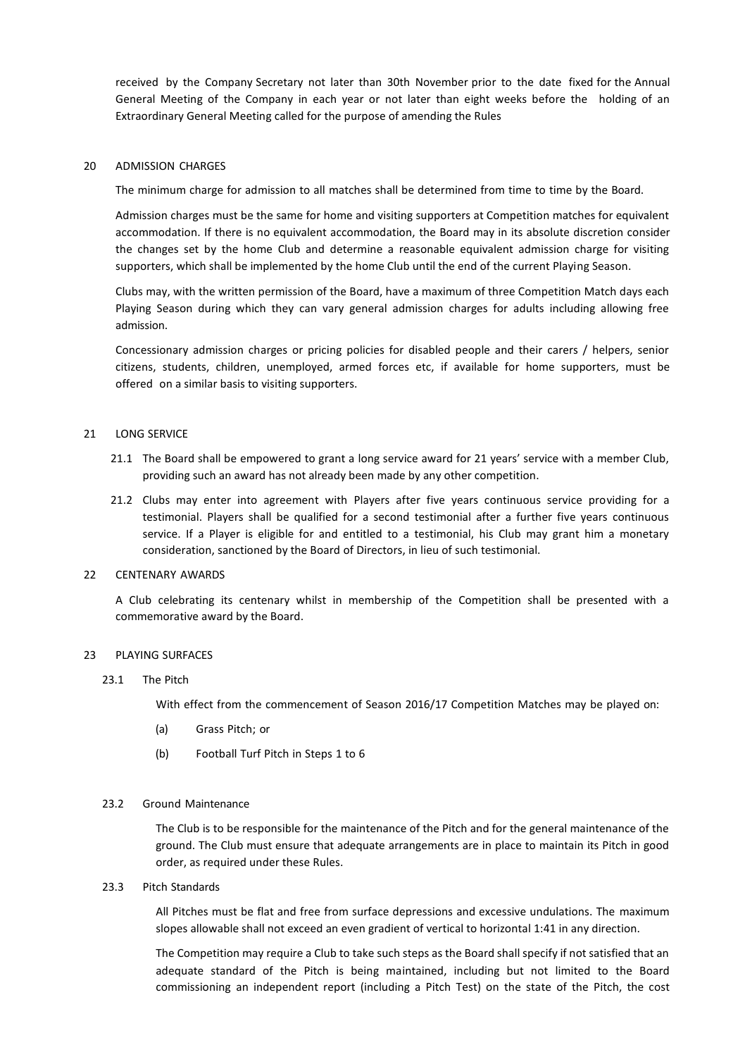received by the Company Secretary not later than 30th November prior to the date fixed for the Annual General Meeting of the Company in each year or not later than eight weeks before the holding of an Extraordinary General Meeting called for the purpose of amending the Rules

## 20 ADMISSION CHARGES

The minimum charge for admission to all matches shall be determined from time to time by the Board.

Admission charges must be the same for home and visiting supporters at Competition matches for equivalent accommodation. If there is no equivalent accommodation, the Board may in its absolute discretion consider the changes set by the home Club and determine a reasonable equivalent admission charge for visiting supporters, which shall be implemented by the home Club until the end of the current Playing Season.

Clubs may, with the written permission of the Board, have a maximum of three Competition Match days each Playing Season during which they can vary general admission charges for adults including allowing free admission.

Concessionary admission charges or pricing policies for disabled people and their carers / helpers, senior citizens, students, children, unemployed, armed forces etc, if available for home supporters, must be offered on a similar basis to visiting supporters.

## 21 LONG SERVICE

21.1 The Board shall be empowered to grant a long service award for 21 years' service with a member Club, providing such an award has not already been made by any other competition.

21.2 Clubs may enter into agreement with Players after five years continuous service providing for a testimonial. Players shall be qualified for a second testimonial after a further five years continuous service. If a Player is eligible for and entitled to a testimonial, his Club may grant him a monetary consideration, sanctioned by the Board of Directors, in lieu of such testimonial.

## 22 CENTENARY AWARDS

A Club celebrating its centenary whilst in membership of the Competition shall be presented with a commemorative award by the Board.

## 23 PLAYING SURFACES

### 23.1 The Pitch

With effect from the commencement of Season 2016/17 Competition Matches may be played on:

(a) Grass Pitch; or

(b) Football Turf Pitch in Steps 1 to 6

### 23.2 Ground Maintenance

The Club is to be responsible for the maintenance of the Pitch and for the general maintenance of the ground. The Club must ensure that adequate arrangements are in place to maintain its Pitch in good order, as required under these Rules.

### 23.3 Pitch Standards

All Pitches must be flat and free from surface depressions and excessive undulations. The maximum slopes allowable shall not exceed an even gradient of vertical to horizontal 1:41 in any direction.

The Competition may require a Club to take such steps as the Board shall specify if not satisfied that an adequate standard of the Pitch is being maintained, including but not limited to the Board commissioning an independent report (including a Pitch Test) on the state of the Pitch, the cost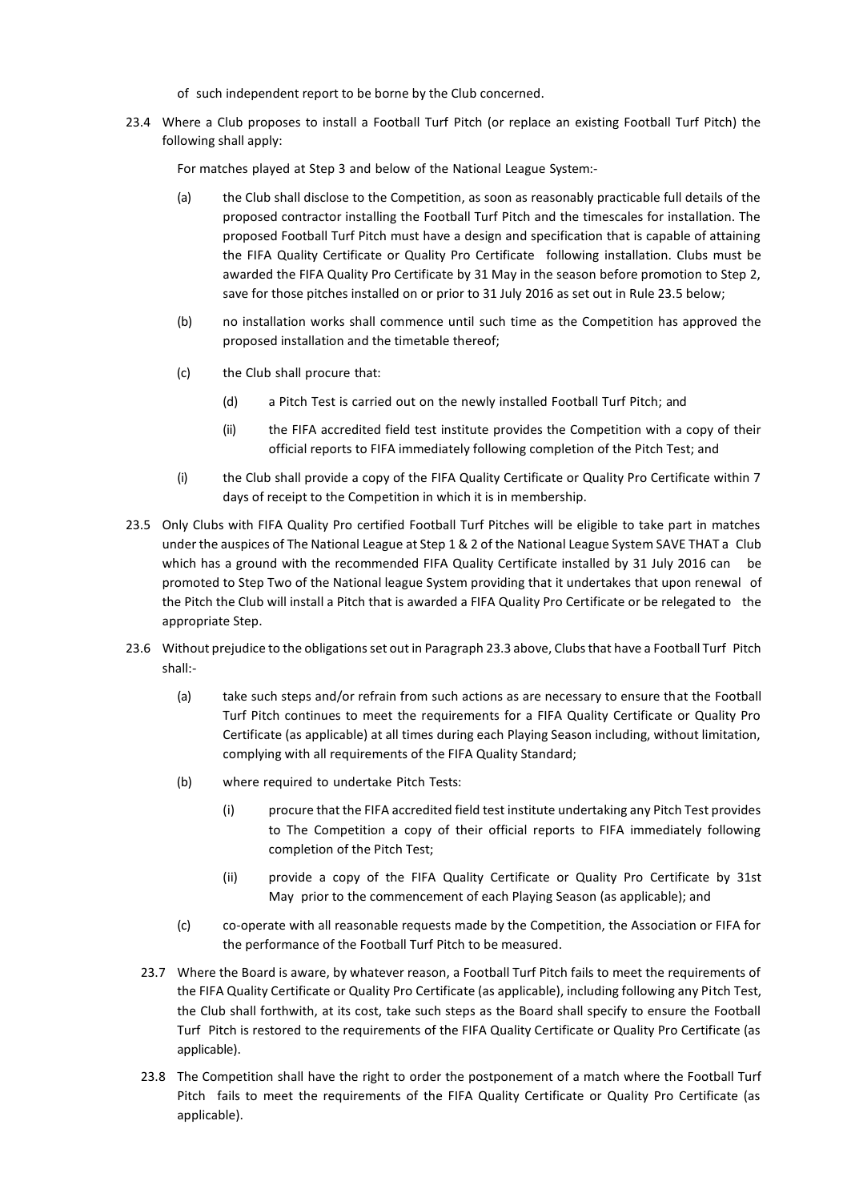of such independent report to be borne by the Club concerned.

23.4 Where a Club proposes to install a Football Turf Pitch (or replace an existing Football Turf Pitch) the following shall apply:

For matches played at Step 3 and below of the National League System:-

(a) the Club shall disclose to the Competition, as soon as reasonably practicable full details of the proposed contractor installing the Football Turf Pitch and the timescales for installation. The proposed Football Turf Pitch must have a design and specification that is capable of attaining the FIFA Quality Certificate or Quality Pro Certificate following installation. Clubs must be awarded the FIFA Quality Pro Certificate by 31 May in the season before promotion to Step 2, save for those pitches installed on or prior to 31 July 2016 as set out in Rule 23.5 below;

(b) no installation works shall commence until such time as the Competition has approved the proposed installation and the timetable thereof;

(c) the Club shall procure that:

   (d) a Pitch Test is carried out on the newly installed Football Turf Pitch; and

   (ii) the FIFA accredited field test institute provides the Competition with a copy of their official reports to FIFA immediately following completion of the Pitch Test; and

(i) the Club shall provide a copy of the FIFA Quality Certificate or Quality Pro Certificate within 7 days of receipt to the Competition in which it is in membership.

23.5 Only Clubs with FIFA Quality Pro certified Football Turf Pitches will be eligible to take part in matches under the auspices of The National League at Step 1 & 2 of the National League System SAVE THAT a Club which has a ground with the recommended FIFA Quality Certificate installed by 31 July 2016 can be promoted to Step Two of the National league System providing that it undertakes that upon renewal of the Pitch the Club will install a Pitch that is awarded a FIFA Quality Pro Certificate or be relegated to the appropriate Step.

23.6 Without prejudice to the obligations set out in Paragraph 23.3 above, Clubs that have a Football Turf Pitch shall:-

(a) take such steps and/or refrain from such actions as are necessary to ensure that the Football Turf Pitch continues to meet the requirements for a FIFA Quality Certificate or Quality Pro Certificate (as applicable) at all times during each Playing Season including, without limitation, complying with all requirements of the FIFA Quality Standard;

(b) where required to undertake Pitch Tests:

   (i) procure that the FIFA accredited field test institute undertaking any Pitch Test provides to The Competition a copy of their official reports to FIFA immediately following completion of the Pitch Test;

   (ii) provide a copy of the FIFA Quality Certificate or Quality Pro Certificate by 31st May prior to the commencement of each Playing Season (as applicable); and

(c) co-operate with all reasonable requests made by the Competition, the Association or FIFA for the performance of the Football Turf Pitch to be measured.

23.7 Where the Board is aware, by whatever reason, a Football Turf Pitch fails to meet the requirements of the FIFA Quality Certificate or Quality Pro Certificate (as applicable), including following any Pitch Test, the Club shall forthwith, at its cost, take such steps as the Board shall specify to ensure the Football Turf Pitch is restored to the requirements of the FIFA Quality Certificate or Quality Pro Certificate (as applicable).

23.8 The Competition shall have the right to order the postponement of a match where the Football Turf Pitch fails to meet the requirements of the FIFA Quality Certificate or Quality Pro Certificate (as applicable).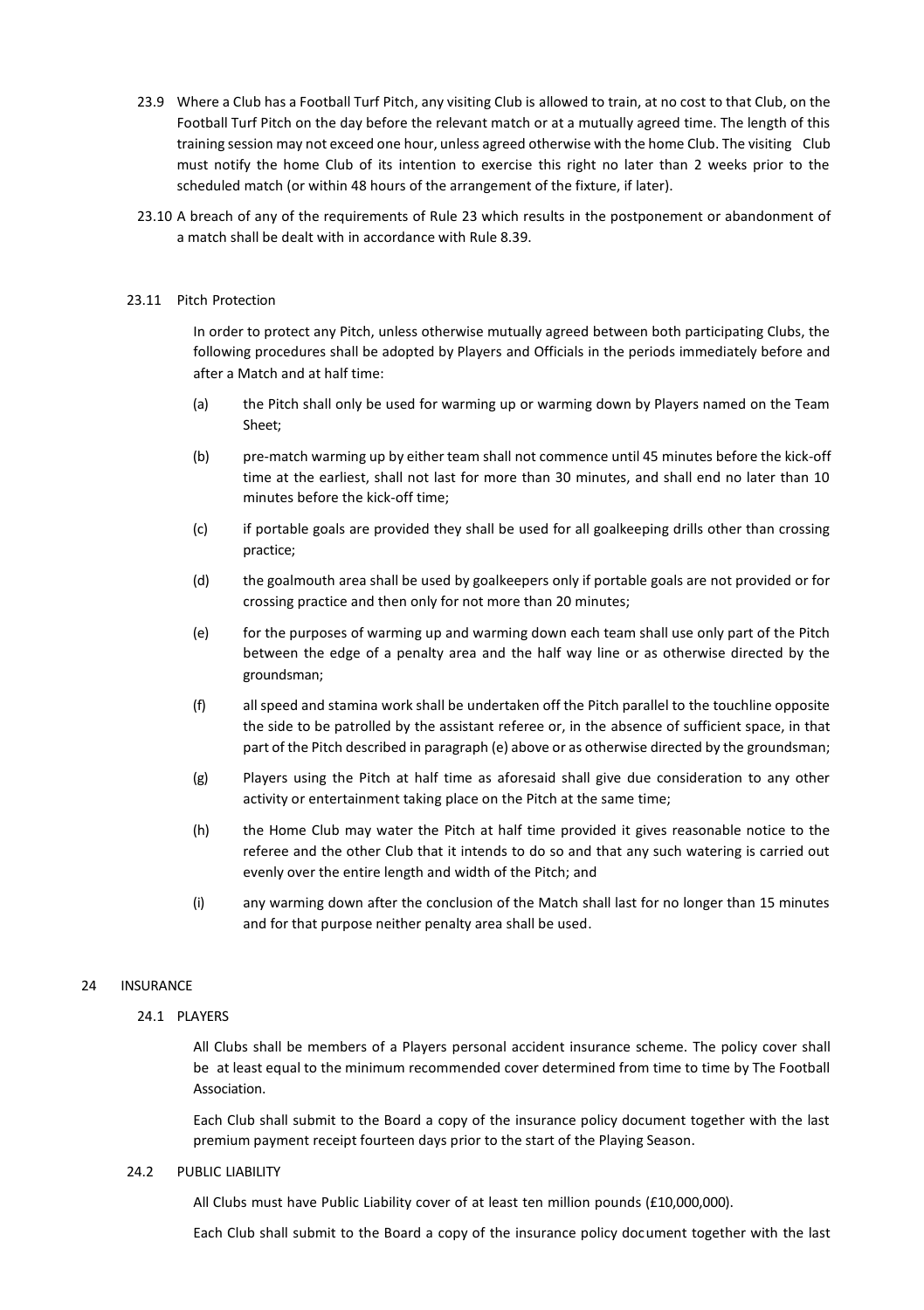23.9 Where a Club has a Football Turf Pitch, any visiting Club is allowed to train, at no cost to that Club, on the Football Turf Pitch on the day before the relevant match or at a mutually agreed time. The length of this training session may not exceed one hour, unless agreed otherwise with the home Club. The visiting Club must notify the home Club of its intention to exercise this right no later than 2 weeks prior to the scheduled match (or within 48 hours of the arrangement of the fixture, if later).

23.10 A breach of any of the requirements of Rule 23 which results in the postponement or abandonment of a match shall be dealt with in accordance with Rule 8.39.

23.11 Pitch Protection

In order to protect any Pitch, unless otherwise mutually agreed between both participating Clubs, the following procedures shall be adopted by Players and Officials in the periods immediately before and after a Match and at half time:

(a) the Pitch shall only be used for warming up or warming down by Players named on the Team Sheet;

(b) pre-match warming up by either team shall not commence until 45 minutes before the kick-off time at the earliest, shall not last for more than 30 minutes, and shall end no later than 10 minutes before the kick-off time;

(c) if portable goals are provided they shall be used for all goalkeeping drills other than crossing practice;

(d) the goalmouth area shall be used by goalkeepers only if portable goals are not provided or for crossing practice and then only for not more than 20 minutes;

(e) for the purposes of warming up and warming down each team shall use only part of the Pitch between the edge of a penalty area and the half way line or as otherwise directed by the groundsman;

(f) all speed and stamina work shall be undertaken off the Pitch parallel to the touchline opposite the side to be patrolled by the assistant referee or, in the absence of sufficient space, in that part of the Pitch described in paragraph (e) above or as otherwise directed by the groundsman;

(g) Players using the Pitch at half time as aforesaid shall give due consideration to any other activity or entertainment taking place on the Pitch at the same time;

(h) the Home Club may water the Pitch at half time provided it gives reasonable notice to the referee and the other Club that it intends to do so and that any such watering is carried out evenly over the entire length and width of the Pitch; and

(i) any warming down after the conclusion of the Match shall last for no longer than 15 minutes and for that purpose neither penalty area shall be used.

## 24 INSURANCE

### 24.1 PLAYERS

All Clubs shall be members of a Players personal accident insurance scheme. The policy cover shall be at least equal to the minimum recommended cover determined from time to time by The Football Association.

Each Club shall submit to the Board a copy of the insurance policy document together with the last premium payment receipt fourteen days prior to the start of the Playing Season.

### 24.2 PUBLIC LIABILITY

All Clubs must have Public Liability cover of at least ten million pounds (£10,000,000).

Each Club shall submit to the Board a copy of the insurance policy document together with the last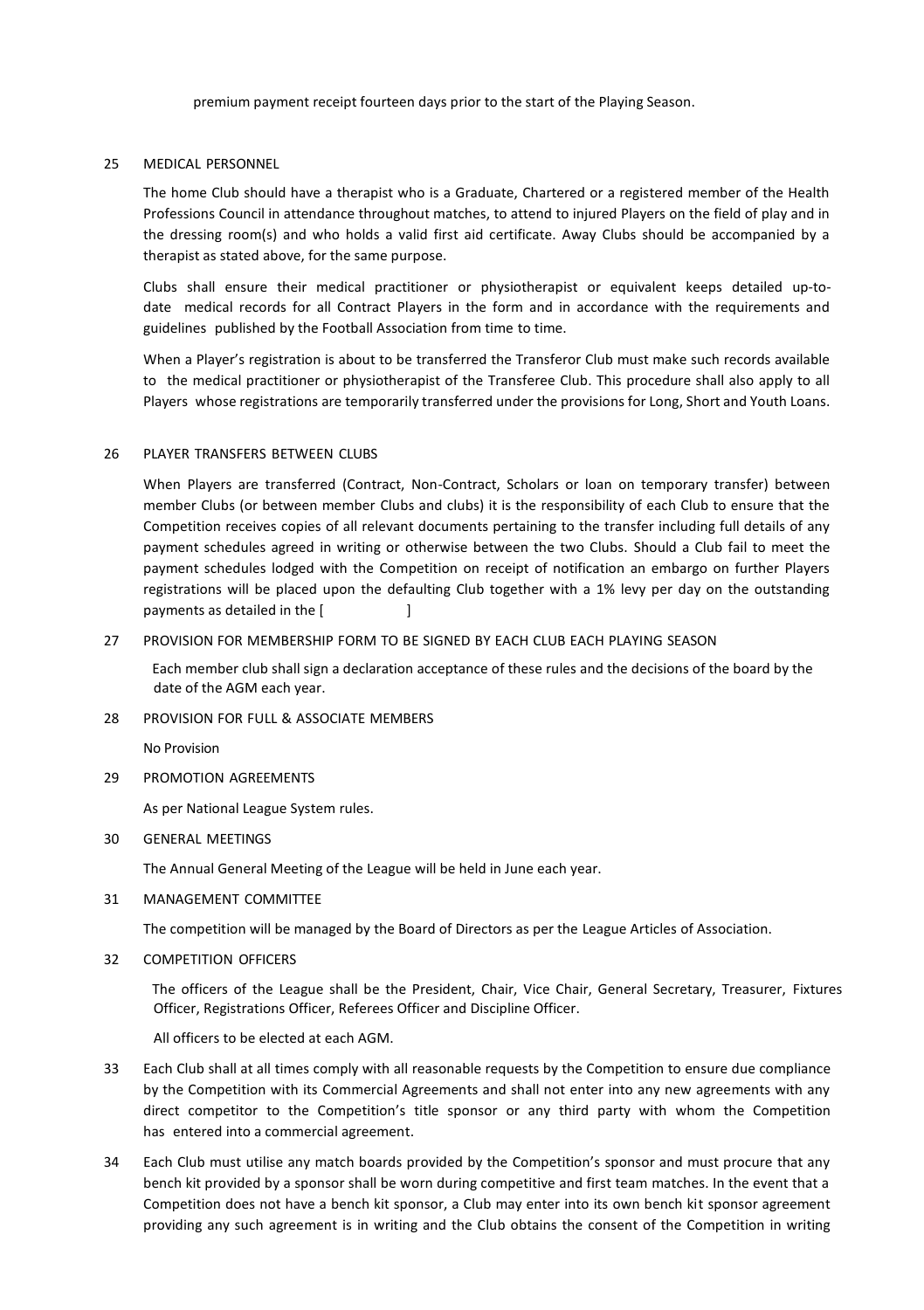premium payment receipt fourteen days prior to the start of the Playing Season.

25 MEDICAL PERSONNEL

The home Club should have a therapist who is a Graduate, Chartered or a registered member of the Health Professions Council in attendance throughout matches, to attend to injured Players on the field of play and in the dressing room(s) and who holds a valid first aid certificate. Away Clubs should be accompanied by a therapist as stated above, for the same purpose.

Clubs shall ensure their medical practitioner or physiotherapist or equivalent keeps detailed up-to-date medical records for all Contract Players in the form and in accordance with the requirements and guidelines published by the Football Association from time to time.

When a Player's registration is about to be transferred the Transferor Club must make such records available to the medical practitioner or physiotherapist of the Transferee Club. This procedure shall also apply to all Players whose registrations are temporarily transferred under the provisions for Long, Short and Youth Loans.

26 PLAYER TRANSFERS BETWEEN CLUBS

When Players are transferred (Contract, Non-Contract, Scholars or loan on temporary transfer) between member Clubs (or between member Clubs and clubs) it is the responsibility of each Club to ensure that the Competition receives copies of all relevant documents pertaining to the transfer including full details of any payment schedules agreed in writing or otherwise between the two Clubs. Should a Club fail to meet the payment schedules lodged with the Competition on receipt of notification an embargo on further Players registrations will be placed upon the defaulting Club together with a 1% levy per day on the outstanding payments as detailed in the [ ]

27 PROVISION FOR MEMBERSHIP FORM TO BE SIGNED BY EACH CLUB EACH PLAYING SEASON

Each member club shall sign a declaration acceptance of these rules and the decisions of the board by the date of the AGM each year.

28 PROVISION FOR FULL & ASSOCIATE MEMBERS

No Provision

29 PROMOTION AGREEMENTS

As per National League System rules.

30 GENERAL MEETINGS

The Annual General Meeting of the League will be held in June each year.

31 MANAGEMENT COMMITTEE

The competition will be managed by the Board of Directors as per the League Articles of Association.

32 COMPETITION OFFICERS

The officers of the League shall be the President, Chair, Vice Chair, General Secretary, Treasurer, Fixtures Officer, Registrations Officer, Referees Officer and Discipline Officer.

All officers to be elected at each AGM.

33 Each Club shall at all times comply with all reasonable requests by the Competition to ensure due compliance by the Competition with its Commercial Agreements and shall not enter into any new agreements with any direct competitor to the Competition's title sponsor or any third party with whom the Competition has entered into a commercial agreement.

34 Each Club must utilise any match boards provided by the Competition's sponsor and must procure that any bench kit provided by a sponsor shall be worn during competitive and first team matches. In the event that a Competition does not have a bench kit sponsor, a Club may enter into its own bench kit sponsor agreement providing any such agreement is in writing and the Club obtains the consent of the Competition in writing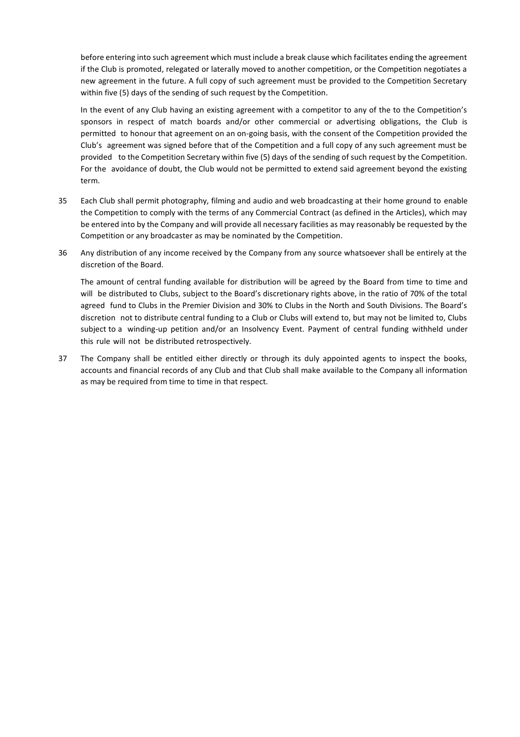before entering into such agreement which must include a break clause which facilitates ending the agreement if the Club is promoted, relegated or laterally moved to another competition, or the Competition negotiates a new agreement in the future. A full copy of such agreement must be provided to the Competition Secretary within five (5) days of the sending of such request by the Competition.

In the event of any Club having an existing agreement with a competitor to any of the to the Competition's sponsors in respect of match boards and/or other commercial or advertising obligations, the Club is permitted to honour that agreement on an on-going basis, with the consent of the Competition provided the Club's agreement was signed before that of the Competition and a full copy of any such agreement must be provided to the Competition Secretary within five (5) days of the sending of such request by the Competition. For the avoidance of doubt, the Club would not be permitted to extend said agreement beyond the existing term.

35 Each Club shall permit photography, filming and audio and web broadcasting at their home ground to enable the Competition to comply with the terms of any Commercial Contract (as defined in the Articles), which may be entered into by the Company and will provide all necessary facilities as may reasonably be requested by the Competition or any broadcaster as may be nominated by the Competition.

36 Any distribution of any income received by the Company from any source whatsoever shall be entirely at the discretion of the Board.

The amount of central funding available for distribution will be agreed by the Board from time to time and will be distributed to Clubs, subject to the Board's discretionary rights above, in the ratio of 70% of the total agreed fund to Clubs in the Premier Division and 30% to Clubs in the North and South Divisions. The Board's discretion not to distribute central funding to a Club or Clubs will extend to, but may not be limited to, Clubs subject to a winding-up petition and/or an Insolvency Event. Payment of central funding withheld under this rule will not be distributed retrospectively.

37 The Company shall be entitled either directly or through its duly appointed agents to inspect the books, accounts and financial records of any Club and that Club shall make available to the Company all information as may be required from time to time in that respect.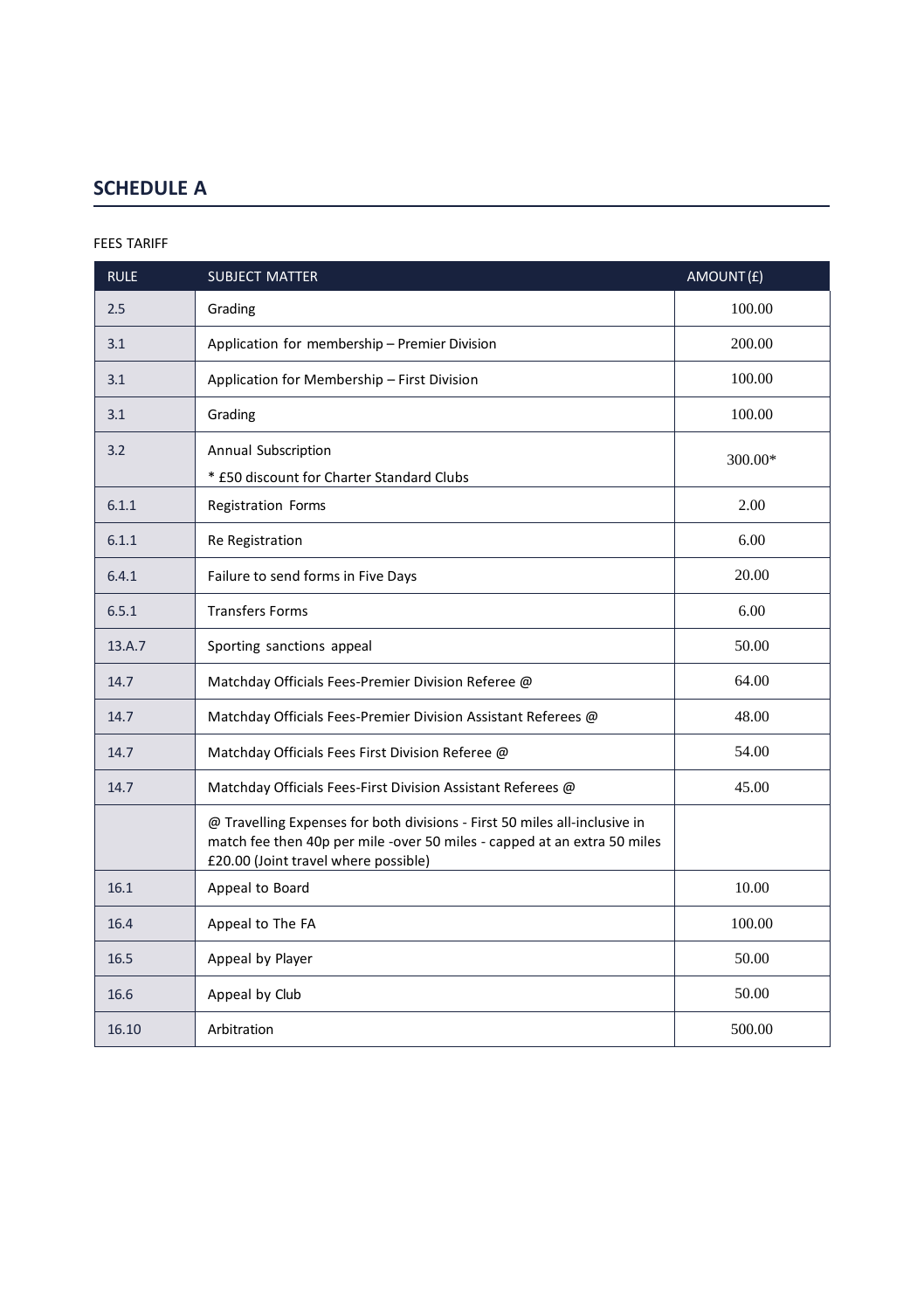## SCHEDULE A

FEES TARIFF

| RULE | SUBJECT MATTER | AMOUNT (£) |
|---|---|---|
| 2.5 | Grading | 100.00 |
| 3.1 | Application for membership – Premier Division | 200.00 |
| 3.1 | Application for Membership – First Division | 100.00 |
| 3.1 | Grading | 100.00 |
| 3.2 | Annual Subscription<br>* £50 discount for Charter Standard Clubs | 300.00* |
| 6.1.1 | Registration Forms | 2.00 |
| 6.1.1 | Re Registration | 6.00 |
| 6.4.1 | Failure to send forms in Five Days | 20.00 |
| 6.5.1 | Transfers Forms | 6.00 |
| 13.A.7 | Sporting sanctions appeal | 50.00 |
| 14.7 | Matchday Officials Fees-Premier Division Referee @ | 64.00 |
| 14.7 | Matchday Officials Fees-Premier Division Assistant Referees @ | 48.00 |
| 14.7 | Matchday Officials Fees First Division Referee @ | 54.00 |
| 14.7 | Matchday Officials Fees-First Division Assistant Referees @ | 45.00 |
| | @ Travelling Expenses for both divisions - First 50 miles all-inclusive in match fee then 40p per mile -over 50 miles - capped at an extra 50 miles £20.00 (Joint travel where possible) | |
| 16.1 | Appeal to Board | 10.00 |
| 16.4 | Appeal to The FA | 100.00 |
| 16.5 | Appeal by Player | 50.00 |
| 16.6 | Appeal by Club | 50.00 |
| 16.10 | Arbitration | 500.00 |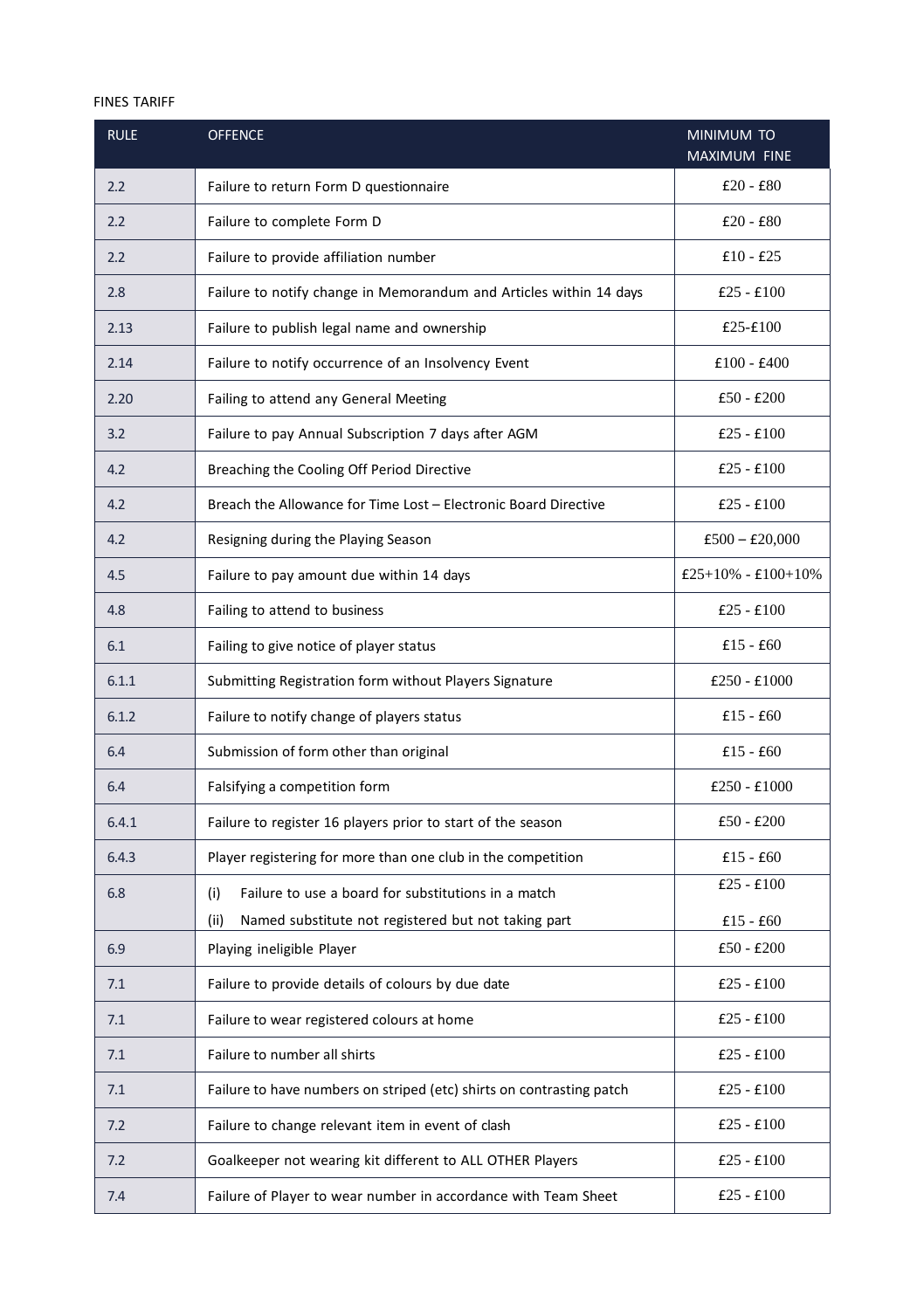FINES TARIFF

| RULE | OFFENCE | MINIMUM TO MAXIMUM FINE |
| --- | --- | --- |
| 2.2 | Failure to return Form D questionnaire | £20 - £80 |
| 2.2 | Failure to complete Form D | £20 - £80 |
| 2.2 | Failure to provide affiliation number | £10 - £25 |
| 2.8 | Failure to notify change in Memorandum and Articles within 14 days | £25 - £100 |
| 2.13 | Failure to publish legal name and ownership | £25-£100 |
| 2.14 | Failure to notify occurrence of an Insolvency Event | £100 - £400 |
| 2.20 | Failing to attend any General Meeting | £50 - £200 |
| 3.2 | Failure to pay Annual Subscription 7 days after AGM | £25 - £100 |
| 4.2 | Breaching the Cooling Off Period Directive | £25 - £100 |
| 4.2 | Breach the Allowance for Time Lost – Electronic Board Directive | £25 - £100 |
| 4.2 | Resigning during the Playing Season | £500 – £20,000 |
| 4.5 | Failure to pay amount due within 14 days | £25+10% - £100+10% |
| 4.8 | Failing to attend to business | £25 - £100 |
| 6.1 | Failing to give notice of player status | £15 - £60 |
| 6.1.1 | Submitting Registration form without Players Signature | £250 - £1000 |
| 6.1.2 | Failure to notify change of players status | £15 - £60 |
| 6.4 | Submission of form other than original | £15 - £60 |
| 6.4 | Falsifying a competition form | £250 - £1000 |
| 6.4.1 | Failure to register 16 players prior to start of the season | £50 - £200 |
| 6.4.3 | Player registering for more than one club in the competition | £15 - £60 |
| 6.8 | (i) Failure to use a board for substitutions in a match<br>(ii) Named substitute not registered but not taking part | £25 - £100<br>£15 - £60 |
| 6.9 | Playing ineligible Player | £50 - £200 |
| 7.1 | Failure to provide details of colours by due date | £25 - £100 |
| 7.1 | Failure to wear registered colours at home | £25 - £100 |
| 7.1 | Failure to number all shirts | £25 - £100 |
| 7.1 | Failure to have numbers on striped (etc) shirts on contrasting patch | £25 - £100 |
| 7.2 | Failure to change relevant item in event of clash | £25 - £100 |
| 7.2 | Goalkeeper not wearing kit different to ALL OTHER Players | £25 - £100 |
| 7.4 | Failure of Player to wear number in accordance with Team Sheet | £25 - £100 |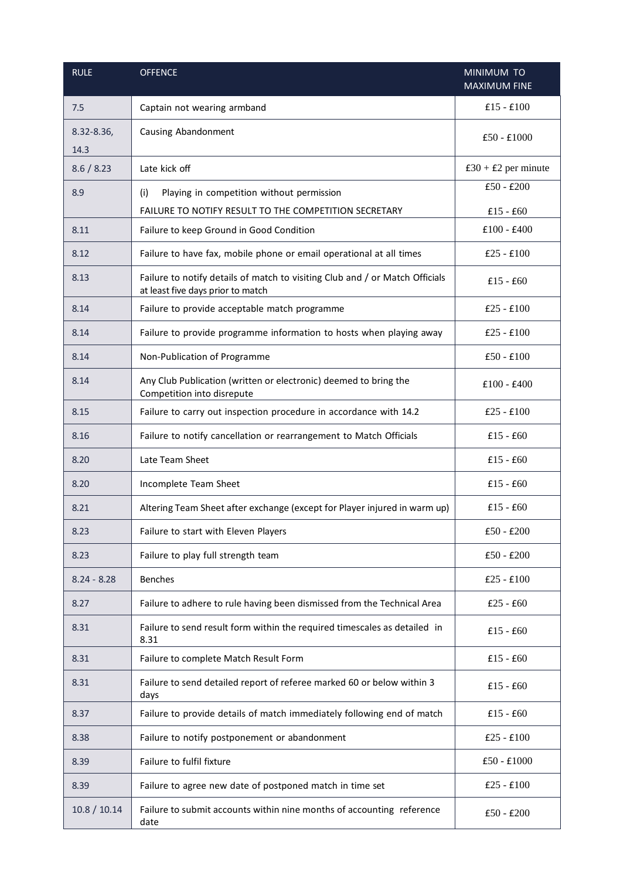| RULE | OFFENCE | MINIMUM TO MAXIMUM FINE |
|---|---|---|
| 7.5 | Captain not wearing armband | £15 - £100 |
| 8.32-8.36, 14.3 | Causing Abandonment | £50 - £1000 |
| 8.6 / 8.23 | Late kick off | £30 + £2 per minute |
| 8.9 | (i) Playing in competition without permission<br>FAILURE TO NOTIFY RESULT TO THE COMPETITION SECRETARY | £50 - £200<br>£15 - £60 |
| 8.11 | Failure to keep Ground in Good Condition | £100 - £400 |
| 8.12 | Failure to have fax, mobile phone or email operational at all times | £25 - £100 |
| 8.13 | Failure to notify details of match to visiting Club and / or Match Officials at least five days prior to match | £15 - £60 |
| 8.14 | Failure to provide acceptable match programme | £25 - £100 |
| 8.14 | Failure to provide programme information to hosts when playing away | £25 - £100 |
| 8.14 | Non-Publication of Programme | £50 - £100 |
| 8.14 | Any Club Publication (written or electronic) deemed to bring the Competition into disrepute | £100 - £400 |
| 8.15 | Failure to carry out inspection procedure in accordance with 14.2 | £25 - £100 |
| 8.16 | Failure to notify cancellation or rearrangement to Match Officials | £15 - £60 |
| 8.20 | Late Team Sheet | £15 - £60 |
| 8.20 | Incomplete Team Sheet | £15 - £60 |
| 8.21 | Altering Team Sheet after exchange (except for Player injured in warm up) | £15 - £60 |
| 8.23 | Failure to start with Eleven Players | £50 - £200 |
| 8.23 | Failure to play full strength team | £50 - £200 |
| 8.24 - 8.28 | Benches | £25 - £100 |
| 8.27 | Failure to adhere to rule having been dismissed from the Technical Area | £25 - £60 |
| 8.31 | Failure to send result form within the required timescales as detailed in 8.31 | £15 - £60 |
| 8.31 | Failure to complete Match Result Form | £15 - £60 |
| 8.31 | Failure to send detailed report of referee marked 60 or below within 3 days | £15 - £60 |
| 8.37 | Failure to provide details of match immediately following end of match | £15 - £60 |
| 8.38 | Failure to notify postponement or abandonment | £25 - £100 |
| 8.39 | Failure to fulfil fixture | £50 - £1000 |
| 8.39 | Failure to agree new date of postponed match in time set | £25 - £100 |
| 10.8 / 10.14 | Failure to submit accounts within nine months of accounting reference date | £50 - £200 |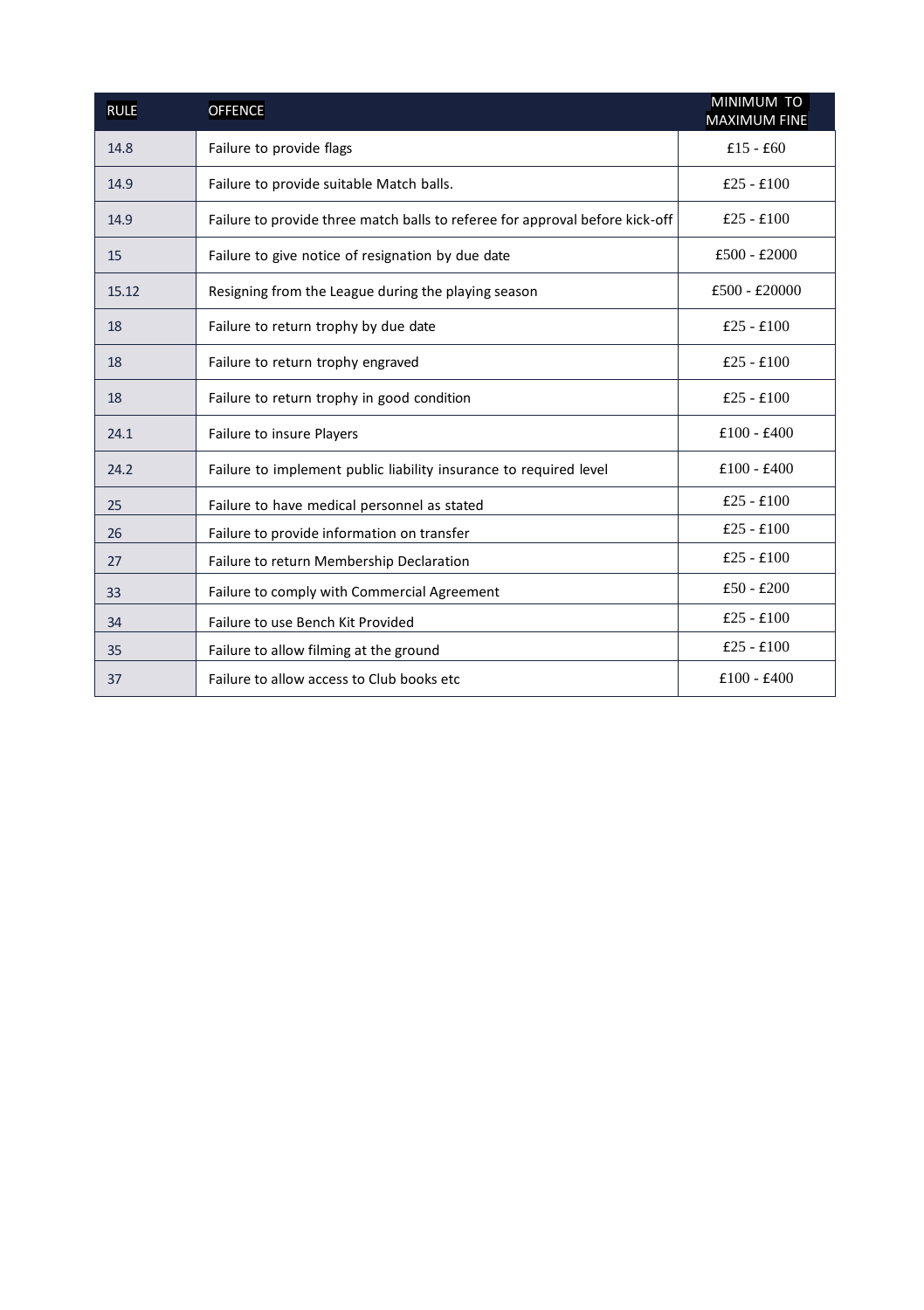| RULE | OFFENCE | MINIMUM TO MAXIMUM FINE |
|---|---|---|
| 14.8 | Failure to provide flags | £15 - £60 |
| 14.9 | Failure to provide suitable Match balls. | £25 - £100 |
| 14.9 | Failure to provide three match balls to referee for approval before kick-off | £25 - £100 |
| 15 | Failure to give notice of resignation by due date | £500 - £2000 |
| 15.12 | Resigning from the League during the playing season | £500 - £20000 |
| 18 | Failure to return trophy by due date | £25 - £100 |
| 18 | Failure to return trophy engraved | £25 - £100 |
| 18 | Failure to return trophy in good condition | £25 - £100 |
| 24.1 | Failure to insure Players | £100 - £400 |
| 24.2 | Failure to implement public liability insurance to required level | £100 - £400 |
| 25 | Failure to have medical personnel as stated | £25 - £100 |
| 26 | Failure to provide information on transfer | £25 - £100 |
| 27 | Failure to return Membership Declaration | £25 - £100 |
| 33 | Failure to comply with Commercial Agreement | £50 - £200 |
| 34 | Failure to use Bench Kit Provided | £25 - £100 |
| 35 | Failure to allow filming at the ground | £25 - £100 |
| 37 | Failure to allow access to Club books etc | £100 - £400 |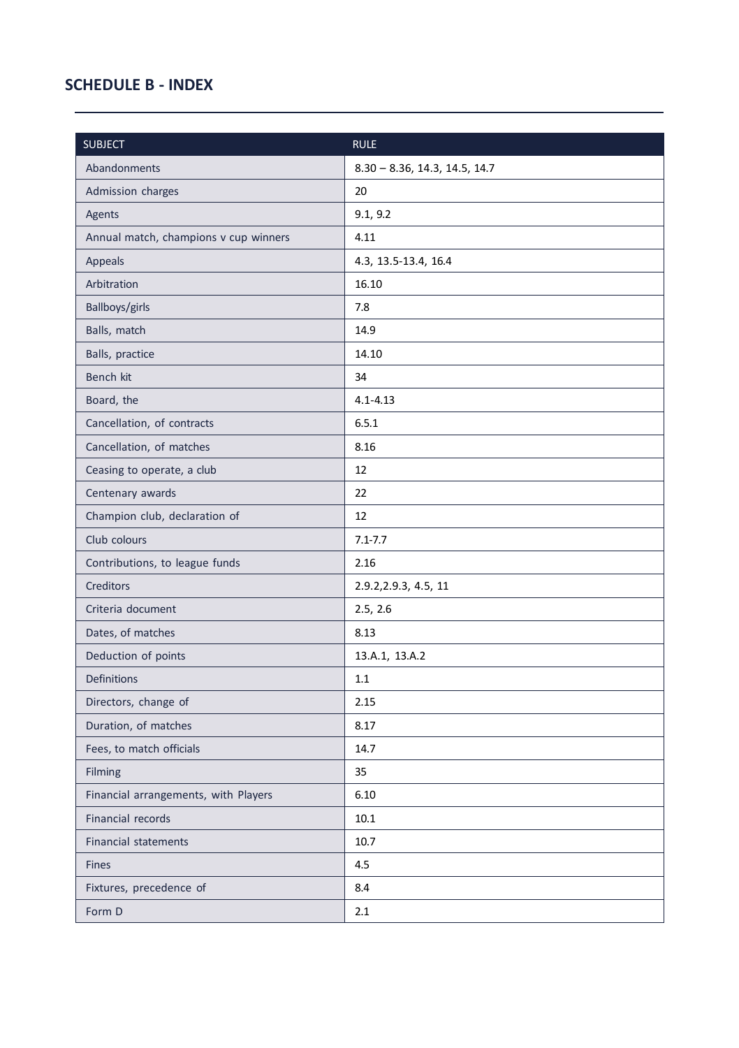## SCHEDULE B - INDEX

| SUBJECT | RULE |
| --- | --- |
| Abandonments | 8.30 – 8.36, 14.3, 14.5, 14.7 |
| Admission charges | 20 |
| Agents | 9.1, 9.2 |
| Annual match, champions v cup winners | 4.11 |
| Appeals | 4.3, 13.5-13.4, 16.4 |
| Arbitration | 16.10 |
| Ballboys/girls | 7.8 |
| Balls, match | 14.9 |
| Balls, practice | 14.10 |
| Bench kit | 34 |
| Board, the | 4.1-4.13 |
| Cancellation, of contracts | 6.5.1 |
| Cancellation, of matches | 8.16 |
| Ceasing to operate, a club | 12 |
| Centenary awards | 22 |
| Champion club, declaration of | 12 |
| Club colours | 7.1-7.7 |
| Contributions, to league funds | 2.16 |
| Creditors | 2.9.2,2.9.3, 4.5, 11 |
| Criteria document | 2.5, 2.6 |
| Dates, of matches | 8.13 |
| Deduction of points | 13.A.1, 13.A.2 |
| Definitions | 1.1 |
| Directors, change of | 2.15 |
| Duration, of matches | 8.17 |
| Fees, to match officials | 14.7 |
| Filming | 35 |
| Financial arrangements, with Players | 6.10 |
| Financial records | 10.1 |
| Financial statements | 10.7 |
| Fines | 4.5 |
| Fixtures, precedence of | 8.4 |
| Form D | 2.1 |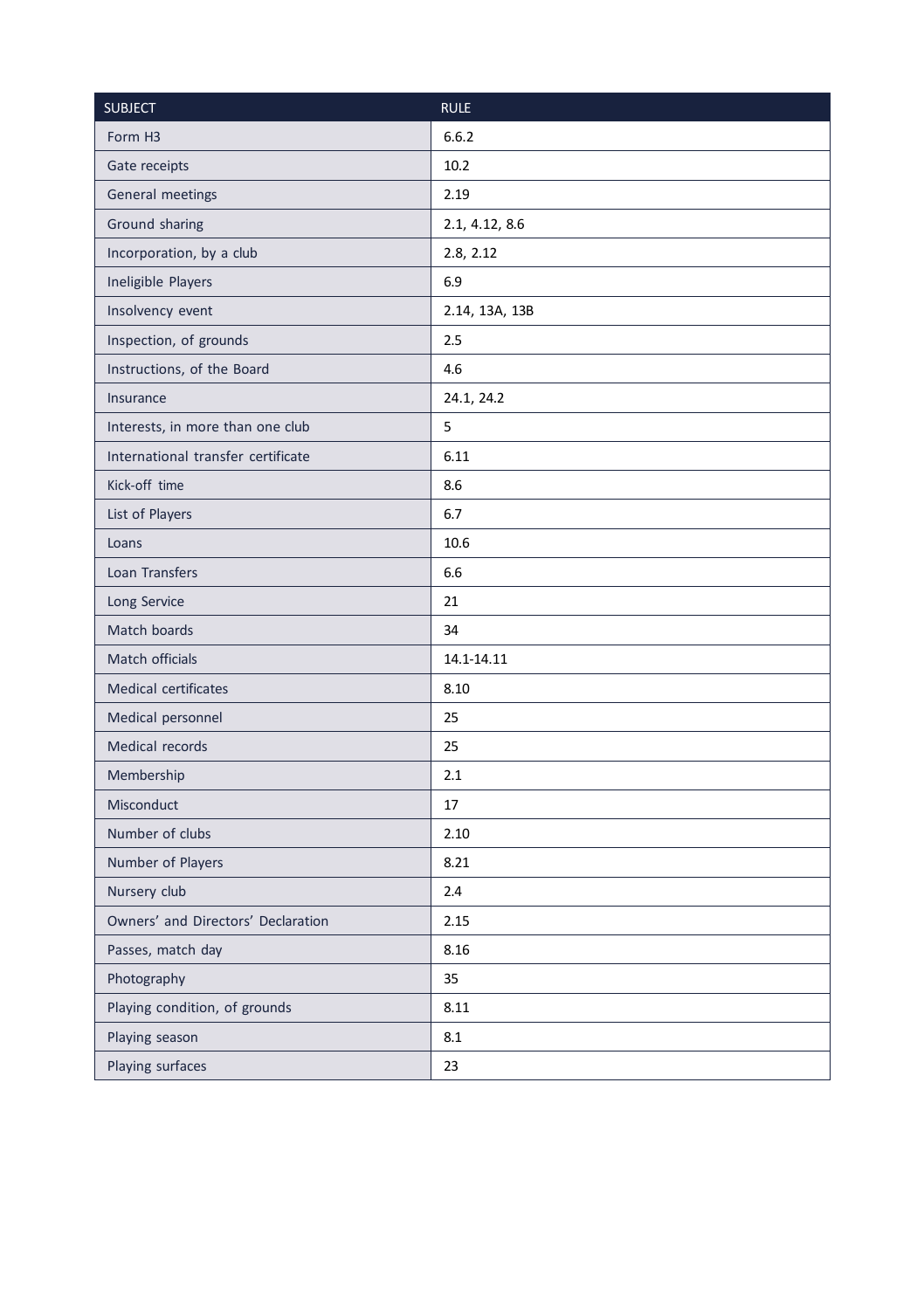| SUBJECT | RULE |
|---|---|
| Form H3 | 6.6.2 |
| Gate receipts | 10.2 |
| General meetings | 2.19 |
| Ground sharing | 2.1, 4.12, 8.6 |
| Incorporation, by a club | 2.8, 2.12 |
| Ineligible Players | 6.9 |
| Insolvency event | 2.14, 13A, 13B |
| Inspection, of grounds | 2.5 |
| Instructions, of the Board | 4.6 |
| Insurance | 24.1, 24.2 |
| Interests, in more than one club | 5 |
| International transfer certificate | 6.11 |
| Kick-off time | 8.6 |
| List of Players | 6.7 |
| Loans | 10.6 |
| Loan Transfers | 6.6 |
| Long Service | 21 |
| Match boards | 34 |
| Match officials | 14.1-14.11 |
| Medical certificates | 8.10 |
| Medical personnel | 25 |
| Medical records | 25 |
| Membership | 2.1 |
| Misconduct | 17 |
| Number of clubs | 2.10 |
| Number of Players | 8.21 |
| Nursery club | 2.4 |
| Owners' and Directors' Declaration | 2.15 |
| Passes, match day | 8.16 |
| Photography | 35 |
| Playing condition, of grounds | 8.11 |
| Playing season | 8.1 |
| Playing surfaces | 23 |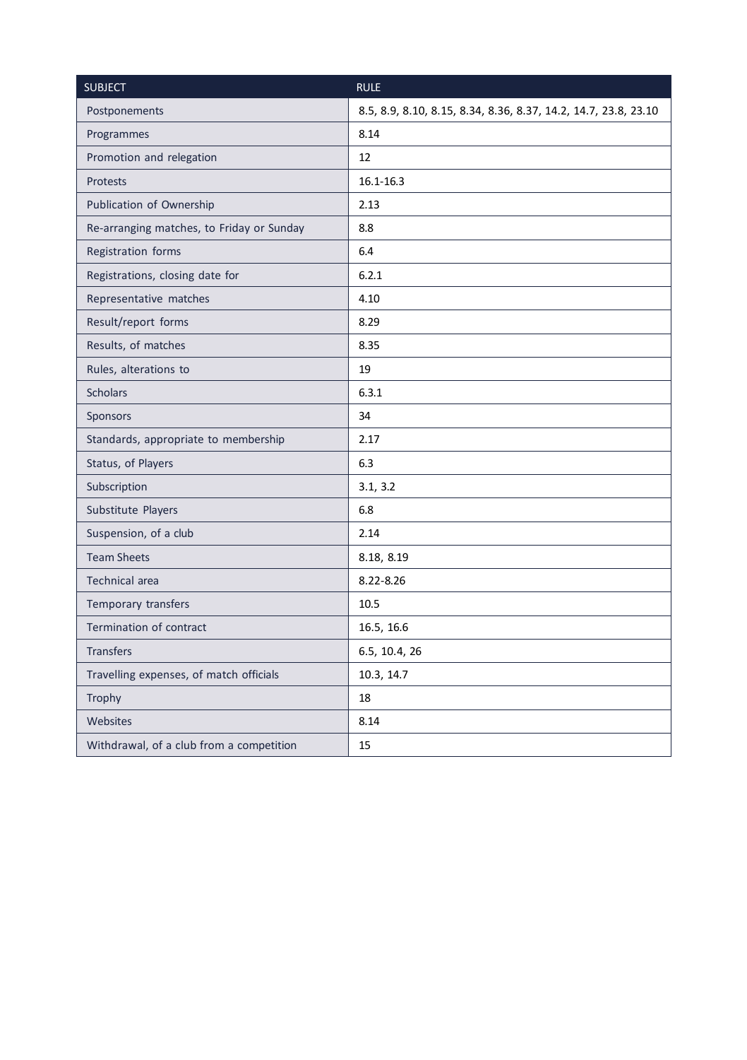| SUBJECT | RULE |
| --- | --- |
| Postponements | 8.5, 8.9, 8.10, 8.15, 8.34, 8.36, 8.37, 14.2, 14.7, 23.8, 23.10 |
| Programmes | 8.14 |
| Promotion and relegation | 12 |
| Protests | 16.1-16.3 |
| Publication of Ownership | 2.13 |
| Re-arranging matches, to Friday or Sunday | 8.8 |
| Registration forms | 6.4 |
| Registrations, closing date for | 6.2.1 |
| Representative matches | 4.10 |
| Result/report forms | 8.29 |
| Results, of matches | 8.35 |
| Rules, alterations to | 19 |
| Scholars | 6.3.1 |
| Sponsors | 34 |
| Standards, appropriate to membership | 2.17 |
| Status, of Players | 6.3 |
| Subscription | 3.1, 3.2 |
| Substitute Players | 6.8 |
| Suspension, of a club | 2.14 |
| Team Sheets | 8.18, 8.19 |
| Technical area | 8.22-8.26 |
| Temporary transfers | 10.5 |
| Termination of contract | 16.5, 16.6 |
| Transfers | 6.5, 10.4, 26 |
| Travelling expenses, of match officials | 10.3, 14.7 |
| Trophy | 18 |
| Websites | 8.14 |
| Withdrawal, of a club from a competition | 15 |